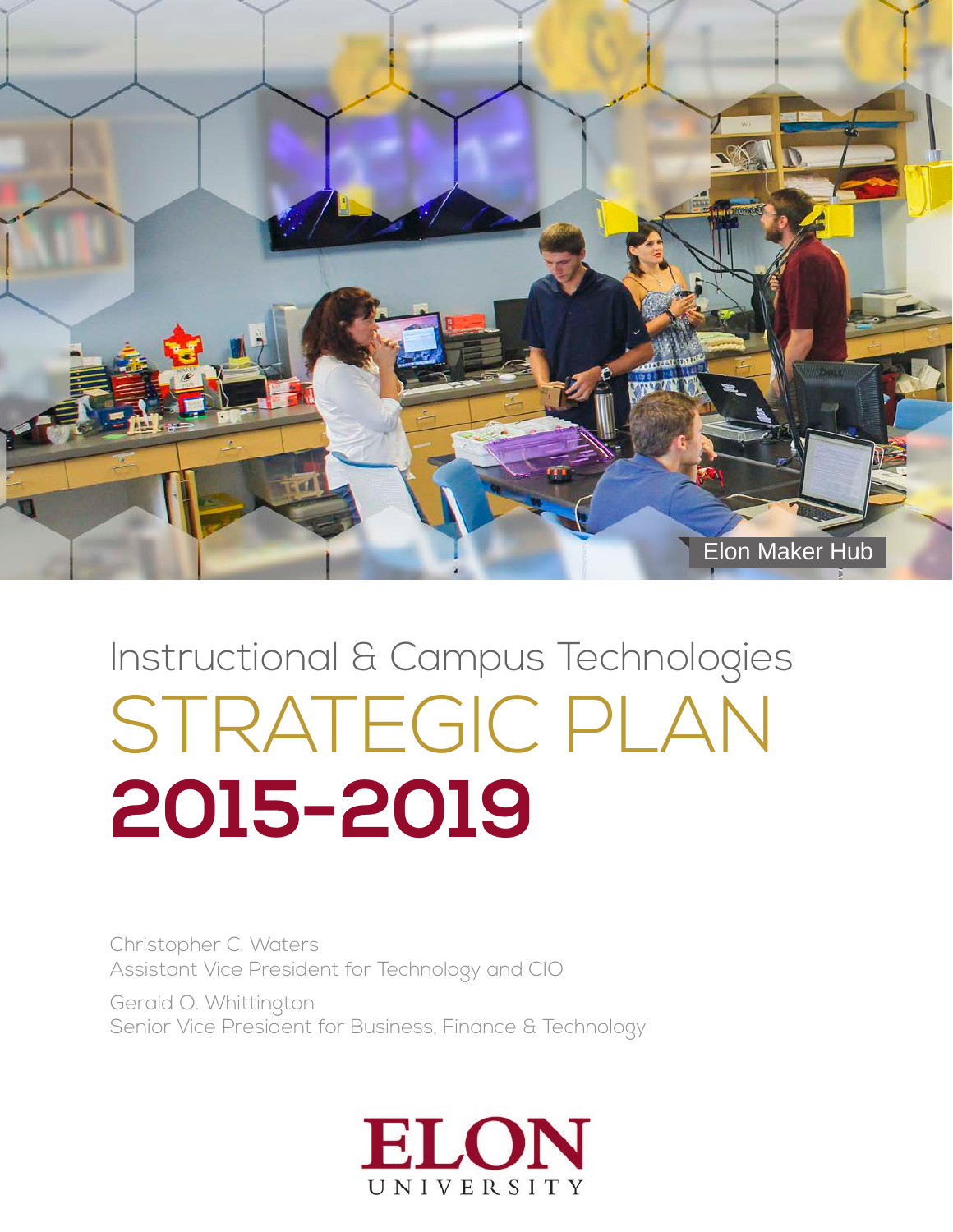Elon Maker Hub

Instructional & Campus Technologies

# STRATEGIC PLAN 2015-2019

Christopher C. Waters
Assistant Vice President for Technology and CIO

Gerald O. Whittington
Senior Vice President for Business, Finance & Technology

ELON UNIVERSITY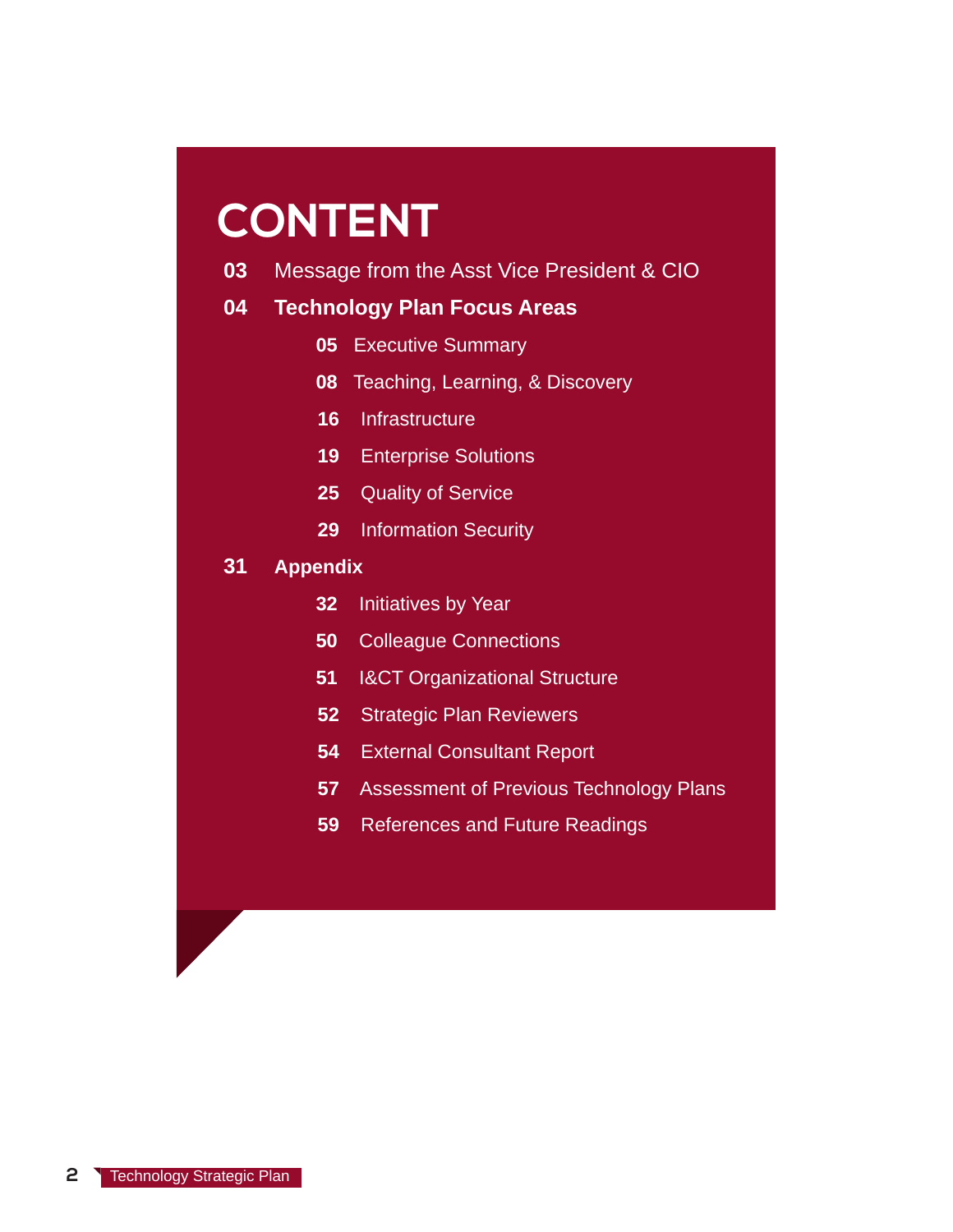# CONTENT

**03** Message from the Asst Vice President & CIO

**04 Technology Plan Focus Areas**

- **05** Executive Summary
- **08** Teaching, Learning, & Discovery
- **16** Infrastructure
- **19** Enterprise Solutions
- **25** Quality of Service
- **29** Information Security

**31 Appendix**

- **32** Initiatives by Year
- **50** Colleague Connections
- **51** I&CT Organizational Structure
- **52** Strategic Plan Reviewers
- **54** External Consultant Report
- **57** Assessment of Previous Technology Plans
- **59** References and Future Readings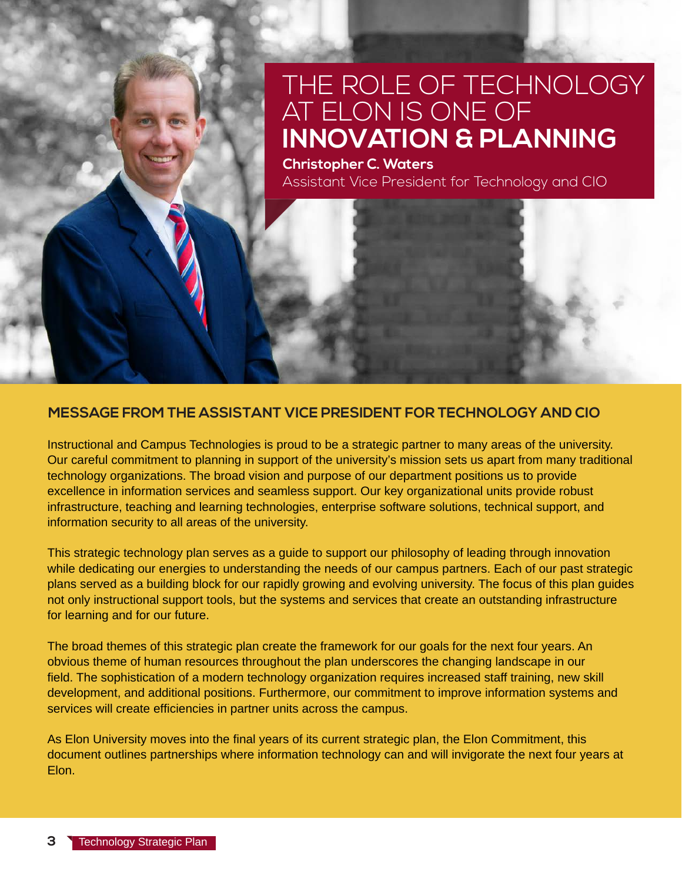# THE ROLE OF TECHNOLOGY AT ELON IS ONE OF **INNOVATION & PLANNING**

**Christopher C. Waters**
Assistant Vice President for Technology and CIO

## MESSAGE FROM THE ASSISTANT VICE PRESIDENT FOR TECHNOLOGY AND CIO

Instructional and Campus Technologies is proud to be a strategic partner to many areas of the university. Our careful commitment to planning in support of the university's mission sets us apart from many traditional technology organizations. The broad vision and purpose of our department positions us to provide excellence in information services and seamless support. Our key organizational units provide robust infrastructure, teaching and learning technologies, enterprise software solutions, technical support, and information security to all areas of the university.

This strategic technology plan serves as a guide to support our philosophy of leading through innovation while dedicating our energies to understanding the needs of our campus partners. Each of our past strategic plans served as a building block for our rapidly growing and evolving university. The focus of this plan guides not only instructional support tools, but the systems and services that create an outstanding infrastructure for learning and for our future.

The broad themes of this strategic plan create the framework for our goals for the next four years. An obvious theme of human resources throughout the plan underscores the changing landscape in our field. The sophistication of a modern technology organization requires increased staff training, new skill development, and additional positions. Furthermore, our commitment to improve information systems and services will create efficiencies in partner units across the campus.

As Elon University moves into the final years of its current strategic plan, the Elon Commitment, this document outlines partnerships where information technology can and will invigorate the next four years at Elon.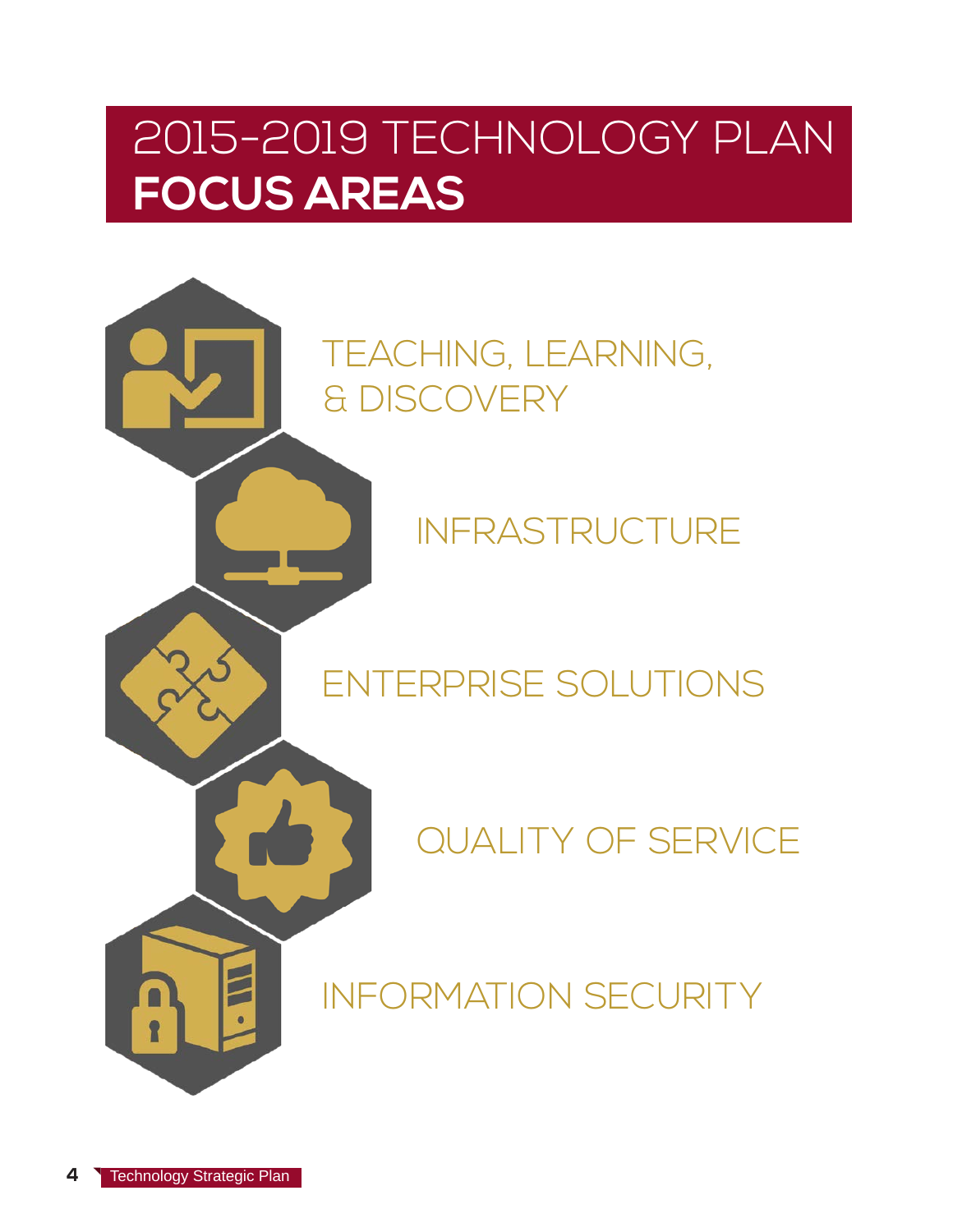# 2015-2019 TECHNOLOGY PLAN **FOCUS AREAS**

TEACHING, LEARNING, & DISCOVERY

INFRASTRUCTURE

ENTERPRISE SOLUTIONS

QUALITY OF SERVICE

INFORMATION SECURITY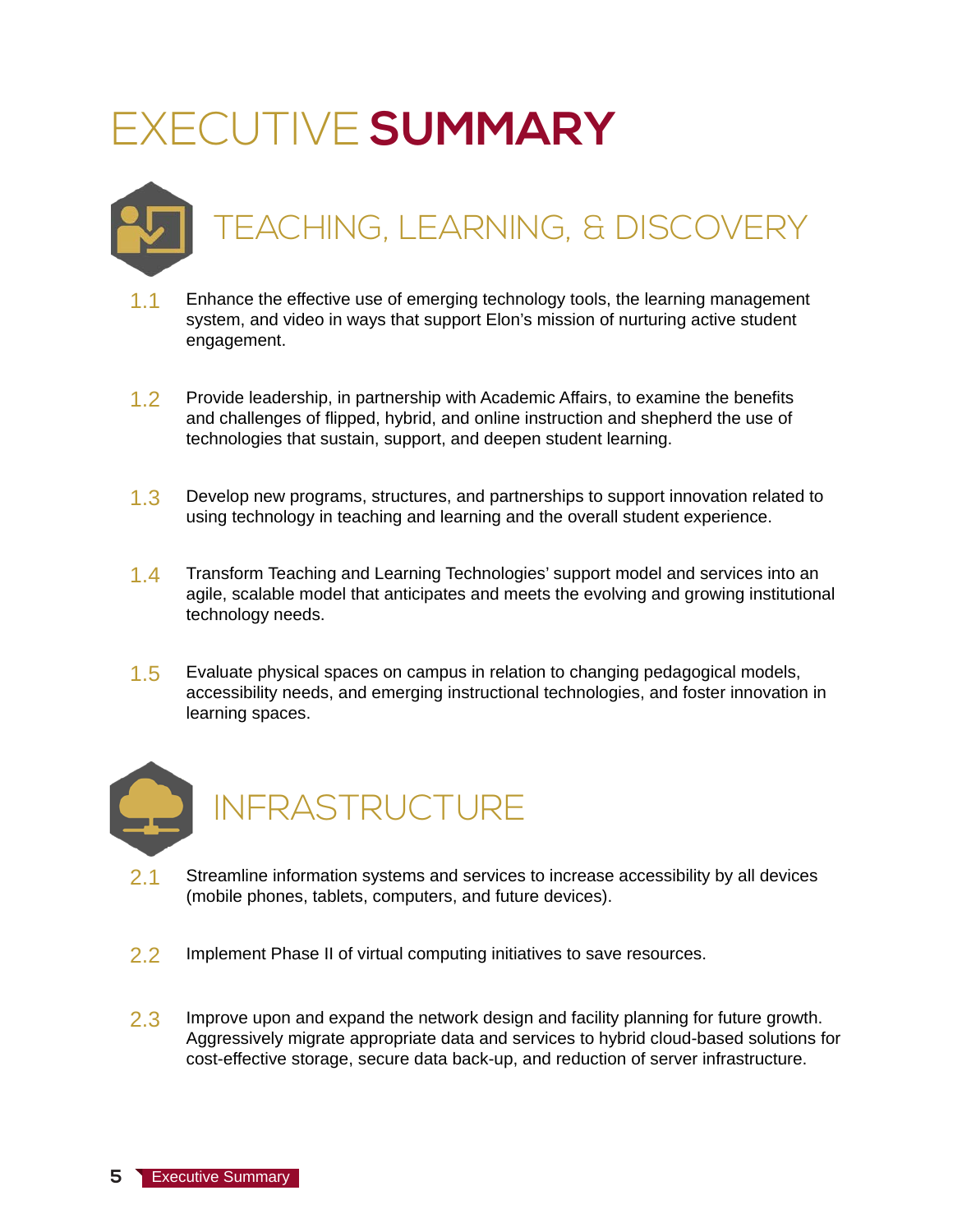# EXECUTIVE SUMMARY

## TEACHING, LEARNING, & DISCOVERY

1.1 Enhance the effective use of emerging technology tools, the learning management system, and video in ways that support Elon's mission of nurturing active student engagement.

1.2 Provide leadership, in partnership with Academic Affairs, to examine the benefits and challenges of flipped, hybrid, and online instruction and shepherd the use of technologies that sustain, support, and deepen student learning.

1.3 Develop new programs, structures, and partnerships to support innovation related to using technology in teaching and learning and the overall student experience.

1.4 Transform Teaching and Learning Technologies' support model and services into an agile, scalable model that anticipates and meets the evolving and growing institutional technology needs.

1.5 Evaluate physical spaces on campus in relation to changing pedagogical models, accessibility needs, and emerging instructional technologies, and foster innovation in learning spaces.

## INFRASTRUCTURE

2.1 Streamline information systems and services to increase accessibility by all devices (mobile phones, tablets, computers, and future devices).

2.2 Implement Phase II of virtual computing initiatives to save resources.

2.3 Improve upon and expand the network design and facility planning for future growth. Aggressively migrate appropriate data and services to hybrid cloud-based solutions for cost-effective storage, secure data back-up, and reduction of server infrastructure.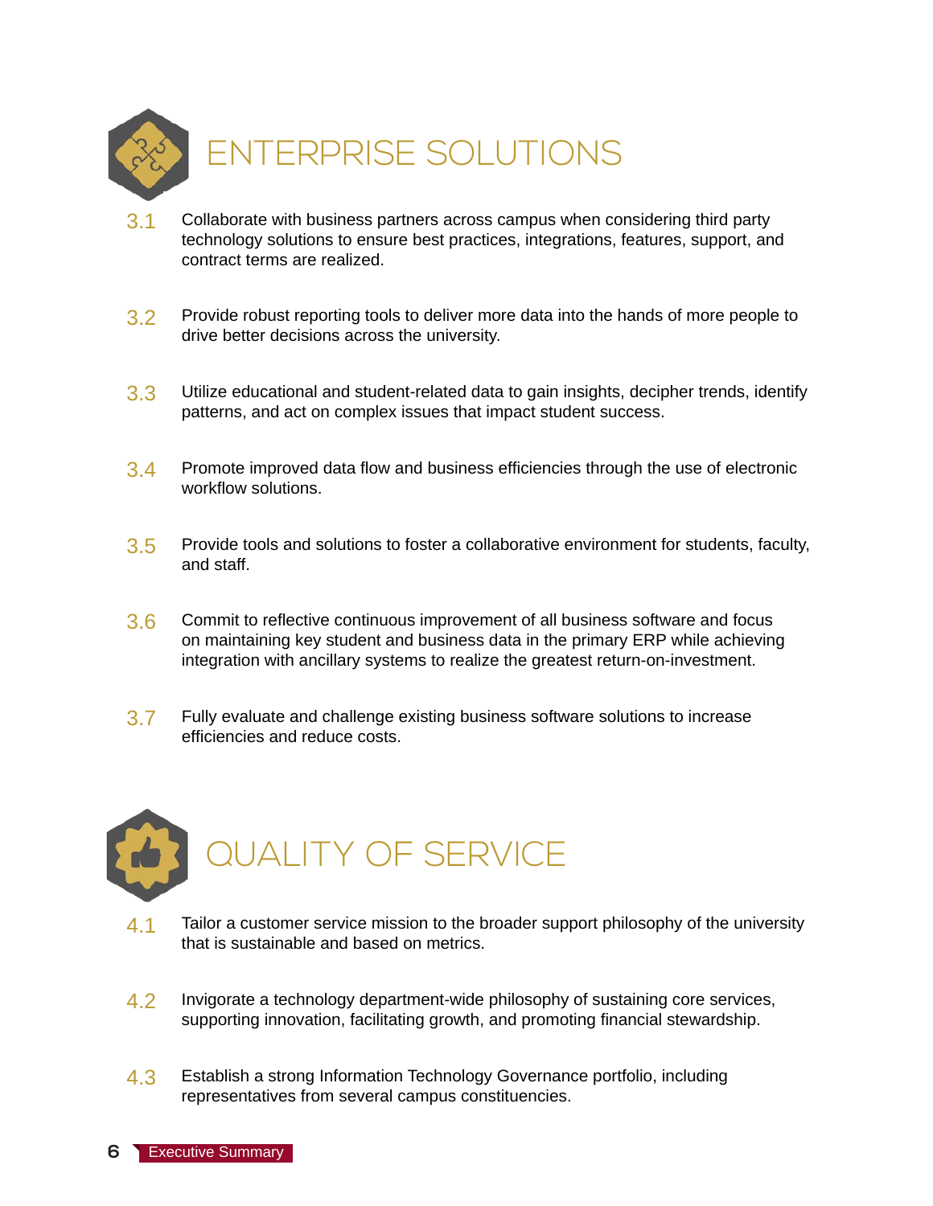# ENTERPRISE SOLUTIONS

3.1 Collaborate with business partners across campus when considering third party technology solutions to ensure best practices, integrations, features, support, and contract terms are realized.

3.2 Provide robust reporting tools to deliver more data into the hands of more people to drive better decisions across the university.

3.3 Utilize educational and student-related data to gain insights, decipher trends, identify patterns, and act on complex issues that impact student success.

3.4 Promote improved data flow and business efficiencies through the use of electronic workflow solutions.

3.5 Provide tools and solutions to foster a collaborative environment for students, faculty, and staff.

3.6 Commit to reflective continuous improvement of all business software and focus on maintaining key student and business data in the primary ERP while achieving integration with ancillary systems to realize the greatest return-on-investment.

3.7 Fully evaluate and challenge existing business software solutions to increase efficiencies and reduce costs.

# QUALITY OF SERVICE

4.1 Tailor a customer service mission to the broader support philosophy of the university that is sustainable and based on metrics.

4.2 Invigorate a technology department-wide philosophy of sustaining core services, supporting innovation, facilitating growth, and promoting financial stewardship.

4.3 Establish a strong Information Technology Governance portfolio, including representatives from several campus constituencies.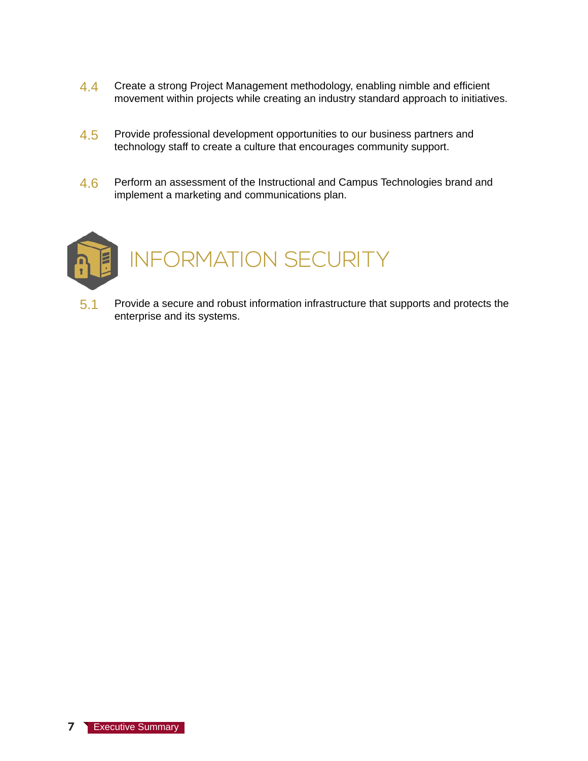4.4 Create a strong Project Management methodology, enabling nimble and efficient movement within projects while creating an industry standard approach to initiatives.

4.5 Provide professional development opportunities to our business partners and technology staff to create a culture that encourages community support.

4.6 Perform an assessment of the Instructional and Campus Technologies brand and implement a marketing and communications plan.

## INFORMATION SECURITY

5.1 Provide a secure and robust information infrastructure that supports and protects the enterprise and its systems.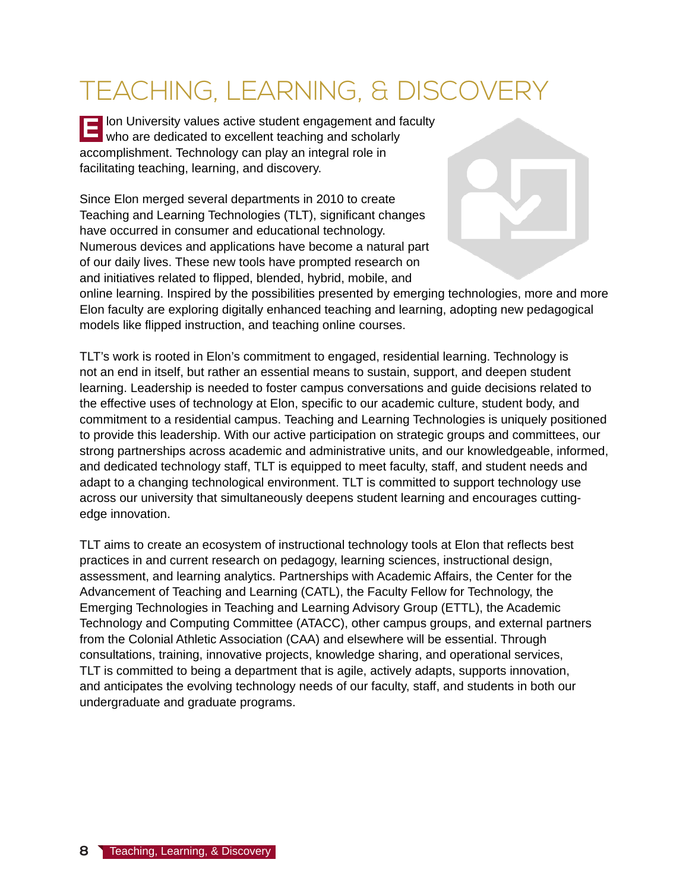# TEACHING, LEARNING, & DISCOVERY

Elon University values active student engagement and faculty who are dedicated to excellent teaching and scholarly accomplishment. Technology can play an integral role in facilitating teaching, learning, and discovery.

Since Elon merged several departments in 2010 to create Teaching and Learning Technologies (TLT), significant changes have occurred in consumer and educational technology. Numerous devices and applications have become a natural part of our daily lives. These new tools have prompted research on and initiatives related to flipped, blended, hybrid, mobile, and online learning. Inspired by the possibilities presented by emerging technologies, more and more Elon faculty are exploring digitally enhanced teaching and learning, adopting new pedagogical models like flipped instruction, and teaching online courses.

TLT's work is rooted in Elon's commitment to engaged, residential learning. Technology is not an end in itself, but rather an essential means to sustain, support, and deepen student learning. Leadership is needed to foster campus conversations and guide decisions related to the effective uses of technology at Elon, specific to our academic culture, student body, and commitment to a residential campus. Teaching and Learning Technologies is uniquely positioned to provide this leadership. With our active participation on strategic groups and committees, our strong partnerships across academic and administrative units, and our knowledgeable, informed, and dedicated technology staff, TLT is equipped to meet faculty, staff, and student needs and adapt to a changing technological environment. TLT is committed to support technology use across our university that simultaneously deepens student learning and encourages cutting-edge innovation.

TLT aims to create an ecosystem of instructional technology tools at Elon that reflects best practices in and current research on pedagogy, learning sciences, instructional design, assessment, and learning analytics. Partnerships with Academic Affairs, the Center for the Advancement of Teaching and Learning (CATL), the Faculty Fellow for Technology, the Emerging Technologies in Teaching and Learning Advisory Group (ETTL), the Academic Technology and Computing Committee (ATACC), other campus groups, and external partners from the Colonial Athletic Association (CAA) and elsewhere will be essential. Through consultations, training, innovative projects, knowledge sharing, and operational services, TLT is committed to being a department that is agile, actively adapts, supports innovation, and anticipates the evolving technology needs of our faculty, staff, and students in both our undergraduate and graduate programs.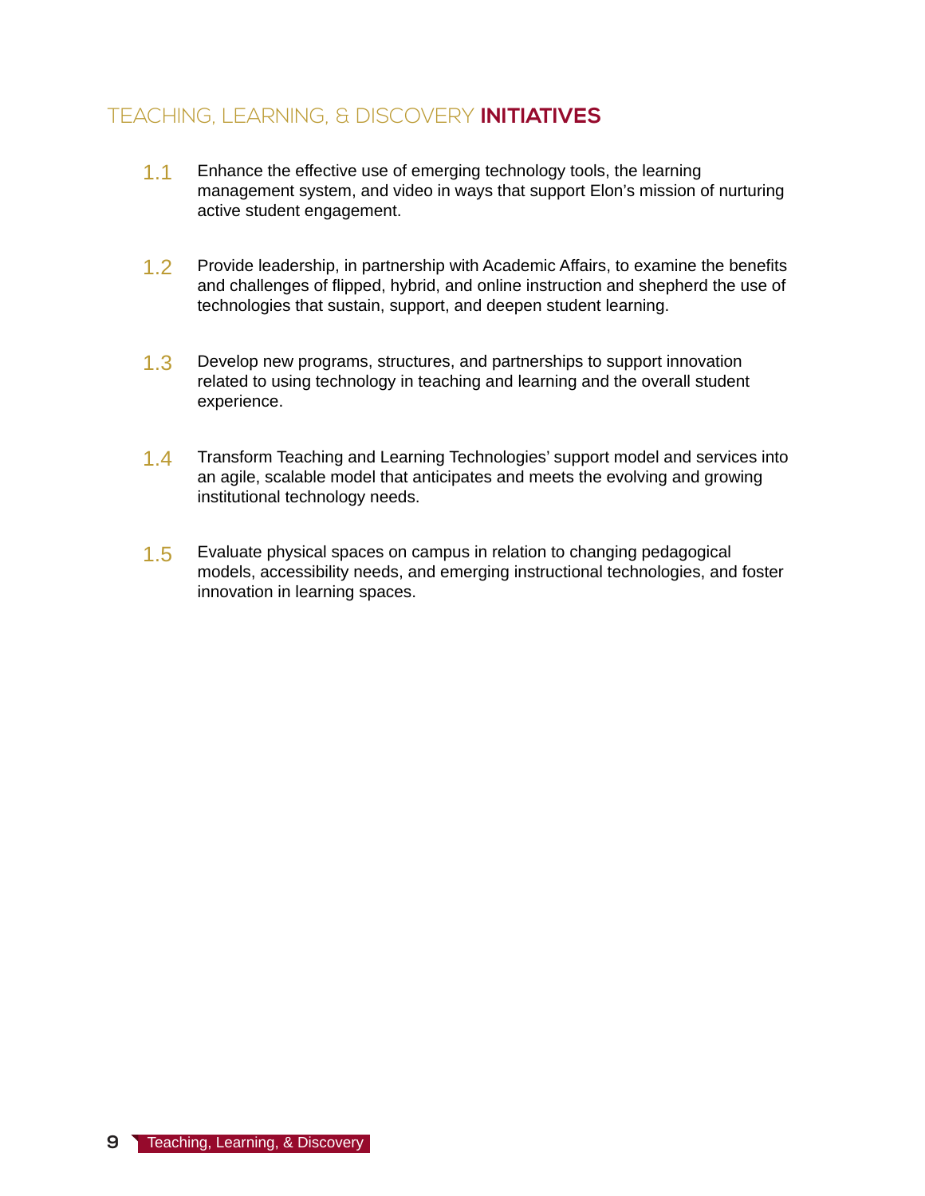## TEACHING, LEARNING, & DISCOVERY **INITIATIVES**

1.1 Enhance the effective use of emerging technology tools, the learning management system, and video in ways that support Elon's mission of nurturing active student engagement.

1.2 Provide leadership, in partnership with Academic Affairs, to examine the benefits and challenges of flipped, hybrid, and online instruction and shepherd the use of technologies that sustain, support, and deepen student learning.

1.3 Develop new programs, structures, and partnerships to support innovation related to using technology in teaching and learning and the overall student experience.

1.4 Transform Teaching and Learning Technologies' support model and services into an agile, scalable model that anticipates and meets the evolving and growing institutional technology needs.

1.5 Evaluate physical spaces on campus in relation to changing pedagogical models, accessibility needs, and emerging instructional technologies, and foster innovation in learning spaces.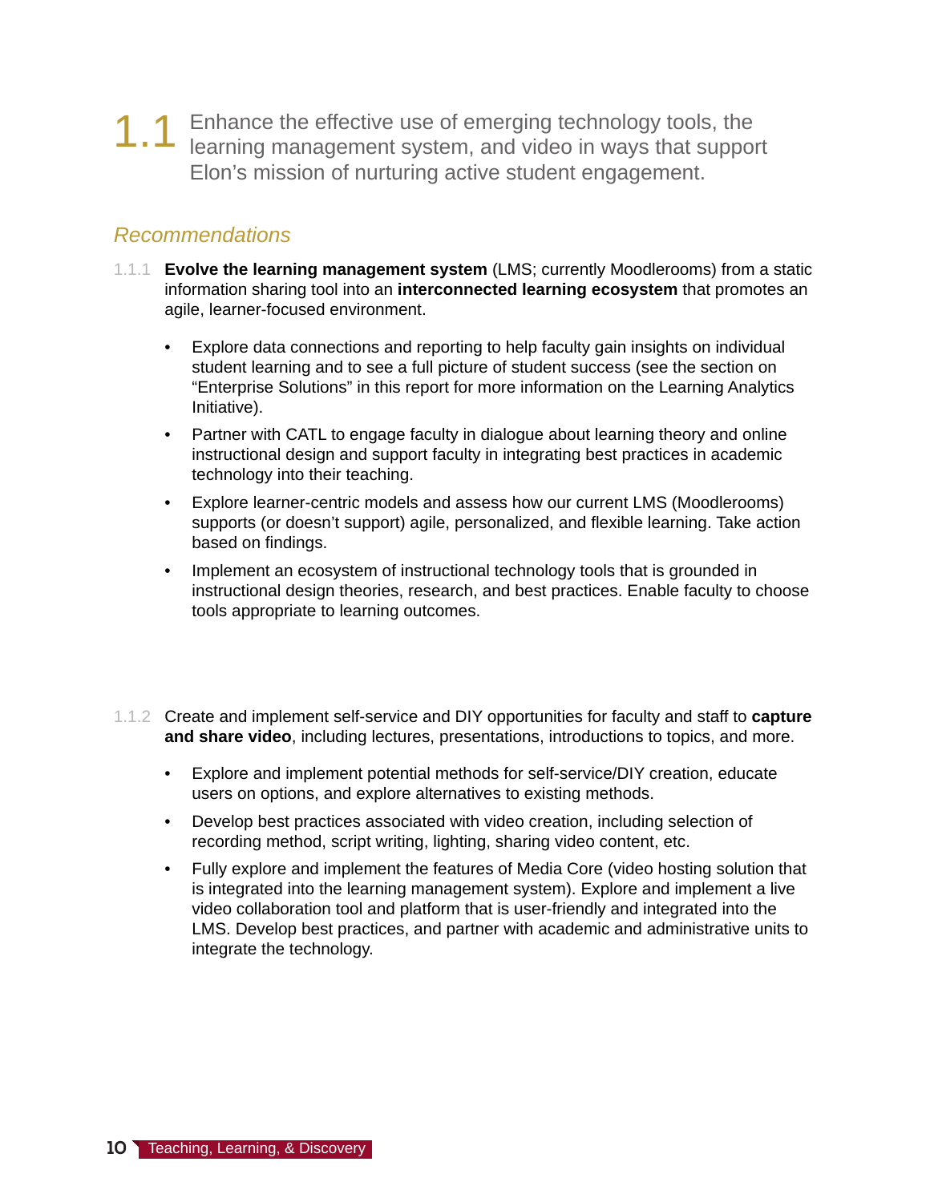## 1.1 Enhance the effective use of emerging technology tools, the learning management system, and video in ways that support Elon's mission of nurturing active student engagement.

### *Recommendations*

1.1.1 **Evolve the learning management system** (LMS; currently Moodlerooms) from a static information sharing tool into an **interconnected learning ecosystem** that promotes an agile, learner-focused environment.

- Explore data connections and reporting to help faculty gain insights on individual student learning and to see a full picture of student success (see the section on "Enterprise Solutions" in this report for more information on the Learning Analytics Initiative).
- Partner with CATL to engage faculty in dialogue about learning theory and online instructional design and support faculty in integrating best practices in academic technology into their teaching.
- Explore learner-centric models and assess how our current LMS (Moodlerooms) supports (or doesn't support) agile, personalized, and flexible learning. Take action based on findings.
- Implement an ecosystem of instructional technology tools that is grounded in instructional design theories, research, and best practices. Enable faculty to choose tools appropriate to learning outcomes.

1.1.2 Create and implement self-service and DIY opportunities for faculty and staff to **capture and share video**, including lectures, presentations, introductions to topics, and more.

- Explore and implement potential methods for self-service/DIY creation, educate users on options, and explore alternatives to existing methods.
- Develop best practices associated with video creation, including selection of recording method, script writing, lighting, sharing video content, etc.
- Fully explore and implement the features of Media Core (video hosting solution that is integrated into the learning management system). Explore and implement a live video collaboration tool and platform that is user-friendly and integrated into the LMS. Develop best practices, and partner with academic and administrative units to integrate the technology.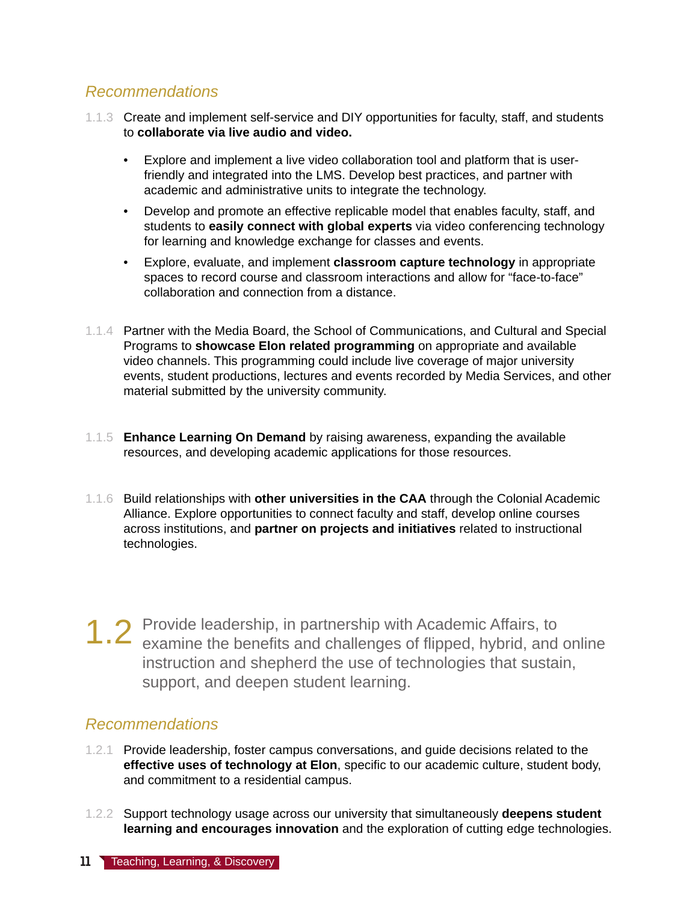### *Recommendations*

1.1.3 Create and implement self-service and DIY opportunities for faculty, staff, and students to **collaborate via live audio and video.**

- Explore and implement a live video collaboration tool and platform that is user-friendly and integrated into the LMS. Develop best practices, and partner with academic and administrative units to integrate the technology.
- Develop and promote an effective replicable model that enables faculty, staff, and students to **easily connect with global experts** via video conferencing technology for learning and knowledge exchange for classes and events.
- Explore, evaluate, and implement **classroom capture technology** in appropriate spaces to record course and classroom interactions and allow for "face-to-face" collaboration and connection from a distance.

1.1.4 Partner with the Media Board, the School of Communications, and Cultural and Special Programs to **showcase Elon related programming** on appropriate and available video channels. This programming could include live coverage of major university events, student productions, lectures and events recorded by Media Services, and other material submitted by the university community.

1.1.5 **Enhance Learning On Demand** by raising awareness, expanding the available resources, and developing academic applications for those resources.

1.1.6 Build relationships with **other universities in the CAA** through the Colonial Academic Alliance. Explore opportunities to connect faculty and staff, develop online courses across institutions, and **partner on projects and initiatives** related to instructional technologies.

## 1.2 Provide leadership, in partnership with Academic Affairs, to examine the benefits and challenges of flipped, hybrid, and online instruction and shepherd the use of technologies that sustain, support, and deepen student learning.

### *Recommendations*

1.2.1 Provide leadership, foster campus conversations, and guide decisions related to the **effective uses of technology at Elon**, specific to our academic culture, student body, and commitment to a residential campus.

1.2.2 Support technology usage across our university that simultaneously **deepens student learning and encourages innovation** and the exploration of cutting edge technologies.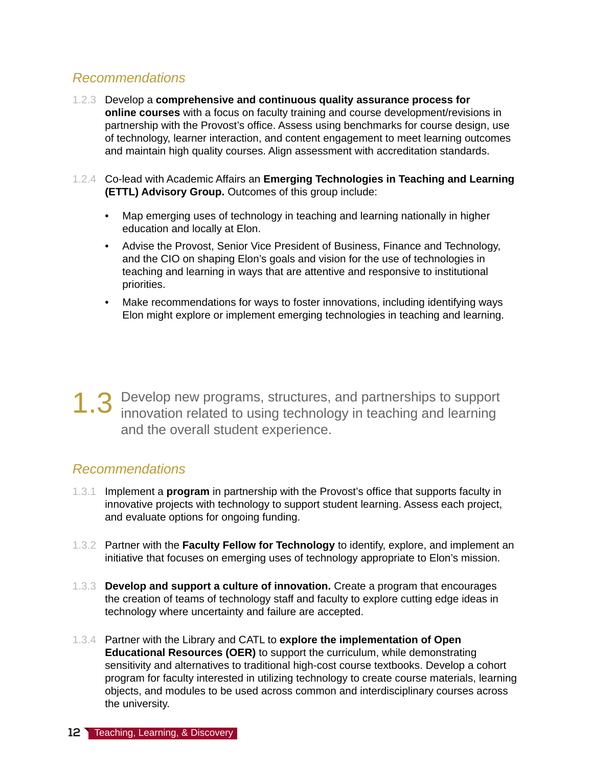### *Recommendations*

1.2.3 Develop a **comprehensive and continuous quality assurance process for online courses** with a focus on faculty training and course development/revisions in partnership with the Provost's office. Assess using benchmarks for course design, use of technology, learner interaction, and content engagement to meet learning outcomes and maintain high quality courses. Align assessment with accreditation standards.

1.2.4 Co-lead with Academic Affairs an **Emerging Technologies in Teaching and Learning (ETTL) Advisory Group.** Outcomes of this group include:

- Map emerging uses of technology in teaching and learning nationally in higher education and locally at Elon.
- Advise the Provost, Senior Vice President of Business, Finance and Technology, and the CIO on shaping Elon's goals and vision for the use of technologies in teaching and learning in ways that are attentive and responsive to institutional priorities.
- Make recommendations for ways to foster innovations, including identifying ways Elon might explore or implement emerging technologies in teaching and learning.

## 1.3 Develop new programs, structures, and partnerships to support innovation related to using technology in teaching and learning and the overall student experience.

### *Recommendations*

1.3.1 Implement a **program** in partnership with the Provost's office that supports faculty in innovative projects with technology to support student learning. Assess each project, and evaluate options for ongoing funding.

1.3.2 Partner with the **Faculty Fellow for Technology** to identify, explore, and implement an initiative that focuses on emerging uses of technology appropriate to Elon's mission.

1.3.3 **Develop and support a culture of innovation.** Create a program that encourages the creation of teams of technology staff and faculty to explore cutting edge ideas in technology where uncertainty and failure are accepted.

1.3.4 Partner with the Library and CATL to **explore the implementation of Open Educational Resources (OER)** to support the curriculum, while demonstrating sensitivity and alternatives to traditional high-cost course textbooks. Develop a cohort program for faculty interested in utilizing technology to create course materials, learning objects, and modules to be used across common and interdisciplinary courses across the university.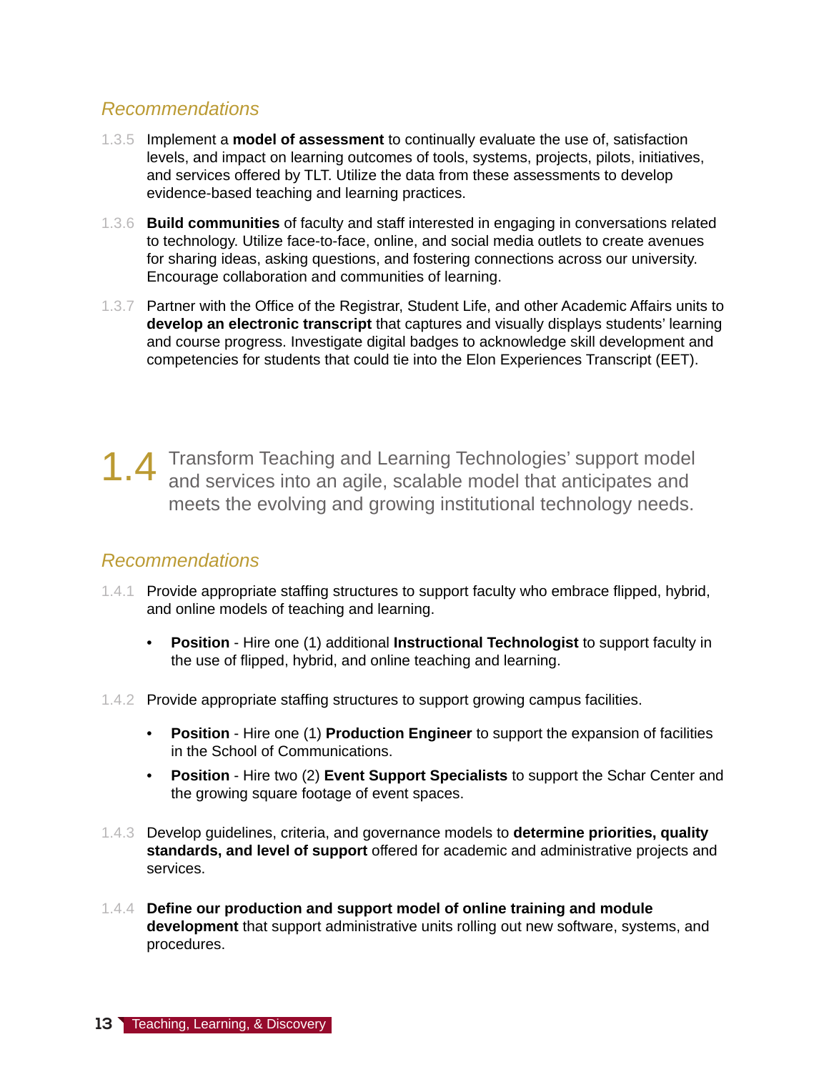### *Recommendations*

1.3.5 Implement a **model of assessment** to continually evaluate the use of, satisfaction levels, and impact on learning outcomes of tools, systems, projects, pilots, initiatives, and services offered by TLT. Utilize the data from these assessments to develop evidence-based teaching and learning practices.

1.3.6 **Build communities** of faculty and staff interested in engaging in conversations related to technology. Utilize face-to-face, online, and social media outlets to create avenues for sharing ideas, asking questions, and fostering connections across our university. Encourage collaboration and communities of learning.

1.3.7 Partner with the Office of the Registrar, Student Life, and other Academic Affairs units to **develop an electronic transcript** that captures and visually displays students' learning and course progress. Investigate digital badges to acknowledge skill development and competencies for students that could tie into the Elon Experiences Transcript (EET).

## 1.4 Transform Teaching and Learning Technologies' support model and services into an agile, scalable model that anticipates and meets the evolving and growing institutional technology needs.

### *Recommendations*

1.4.1 Provide appropriate staffing structures to support faculty who embrace flipped, hybrid, and online models of teaching and learning.

- **Position** - Hire one (1) additional **Instructional Technologist** to support faculty in the use of flipped, hybrid, and online teaching and learning.

1.4.2 Provide appropriate staffing structures to support growing campus facilities.

- **Position** - Hire one (1) **Production Engineer** to support the expansion of facilities in the School of Communications.
- **Position** - Hire two (2) **Event Support Specialists** to support the Schar Center and the growing square footage of event spaces.

1.4.3 Develop guidelines, criteria, and governance models to **determine priorities, quality standards, and level of support** offered for academic and administrative projects and services.

1.4.4 **Define our production and support model of online training and module development** that support administrative units rolling out new software, systems, and procedures.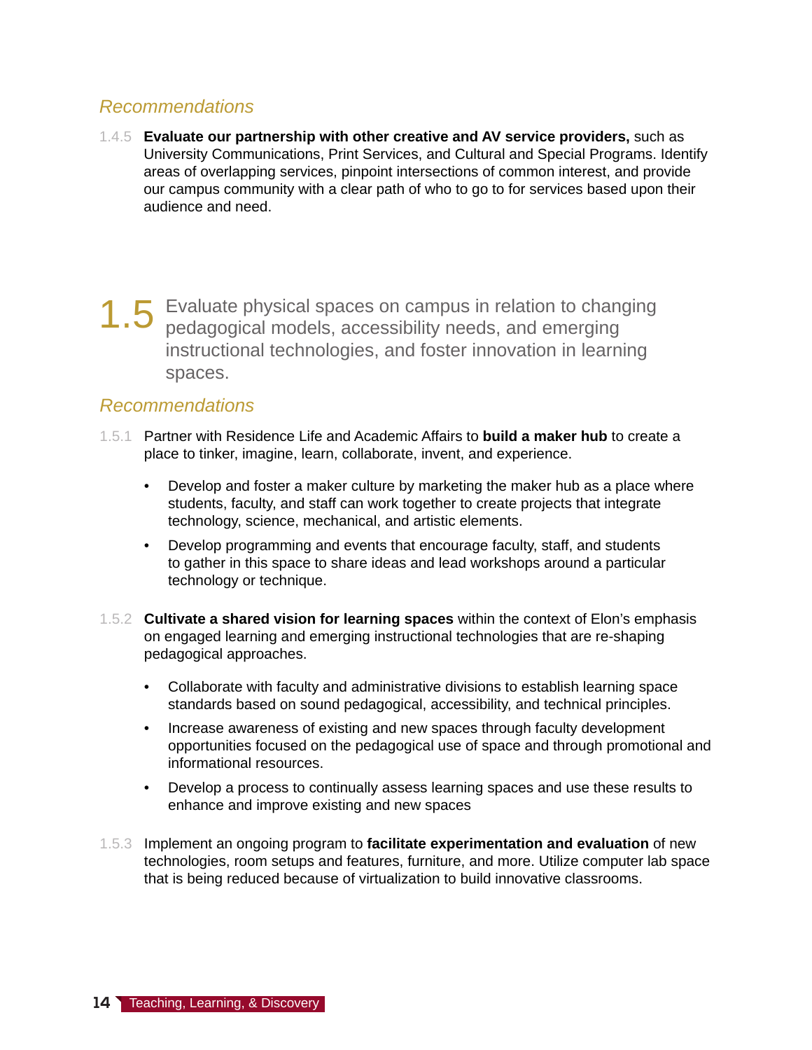### *Recommendations*

1.4.5 **Evaluate our partnership with other creative and AV service providers,** such as University Communications, Print Services, and Cultural and Special Programs. Identify areas of overlapping services, pinpoint intersections of common interest, and provide our campus community with a clear path of who to go to for services based upon their audience and need.

## 1.5 Evaluate physical spaces on campus in relation to changing pedagogical models, accessibility needs, and emerging instructional technologies, and foster innovation in learning spaces.

### *Recommendations*

1.5.1 Partner with Residence Life and Academic Affairs to **build a maker hub** to create a place to tinker, imagine, learn, collaborate, invent, and experience.

- Develop and foster a maker culture by marketing the maker hub as a place where students, faculty, and staff can work together to create projects that integrate technology, science, mechanical, and artistic elements.
- Develop programming and events that encourage faculty, staff, and students to gather in this space to share ideas and lead workshops around a particular technology or technique.

1.5.2 **Cultivate a shared vision for learning spaces** within the context of Elon's emphasis on engaged learning and emerging instructional technologies that are re-shaping pedagogical approaches.

- Collaborate with faculty and administrative divisions to establish learning space standards based on sound pedagogical, accessibility, and technical principles.
- Increase awareness of existing and new spaces through faculty development opportunities focused on the pedagogical use of space and through promotional and informational resources.
- Develop a process to continually assess learning spaces and use these results to enhance and improve existing and new spaces

1.5.3 Implement an ongoing program to **facilitate experimentation and evaluation** of new technologies, room setups and features, furniture, and more. Utilize computer lab space that is being reduced because of virtualization to build innovative classrooms.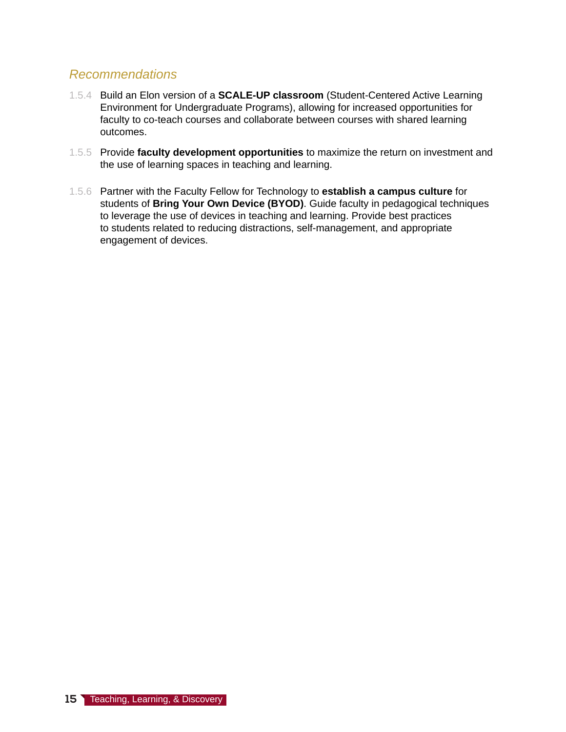### *Recommendations*

1.5.4 Build an Elon version of a **SCALE-UP classroom** (Student-Centered Active Learning Environment for Undergraduate Programs), allowing for increased opportunities for faculty to co-teach courses and collaborate between courses with shared learning outcomes.

1.5.5 Provide **faculty development opportunities** to maximize the return on investment and the use of learning spaces in teaching and learning.

1.5.6 Partner with the Faculty Fellow for Technology to **establish a campus culture** for students of **Bring Your Own Device (BYOD)**. Guide faculty in pedagogical techniques to leverage the use of devices in teaching and learning. Provide best practices to students related to reducing distractions, self-management, and appropriate engagement of devices.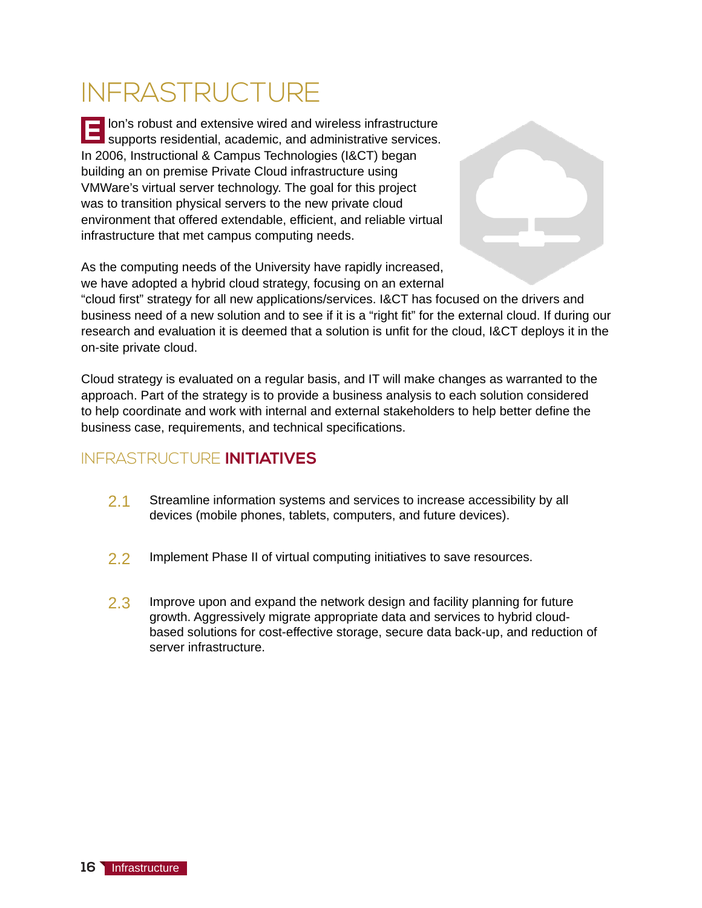# INFRASTRUCTURE

Elon's robust and extensive wired and wireless infrastructure supports residential, academic, and administrative services. In 2006, Instructional & Campus Technologies (I&CT) began building an on premise Private Cloud infrastructure using VMWare's virtual server technology. The goal for this project was to transition physical servers to the new private cloud environment that offered extendable, efficient, and reliable virtual infrastructure that met campus computing needs.

As the computing needs of the University have rapidly increased, we have adopted a hybrid cloud strategy, focusing on an external "cloud first" strategy for all new applications/services. I&CT has focused on the drivers and business need of a new solution and to see if it is a "right fit" for the external cloud. If during our research and evaluation it is deemed that a solution is unfit for the cloud, I&CT deploys it in the on-site private cloud.

Cloud strategy is evaluated on a regular basis, and IT will make changes as warranted to the approach. Part of the strategy is to provide a business analysis to each solution considered to help coordinate and work with internal and external stakeholders to help better define the business case, requirements, and technical specifications.

## INFRASTRUCTURE **INITIATIVES**

2.1 Streamline information systems and services to increase accessibility by all devices (mobile phones, tablets, computers, and future devices).

2.2 Implement Phase II of virtual computing initiatives to save resources.

2.3 Improve upon and expand the network design and facility planning for future growth. Aggressively migrate appropriate data and services to hybrid cloud-based solutions for cost-effective storage, secure data back-up, and reduction of server infrastructure.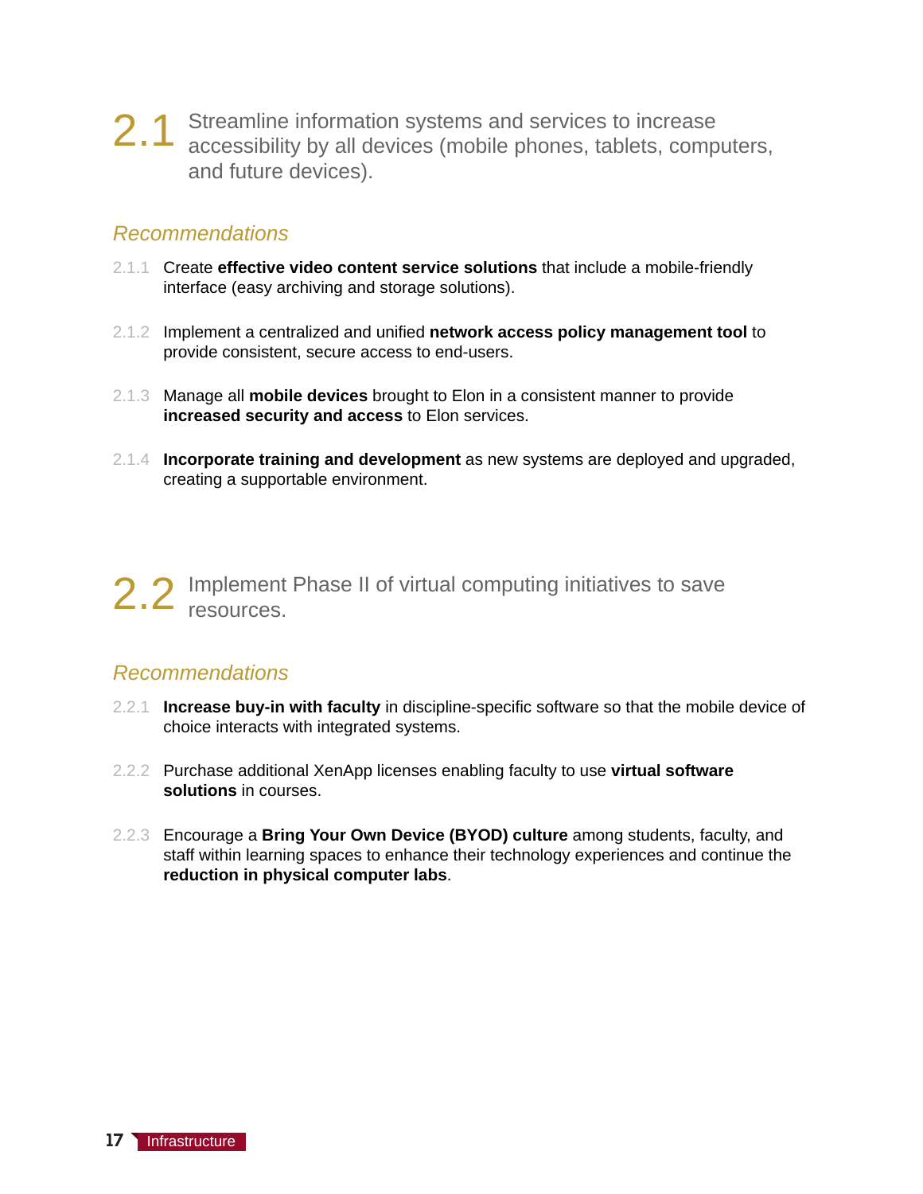## 2.1 Streamline information systems and services to increase accessibility by all devices (mobile phones, tablets, computers, and future devices).

### *Recommendations*

2.1.1 Create **effective video content service solutions** that include a mobile-friendly interface (easy archiving and storage solutions).

2.1.2 Implement a centralized and unified **network access policy management tool** to provide consistent, secure access to end-users.

2.1.3 Manage all **mobile devices** brought to Elon in a consistent manner to provide **increased security and access** to Elon services.

2.1.4 **Incorporate training and development** as new systems are deployed and upgraded, creating a supportable environment.

## 2.2 Implement Phase II of virtual computing initiatives to save resources.

### *Recommendations*

2.2.1 **Increase buy-in with faculty** in discipline-specific software so that the mobile device of choice interacts with integrated systems.

2.2.2 Purchase additional XenApp licenses enabling faculty to use **virtual software solutions** in courses.

2.2.3 Encourage a **Bring Your Own Device (BYOD) culture** among students, faculty, and staff within learning spaces to enhance their technology experiences and continue the **reduction in physical computer labs**.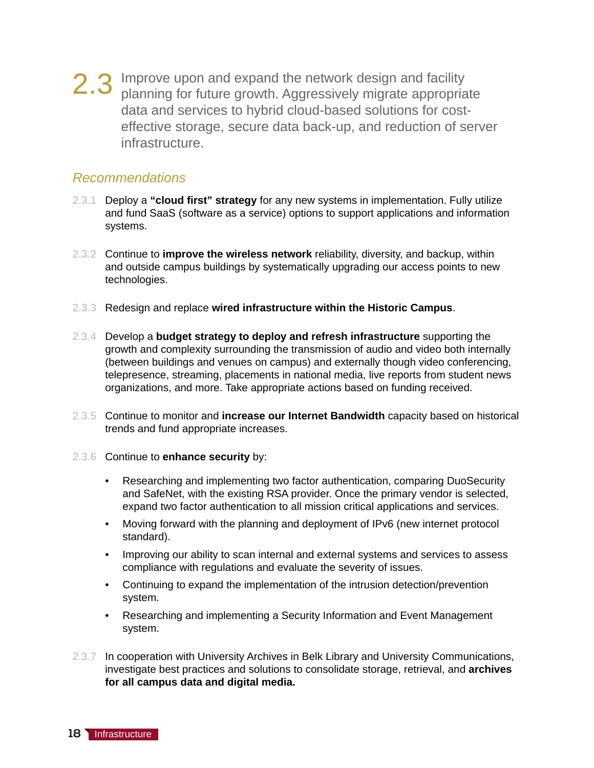## 2.3 Improve upon and expand the network design and facility planning for future growth. Aggressively migrate appropriate data and services to hybrid cloud-based solutions for cost-effective storage, secure data back-up, and reduction of server infrastructure.

### *Recommendations*

2.3.1 Deploy a **"cloud first" strategy** for any new systems in implementation. Fully utilize and fund SaaS (software as a service) options to support applications and information systems.

2.3.2 Continue to **improve the wireless network** reliability, diversity, and backup, within and outside campus buildings by systematically upgrading our access points to new technologies.

2.3.3 Redesign and replace **wired infrastructure within the Historic Campus**.

2.3.4 Develop a **budget strategy to deploy and refresh infrastructure** supporting the growth and complexity surrounding the transmission of audio and video both internally (between buildings and venues on campus) and externally though video conferencing, telepresence, streaming, placements in national media, live reports from student news organizations, and more. Take appropriate actions based on funding received.

2.3.5 Continue to monitor and **increase our Internet Bandwidth** capacity based on historical trends and fund appropriate increases.

2.3.6 Continue to **enhance security** by:

- Researching and implementing two factor authentication, comparing DuoSecurity and SafeNet, with the existing RSA provider. Once the primary vendor is selected, expand two factor authentication to all mission critical applications and services.
- Moving forward with the planning and deployment of IPv6 (new internet protocol standard).
- Improving our ability to scan internal and external systems and services to assess compliance with regulations and evaluate the severity of issues.
- Continuing to expand the implementation of the intrusion detection/prevention system.
- Researching and implementing a Security Information and Event Management system.

2.3.7 In cooperation with University Archives in Belk Library and University Communications, investigate best practices and solutions to consolidate storage, retrieval, and **archives for all campus data and digital media.**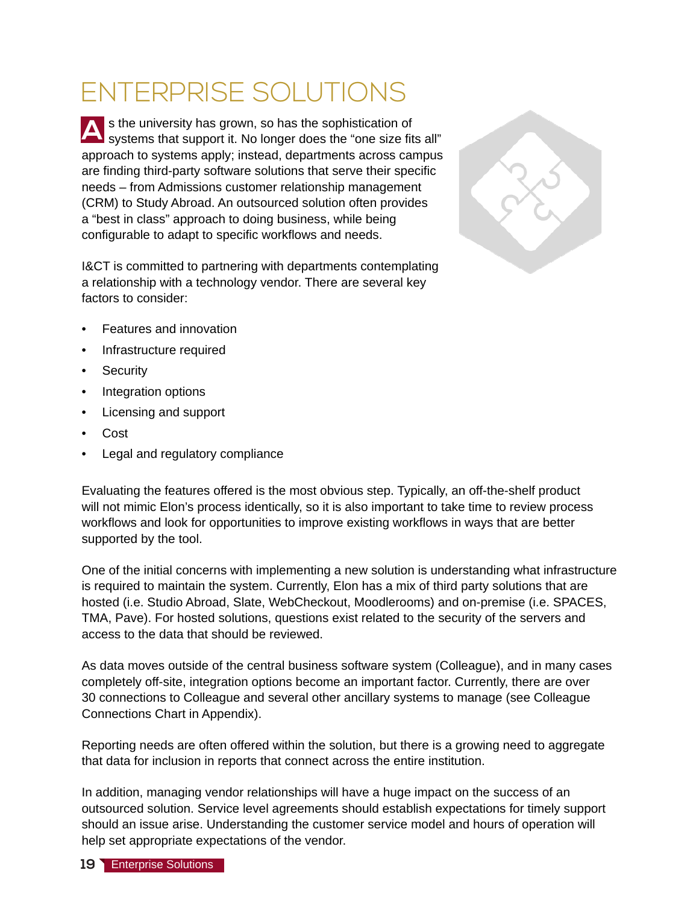# ENTERPRISE SOLUTIONS

As the university has grown, so has the sophistication of systems that support it. No longer does the "one size fits all" approach to systems apply; instead, departments across campus are finding third-party software solutions that serve their specific needs – from Admissions customer relationship management (CRM) to Study Abroad. An outsourced solution often provides a "best in class" approach to doing business, while being configurable to adapt to specific workflows and needs.

I&CT is committed to partnering with departments contemplating a relationship with a technology vendor. There are several key factors to consider:

- Features and innovation
- Infrastructure required
- Security
- Integration options
- Licensing and support
- Cost
- Legal and regulatory compliance

Evaluating the features offered is the most obvious step. Typically, an off-the-shelf product will not mimic Elon's process identically, so it is also important to take time to review process workflows and look for opportunities to improve existing workflows in ways that are better supported by the tool.

One of the initial concerns with implementing a new solution is understanding what infrastructure is required to maintain the system. Currently, Elon has a mix of third party solutions that are hosted (i.e. Studio Abroad, Slate, WebCheckout, Moodlerooms) and on-premise (i.e. SPACES, TMA, Pave). For hosted solutions, questions exist related to the security of the servers and access to the data that should be reviewed.

As data moves outside of the central business software system (Colleague), and in many cases completely off-site, integration options become an important factor. Currently, there are over 30 connections to Colleague and several other ancillary systems to manage (see Colleague Connections Chart in Appendix).

Reporting needs are often offered within the solution, but there is a growing need to aggregate that data for inclusion in reports that connect across the entire institution.

In addition, managing vendor relationships will have a huge impact on the success of an outsourced solution. Service level agreements should establish expectations for timely support should an issue arise. Understanding the customer service model and hours of operation will help set appropriate expectations of the vendor.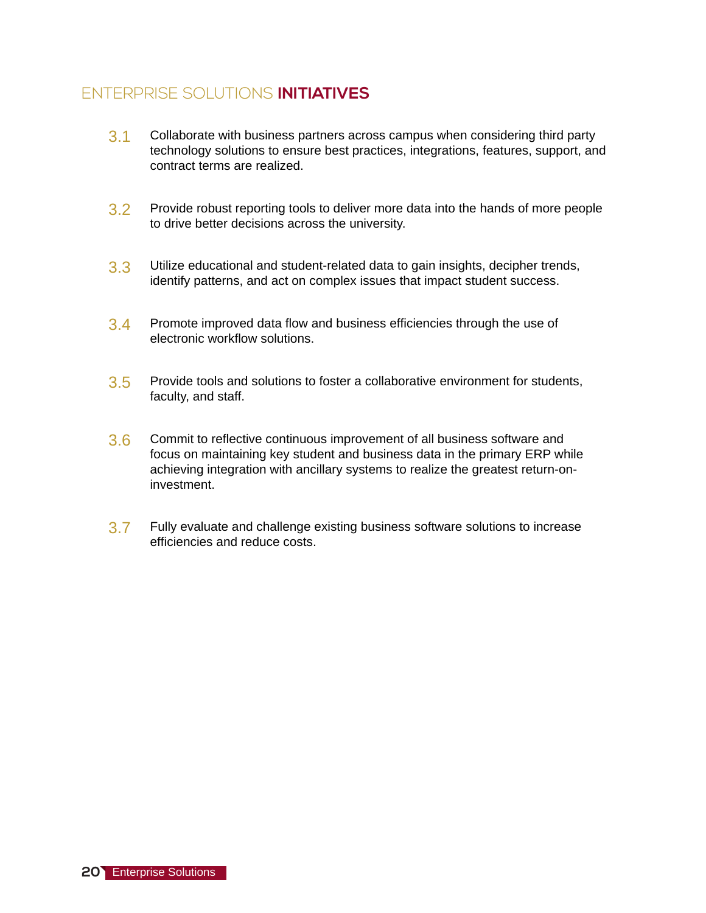## ENTERPRISE SOLUTIONS **INITIATIVES**

3.1 Collaborate with business partners across campus when considering third party technology solutions to ensure best practices, integrations, features, support, and contract terms are realized.

3.2 Provide robust reporting tools to deliver more data into the hands of more people to drive better decisions across the university.

3.3 Utilize educational and student-related data to gain insights, decipher trends, identify patterns, and act on complex issues that impact student success.

3.4 Promote improved data flow and business efficiencies through the use of electronic workflow solutions.

3.5 Provide tools and solutions to foster a collaborative environment for students, faculty, and staff.

3.6 Commit to reflective continuous improvement of all business software and focus on maintaining key student and business data in the primary ERP while achieving integration with ancillary systems to realize the greatest return-on-investment.

3.7 Fully evaluate and challenge existing business software solutions to increase efficiencies and reduce costs.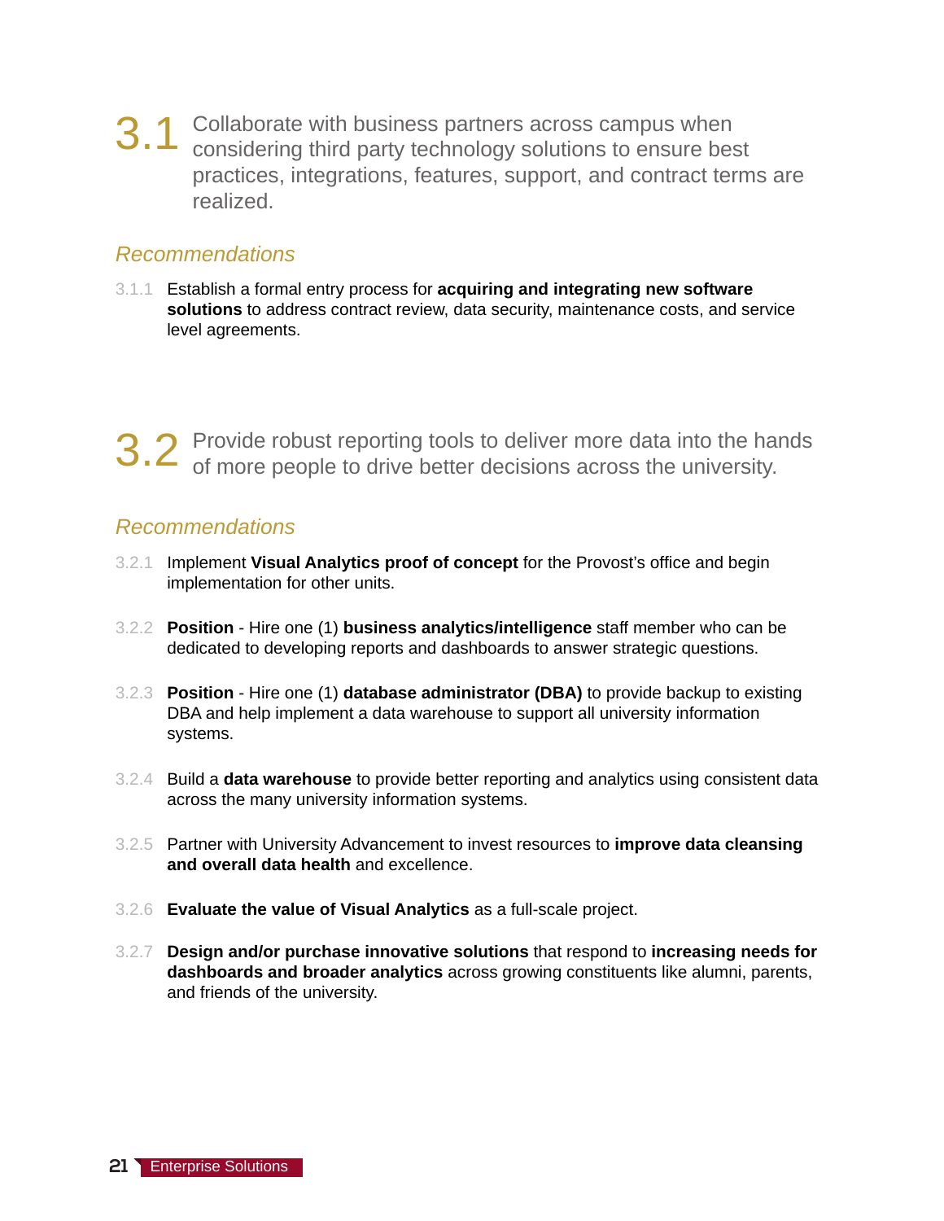## 3.1 Collaborate with business partners across campus when considering third party technology solutions to ensure best practices, integrations, features, support, and contract terms are realized.

### *Recommendations*

3.1.1 Establish a formal entry process for **acquiring and integrating new software solutions** to address contract review, data security, maintenance costs, and service level agreements.

## 3.2 Provide robust reporting tools to deliver more data into the hands of more people to drive better decisions across the university.

### *Recommendations*

3.2.1 Implement **Visual Analytics proof of concept** for the Provost's office and begin implementation for other units.

3.2.2 **Position** - Hire one (1) **business analytics/intelligence** staff member who can be dedicated to developing reports and dashboards to answer strategic questions.

3.2.3 **Position** - Hire one (1) **database administrator (DBA)** to provide backup to existing DBA and help implement a data warehouse to support all university information systems.

3.2.4 Build a **data warehouse** to provide better reporting and analytics using consistent data across the many university information systems.

3.2.5 Partner with University Advancement to invest resources to **improve data cleansing and overall data health** and excellence.

3.2.6 **Evaluate the value of Visual Analytics** as a full-scale project.

3.2.7 **Design and/or purchase innovative solutions** that respond to **increasing needs for dashboards and broader analytics** across growing constituents like alumni, parents, and friends of the university.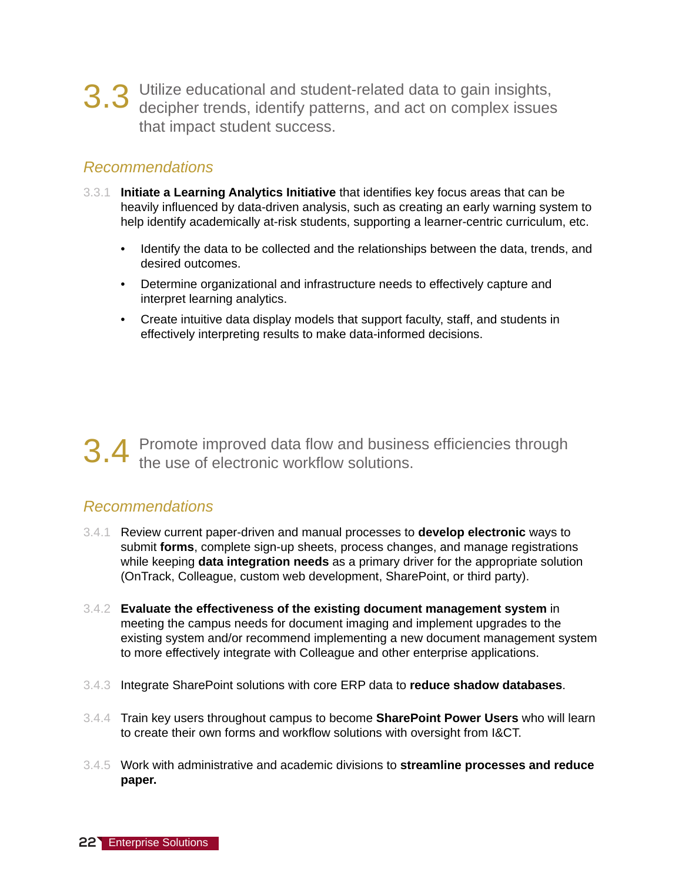## 3.3 Utilize educational and student-related data to gain insights, decipher trends, identify patterns, and act on complex issues that impact student success.

### *Recommendations*

3.3.1 **Initiate a Learning Analytics Initiative** that identifies key focus areas that can be heavily influenced by data-driven analysis, such as creating an early warning system to help identify academically at-risk students, supporting a learner-centric curriculum, etc.

- Identify the data to be collected and the relationships between the data, trends, and desired outcomes.
- Determine organizational and infrastructure needs to effectively capture and interpret learning analytics.
- Create intuitive data display models that support faculty, staff, and students in effectively interpreting results to make data-informed decisions.

## 3.4 Promote improved data flow and business efficiencies through the use of electronic workflow solutions.

### *Recommendations*

3.4.1 Review current paper-driven and manual processes to **develop electronic** ways to submit **forms**, complete sign-up sheets, process changes, and manage registrations while keeping **data integration needs** as a primary driver for the appropriate solution (OnTrack, Colleague, custom web development, SharePoint, or third party).

3.4.2 **Evaluate the effectiveness of the existing document management system** in meeting the campus needs for document imaging and implement upgrades to the existing system and/or recommend implementing a new document management system to more effectively integrate with Colleague and other enterprise applications.

3.4.3 Integrate SharePoint solutions with core ERP data to **reduce shadow databases**.

3.4.4 Train key users throughout campus to become **SharePoint Power Users** who will learn to create their own forms and workflow solutions with oversight from I&CT.

3.4.5 Work with administrative and academic divisions to **streamline processes and reduce paper.**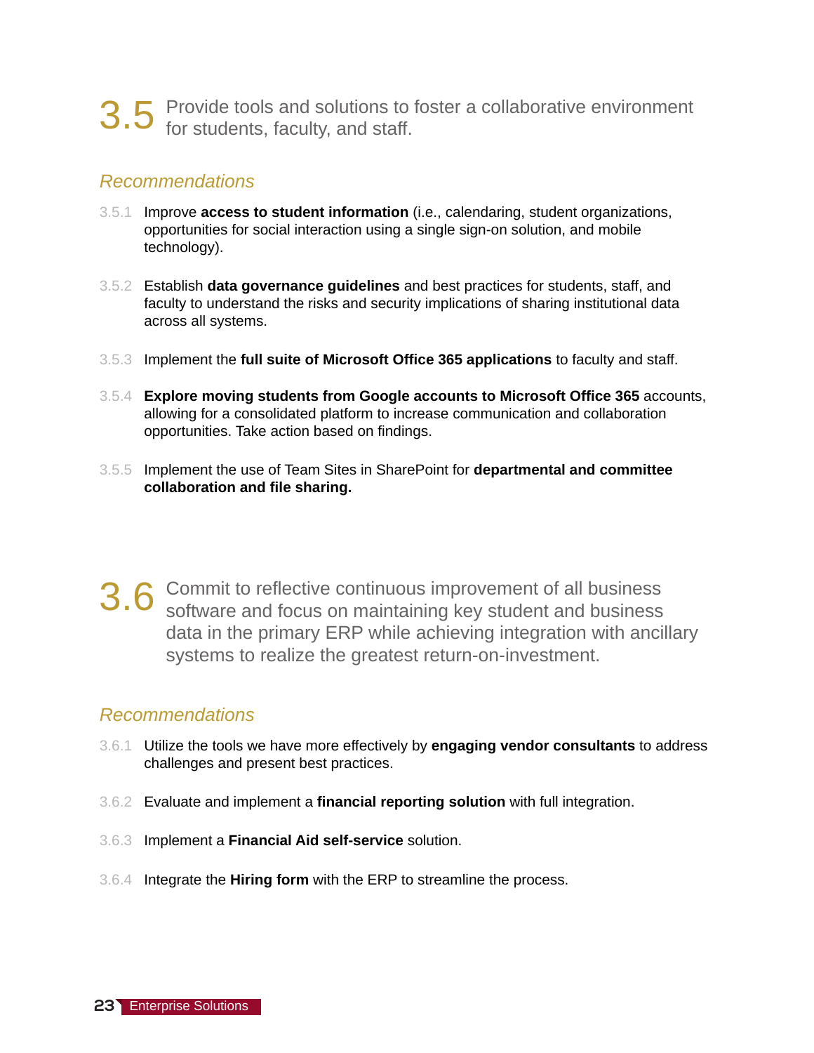## 3.5 Provide tools and solutions to foster a collaborative environment for students, faculty, and staff.

*Recommendations*

3.5.1 Improve **access to student information** (i.e., calendaring, student organizations, opportunities for social interaction using a single sign-on solution, and mobile technology).

3.5.2 Establish **data governance guidelines** and best practices for students, staff, and faculty to understand the risks and security implications of sharing institutional data across all systems.

3.5.3 Implement the **full suite of Microsoft Office 365 applications** to faculty and staff.

3.5.4 **Explore moving students from Google accounts to Microsoft Office 365** accounts, allowing for a consolidated platform to increase communication and collaboration opportunities. Take action based on findings.

3.5.5 Implement the use of Team Sites in SharePoint for **departmental and committee collaboration and file sharing.**

## 3.6 Commit to reflective continuous improvement of all business software and focus on maintaining key student and business data in the primary ERP while achieving integration with ancillary systems to realize the greatest return-on-investment.

*Recommendations*

3.6.1 Utilize the tools we have more effectively by **engaging vendor consultants** to address challenges and present best practices.

3.6.2 Evaluate and implement a **financial reporting solution** with full integration.

3.6.3 Implement a **Financial Aid self-service** solution.

3.6.4 Integrate the **Hiring form** with the ERP to streamline the process.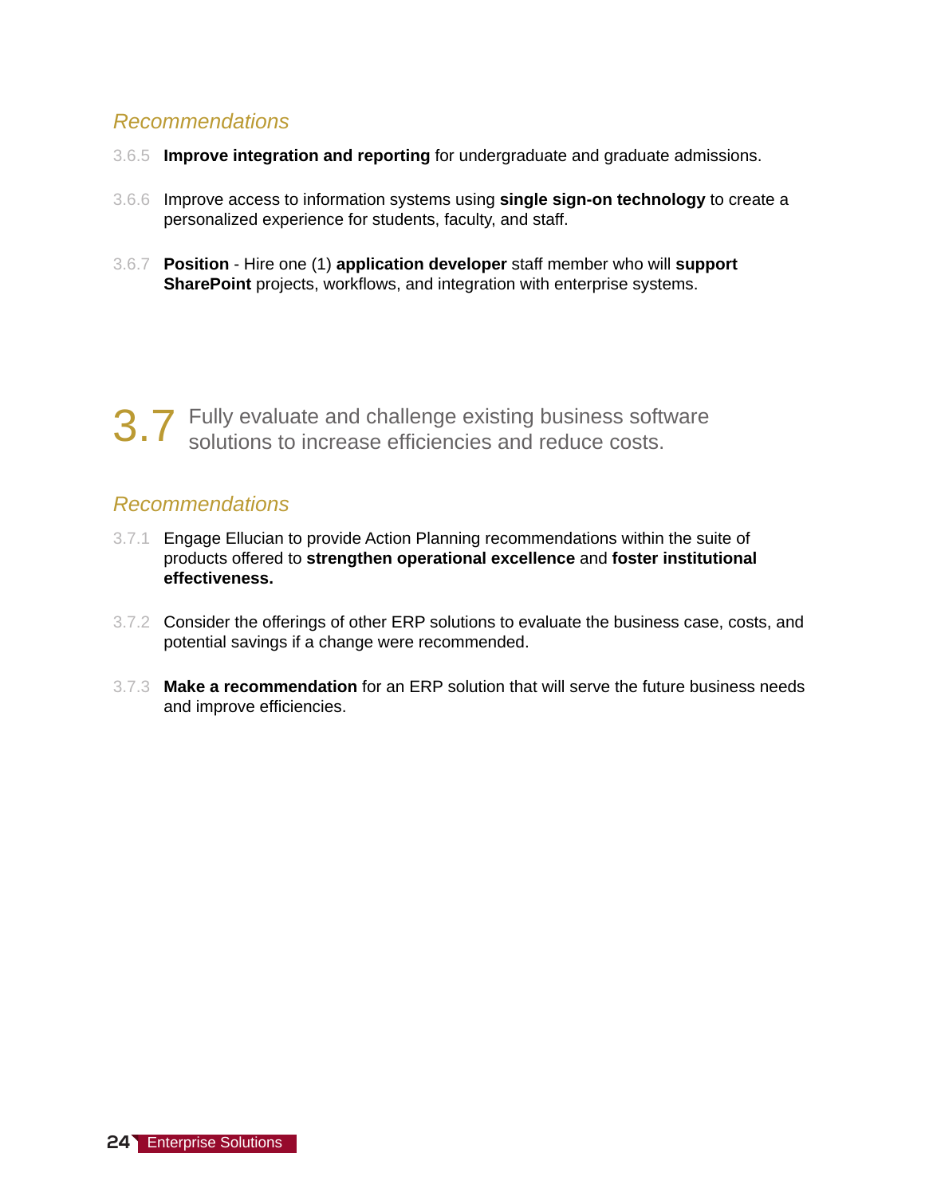### *Recommendations*

3.6.5 **Improve integration and reporting** for undergraduate and graduate admissions.

3.6.6 Improve access to information systems using **single sign-on technology** to create a personalized experience for students, faculty, and staff.

3.6.7 **Position** - Hire one (1) **application developer** staff member who will **support SharePoint** projects, workflows, and integration with enterprise systems.

## 3.7 Fully evaluate and challenge existing business software solutions to increase efficiencies and reduce costs.

### *Recommendations*

3.7.1 Engage Ellucian to provide Action Planning recommendations within the suite of products offered to **strengthen operational excellence** and **foster institutional effectiveness.**

3.7.2 Consider the offerings of other ERP solutions to evaluate the business case, costs, and potential savings if a change were recommended.

3.7.3 **Make a recommendation** for an ERP solution that will serve the future business needs and improve efficiencies.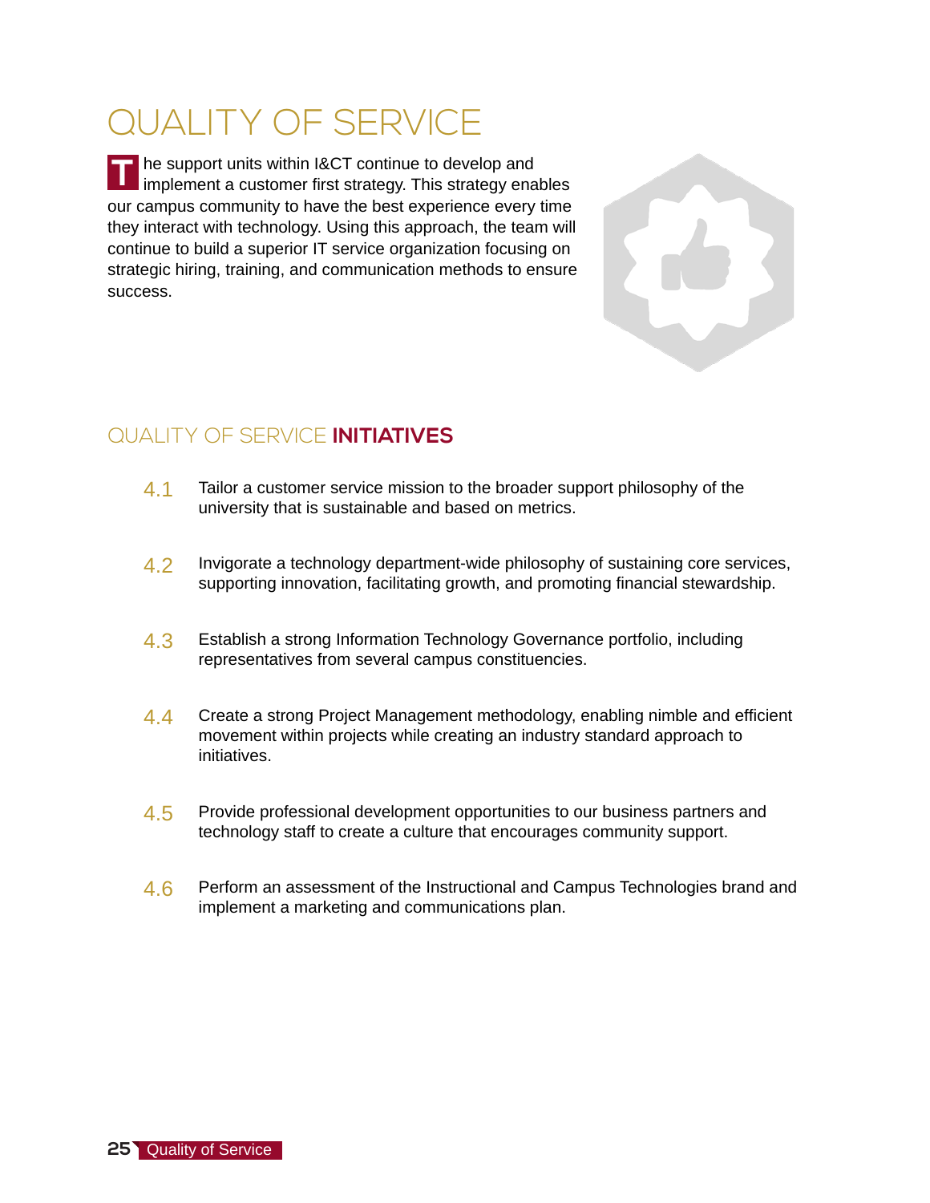# QUALITY OF SERVICE

The support units within I&CT continue to develop and implement a customer first strategy. This strategy enables our campus community to have the best experience every time they interact with technology. Using this approach, the team will continue to build a superior IT service organization focusing on strategic hiring, training, and communication methods to ensure success.

## QUALITY OF SERVICE **INITIATIVES**

4.1 Tailor a customer service mission to the broader support philosophy of the university that is sustainable and based on metrics.

4.2 Invigorate a technology department-wide philosophy of sustaining core services, supporting innovation, facilitating growth, and promoting financial stewardship.

4.3 Establish a strong Information Technology Governance portfolio, including representatives from several campus constituencies.

4.4 Create a strong Project Management methodology, enabling nimble and efficient movement within projects while creating an industry standard approach to initiatives.

4.5 Provide professional development opportunities to our business partners and technology staff to create a culture that encourages community support.

4.6 Perform an assessment of the Instructional and Campus Technologies brand and implement a marketing and communications plan.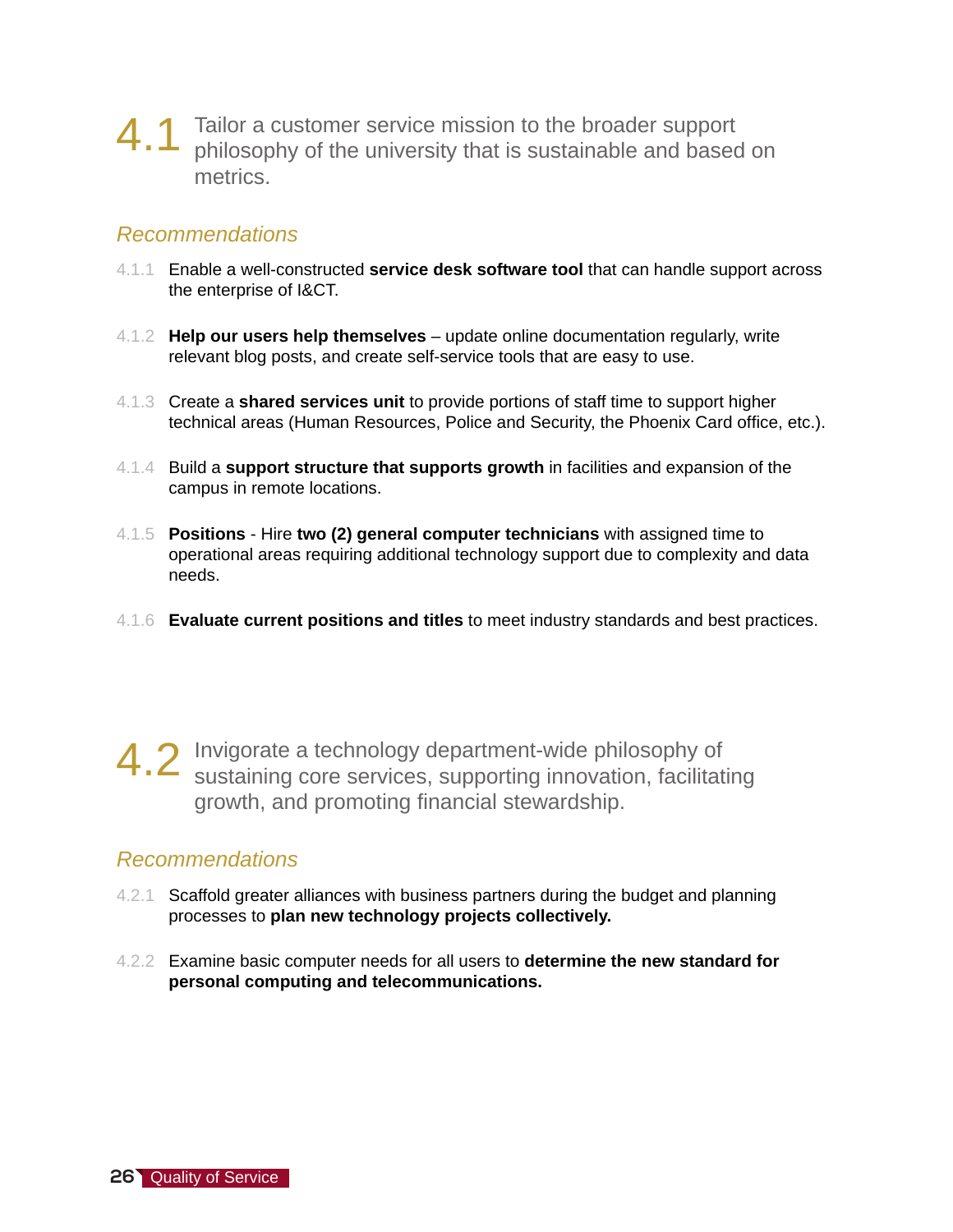## 4.1 Tailor a customer service mission to the broader support philosophy of the university that is sustainable and based on metrics.

### *Recommendations*

4.1.1 Enable a well-constructed **service desk software tool** that can handle support across the enterprise of I&CT.

4.1.2 **Help our users help themselves** – update online documentation regularly, write relevant blog posts, and create self-service tools that are easy to use.

4.1.3 Create a **shared services unit** to provide portions of staff time to support higher technical areas (Human Resources, Police and Security, the Phoenix Card office, etc.).

4.1.4 Build a **support structure that supports growth** in facilities and expansion of the campus in remote locations.

4.1.5 **Positions** - Hire **two (2) general computer technicians** with assigned time to operational areas requiring additional technology support due to complexity and data needs.

4.1.6 **Evaluate current positions and titles** to meet industry standards and best practices.

## 4.2 Invigorate a technology department-wide philosophy of sustaining core services, supporting innovation, facilitating growth, and promoting financial stewardship.

### *Recommendations*

4.2.1 Scaffold greater alliances with business partners during the budget and planning processes to **plan new technology projects collectively.**

4.2.2 Examine basic computer needs for all users to **determine the new standard for personal computing and telecommunications.**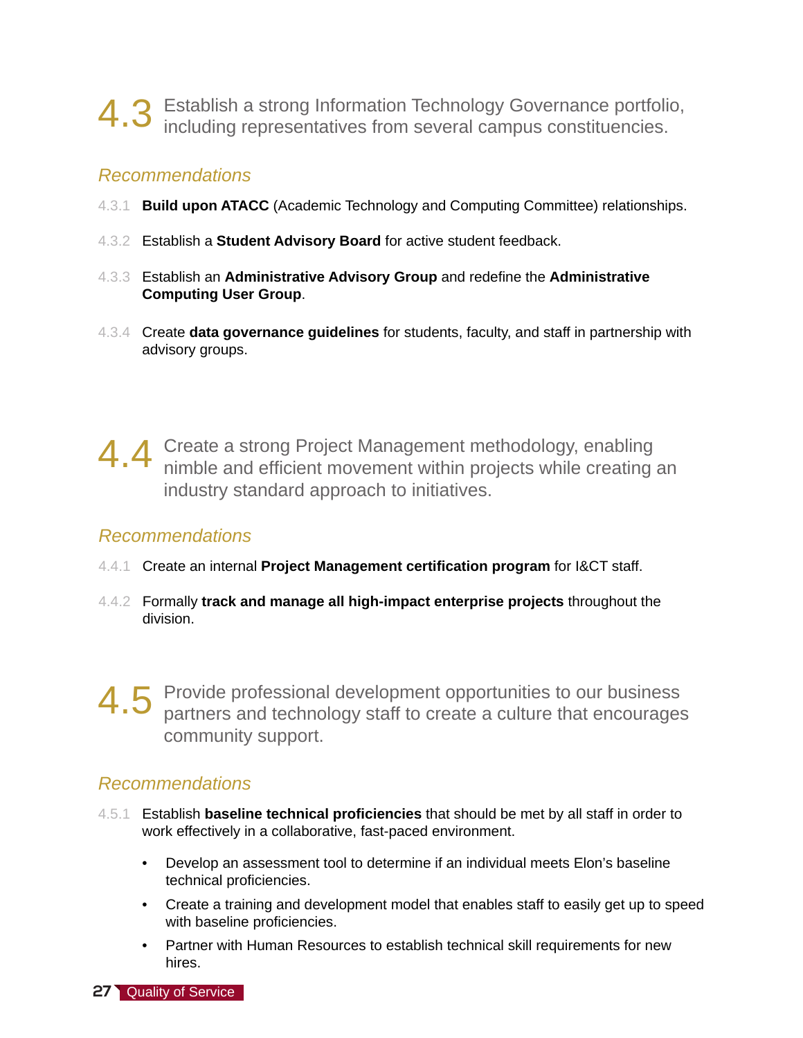## 4.3 Establish a strong Information Technology Governance portfolio, including representatives from several campus constituencies.

*Recommendations*

4.3.1 **Build upon ATACC** (Academic Technology and Computing Committee) relationships.

4.3.2 Establish a **Student Advisory Board** for active student feedback.

4.3.3 Establish an **Administrative Advisory Group** and redefine the **Administrative Computing User Group**.

4.3.4 Create **data governance guidelines** for students, faculty, and staff in partnership with advisory groups.

## 4.4 Create a strong Project Management methodology, enabling nimble and efficient movement within projects while creating an industry standard approach to initiatives.

*Recommendations*

4.4.1 Create an internal **Project Management certification program** for I&CT staff.

4.4.2 Formally **track and manage all high-impact enterprise projects** throughout the division.

## 4.5 Provide professional development opportunities to our business partners and technology staff to create a culture that encourages community support.

*Recommendations*

4.5.1 Establish **baseline technical proficiencies** that should be met by all staff in order to work effectively in a collaborative, fast-paced environment.

- Develop an assessment tool to determine if an individual meets Elon's baseline technical proficiencies.
- Create a training and development model that enables staff to easily get up to speed with baseline proficiencies.
- Partner with Human Resources to establish technical skill requirements for new hires.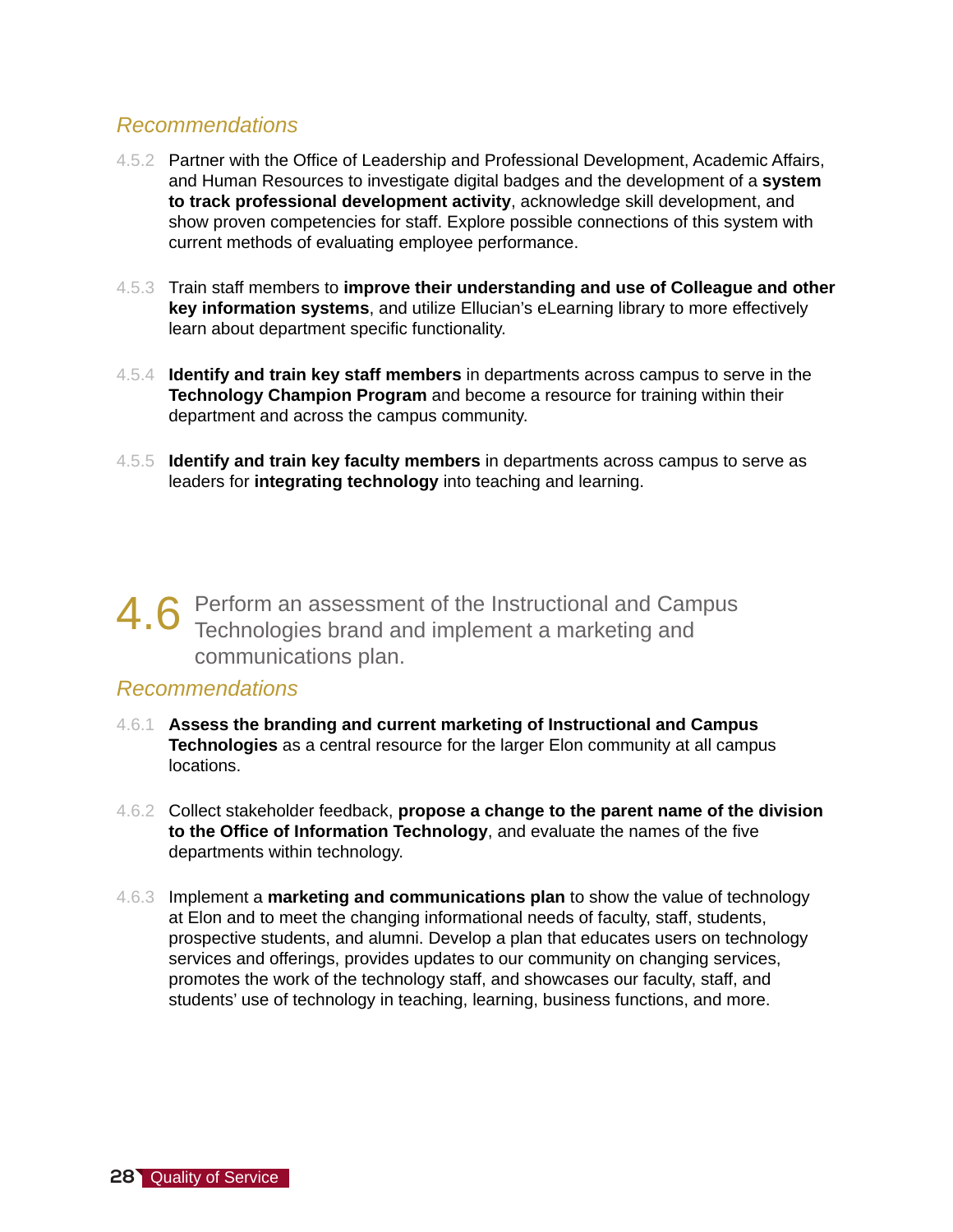### *Recommendations*

4.5.2 Partner with the Office of Leadership and Professional Development, Academic Affairs, and Human Resources to investigate digital badges and the development of a **system to track professional development activity**, acknowledge skill development, and show proven competencies for staff. Explore possible connections of this system with current methods of evaluating employee performance.

4.5.3 Train staff members to **improve their understanding and use of Colleague and other key information systems**, and utilize Ellucian's eLearning library to more effectively learn about department specific functionality.

4.5.4 **Identify and train key staff members** in departments across campus to serve in the **Technology Champion Program** and become a resource for training within their department and across the campus community.

4.5.5 **Identify and train key faculty members** in departments across campus to serve as leaders for **integrating technology** into teaching and learning.

## 4.6 Perform an assessment of the Instructional and Campus Technologies brand and implement a marketing and communications plan.

### *Recommendations*

4.6.1 **Assess the branding and current marketing of Instructional and Campus Technologies** as a central resource for the larger Elon community at all campus locations.

4.6.2 Collect stakeholder feedback, **propose a change to the parent name of the division to the Office of Information Technology**, and evaluate the names of the five departments within technology.

4.6.3 Implement a **marketing and communications plan** to show the value of technology at Elon and to meet the changing informational needs of faculty, staff, students, prospective students, and alumni. Develop a plan that educates users on technology services and offerings, provides updates to our community on changing services, promotes the work of the technology staff, and showcases our faculty, staff, and students' use of technology in teaching, learning, business functions, and more.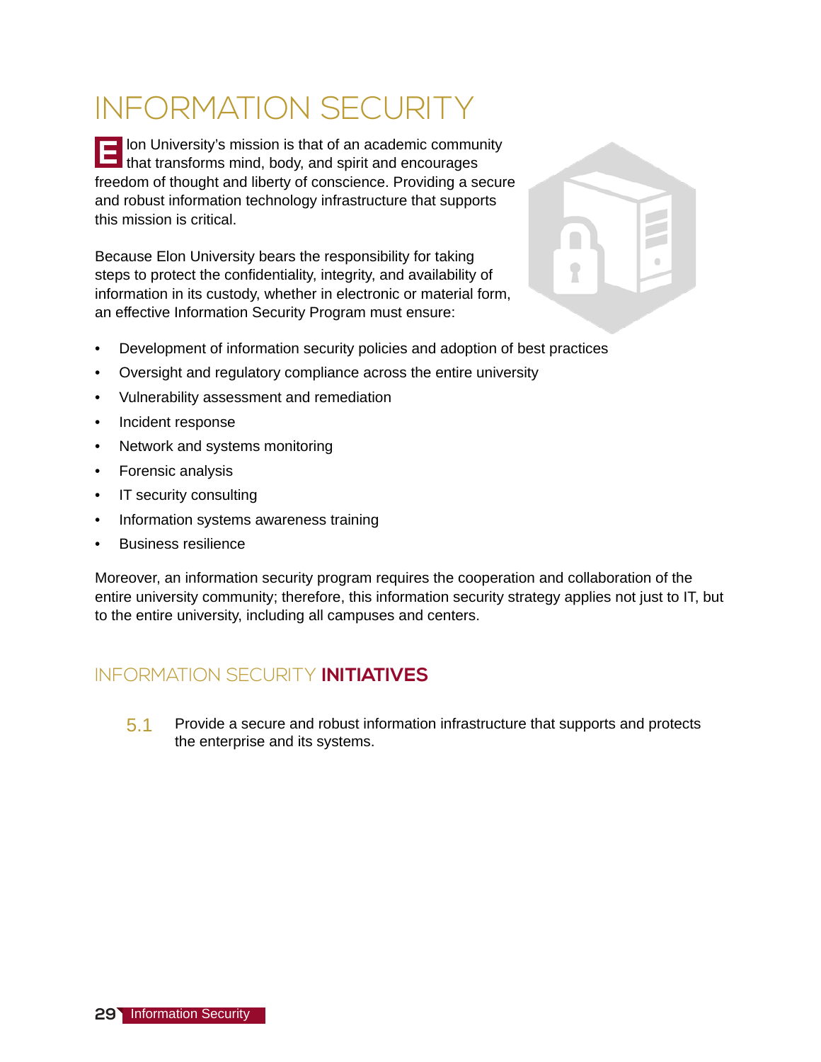# INFORMATION SECURITY

Elon University's mission is that of an academic community that transforms mind, body, and spirit and encourages freedom of thought and liberty of conscience. Providing a secure and robust information technology infrastructure that supports this mission is critical.

Because Elon University bears the responsibility for taking steps to protect the confidentiality, integrity, and availability of information in its custody, whether in electronic or material form, an effective Information Security Program must ensure:

- Development of information security policies and adoption of best practices
- Oversight and regulatory compliance across the entire university
- Vulnerability assessment and remediation
- Incident response
- Network and systems monitoring
- Forensic analysis
- IT security consulting
- Information systems awareness training
- Business resilience

Moreover, an information security program requires the cooperation and collaboration of the entire university community; therefore, this information security strategy applies not just to IT, but to the entire university, including all campuses and centers.

## INFORMATION SECURITY **INITIATIVES**

5.1 Provide a secure and robust information infrastructure that supports and protects the enterprise and its systems.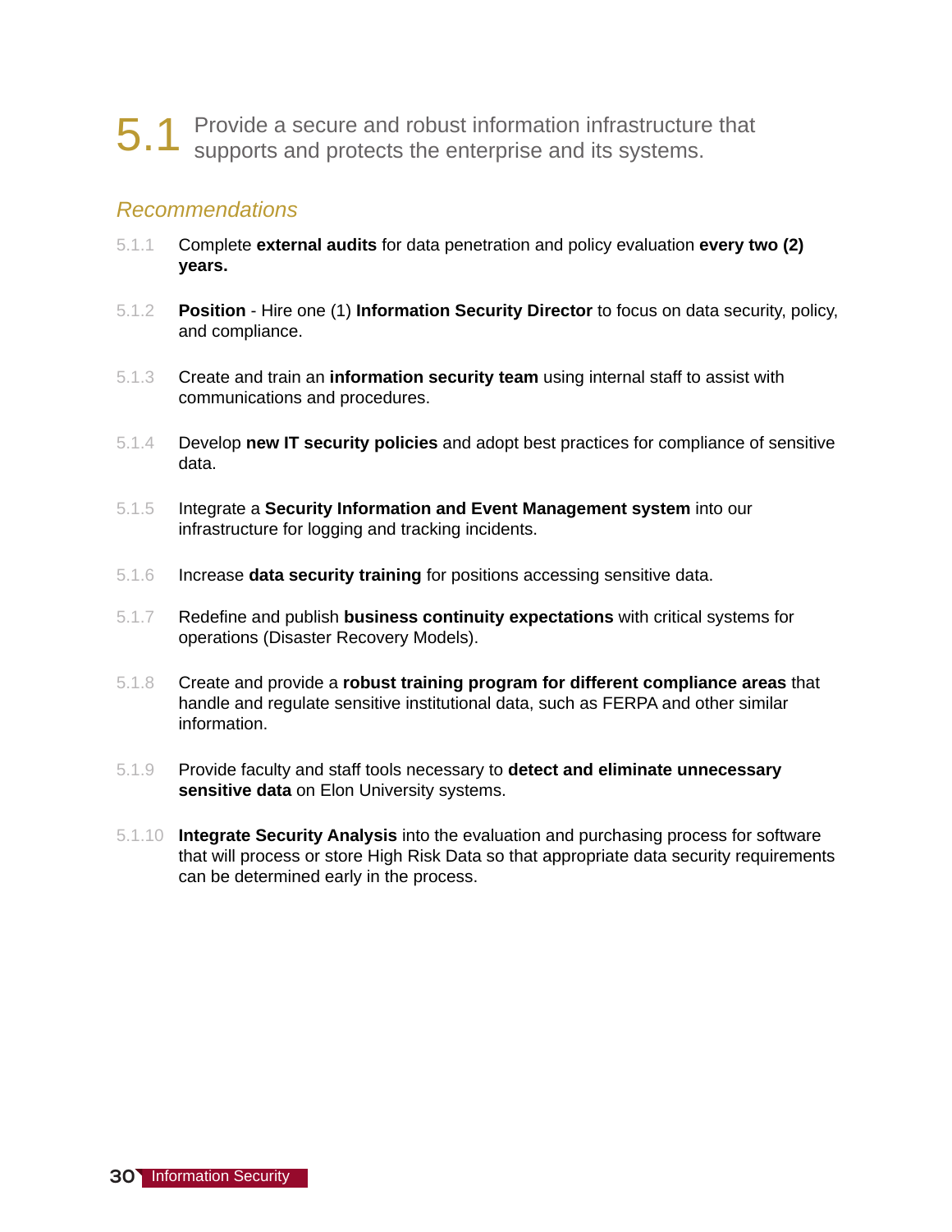# 5.1 Provide a secure and robust information infrastructure that supports and protects the enterprise and its systems.

## *Recommendations*

5.1.1 Complete **external audits** for data penetration and policy evaluation **every two (2) years.**

5.1.2 **Position** - Hire one (1) **Information Security Director** to focus on data security, policy, and compliance.

5.1.3 Create and train an **information security team** using internal staff to assist with communications and procedures.

5.1.4 Develop **new IT security policies** and adopt best practices for compliance of sensitive data.

5.1.5 Integrate a **Security Information and Event Management system** into our infrastructure for logging and tracking incidents.

5.1.6 Increase **data security training** for positions accessing sensitive data.

5.1.7 Redefine and publish **business continuity expectations** with critical systems for operations (Disaster Recovery Models).

5.1.8 Create and provide a **robust training program for different compliance areas** that handle and regulate sensitive institutional data, such as FERPA and other similar information.

5.1.9 Provide faculty and staff tools necessary to **detect and eliminate unnecessary sensitive data** on Elon University systems.

5.1.10 **Integrate Security Analysis** into the evaluation and purchasing process for software that will process or store High Risk Data so that appropriate data security requirements can be determined early in the process.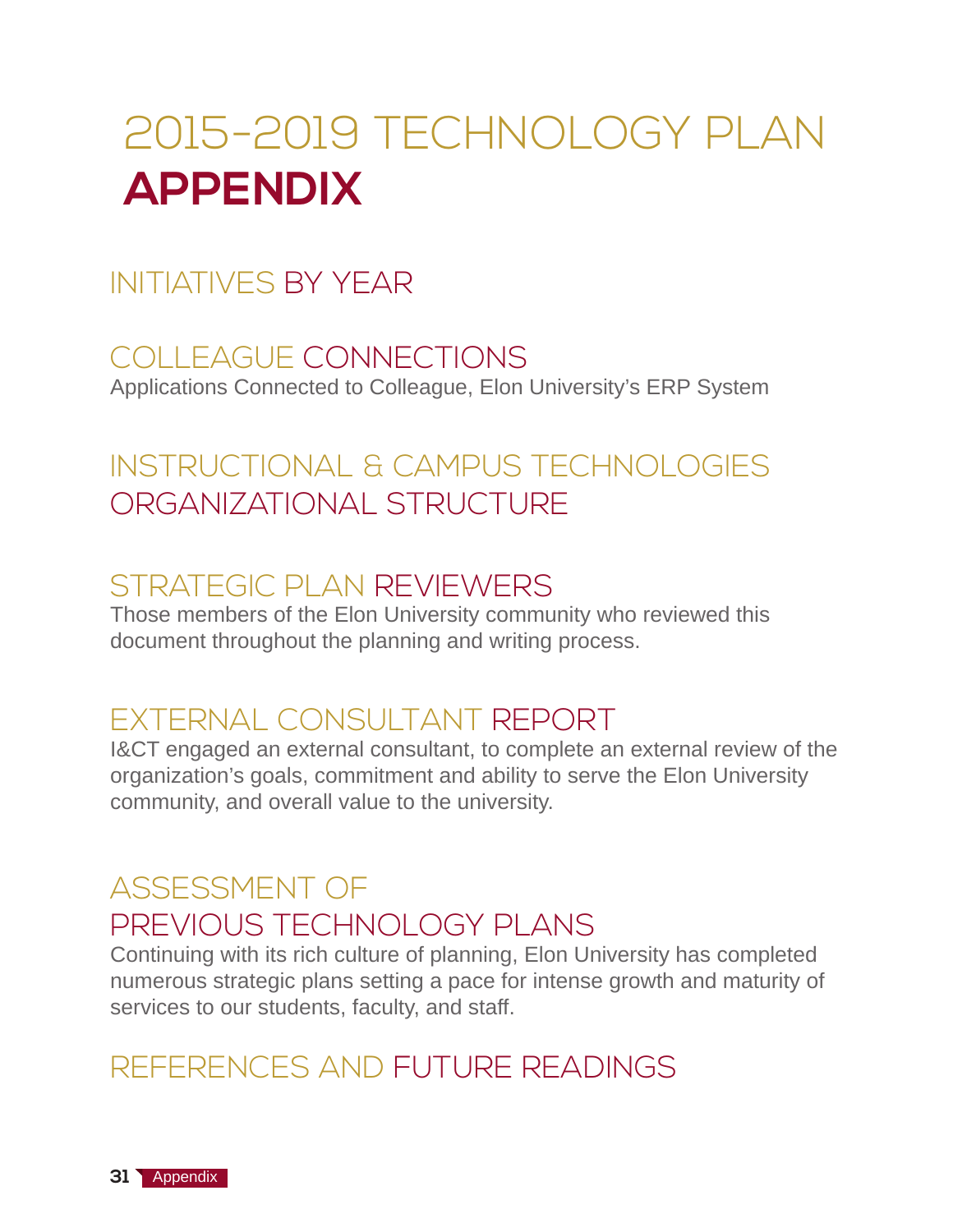# 2015-2019 TECHNOLOGY PLAN **APPENDIX**

## INITIATIVES BY YEAR

## COLLEAGUE CONNECTIONS

Applications Connected to Colleague, Elon University's ERP System

## INSTRUCTIONAL & CAMPUS TECHNOLOGIES ORGANIZATIONAL STRUCTURE

## STRATEGIC PLAN REVIEWERS

Those members of the Elon University community who reviewed this document throughout the planning and writing process.

## EXTERNAL CONSULTANT REPORT

I&CT engaged an external consultant, to complete an external review of the organization's goals, commitment and ability to serve the Elon University community, and overall value to the university.

## ASSESSMENT OF PREVIOUS TECHNOLOGY PLANS

Continuing with its rich culture of planning, Elon University has completed numerous strategic plans setting a pace for intense growth and maturity of services to our students, faculty, and staff.

## REFERENCES AND FUTURE READINGS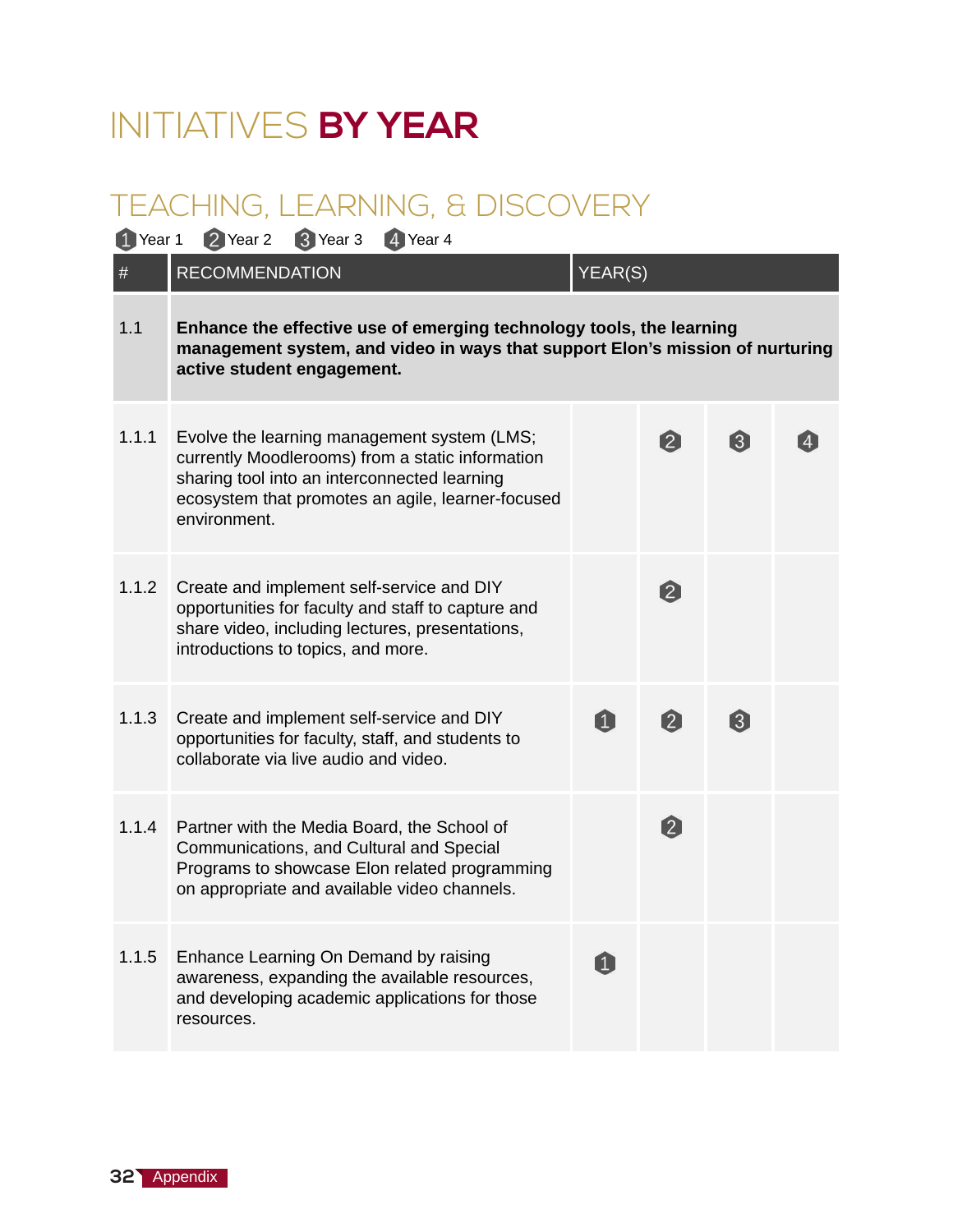# INITIATIVES **BY YEAR**

## TEACHING, LEARNING, & DISCOVERY

1 Year 1 2 Year 2 3 Year 3 4 Year 4

| # | RECOMMENDATION | YEAR(S) | | | |
|---|---|---|---|---|---|
| 1.1 | **Enhance the effective use of emerging technology tools, the learning management system, and video in ways that support Elon's mission of nurturing active student engagement.** | | | | |
| 1.1.1 | Evolve the learning management system (LMS; currently Moodlerooms) from a static information sharing tool into an interconnected learning ecosystem that promotes an agile, learner-focused environment. | | 2 | 3 | 4 |
| 1.1.2 | Create and implement self-service and DIY opportunities for faculty and staff to capture and share video, including lectures, presentations, introductions to topics, and more. | | 2 | | |
| 1.1.3 | Create and implement self-service and DIY opportunities for faculty, staff, and students to collaborate via live audio and video. | 1 | 2 | 3 | |
| 1.1.4 | Partner with the Media Board, the School of Communications, and Cultural and Special Programs to showcase Elon related programming on appropriate and available video channels. | | 2 | | |
| 1.1.5 | Enhance Learning On Demand by raising awareness, expanding the available resources, and developing academic applications for those resources. | 1 | | | |

Appendix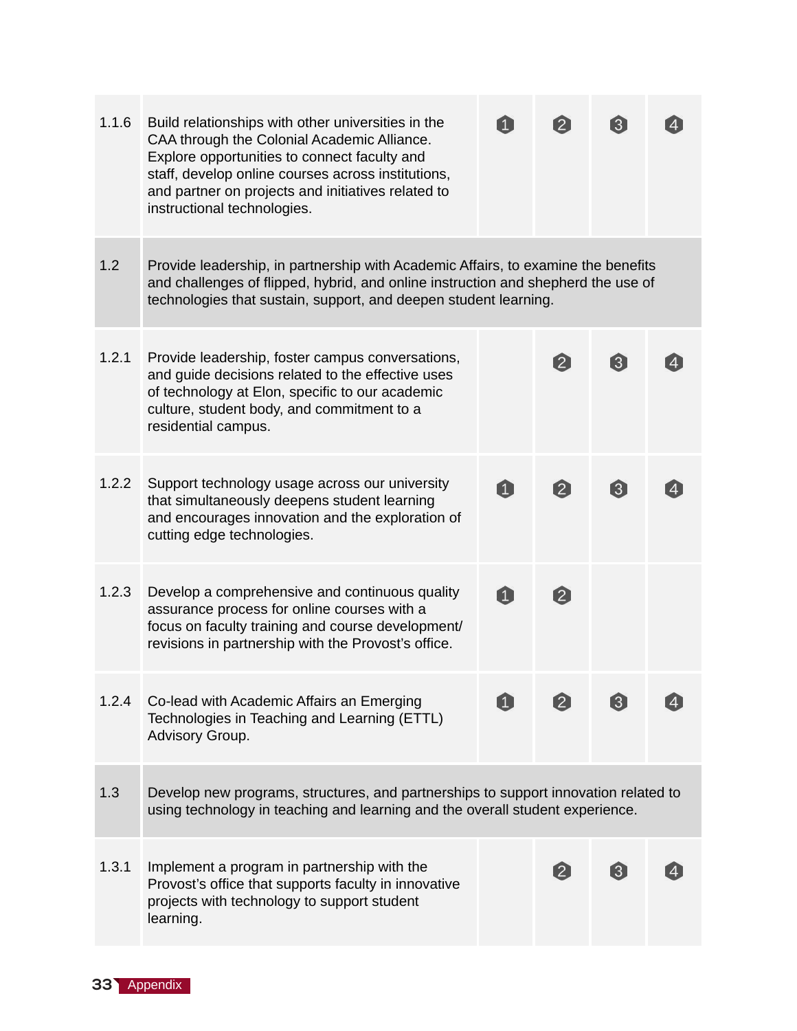| | | | | | |
|---|---|---|---|---|---|
| 1.1.6 | Build relationships with other universities in the CAA through the Colonial Academic Alliance. Explore opportunities to connect faculty and staff, develop online courses across institutions, and partner on projects and initiatives related to instructional technologies. | 1 | 2 | 3 | 4 |
| 1.2 | Provide leadership, in partnership with Academic Affairs, to examine the benefits and challenges of flipped, hybrid, and online instruction and shepherd the use of technologies that sustain, support, and deepen student learning. | | | | |
| 1.2.1 | Provide leadership, foster campus conversations, and guide decisions related to the effective uses of technology at Elon, specific to our academic culture, student body, and commitment to a residential campus. | | 2 | 3 | 4 |
| 1.2.2 | Support technology usage across our university that simultaneously deepens student learning and encourages innovation and the exploration of cutting edge technologies. | 1 | 2 | 3 | 4 |
| 1.2.3 | Develop a comprehensive and continuous quality assurance process for online courses with a focus on faculty training and course development/ revisions in partnership with the Provost's office. | 1 | 2 | | |
| 1.2.4 | Co-lead with Academic Affairs an Emerging Technologies in Teaching and Learning (ETTL) Advisory Group. | 1 | 2 | 3 | 4 |
| 1.3 | Develop new programs, structures, and partnerships to support innovation related to using technology in teaching and learning and the overall student experience. | | | | |
| 1.3.1 | Implement a program in partnership with the Provost's office that supports faculty in innovative projects with technology to support student learning. | | 2 | 3 | 4 |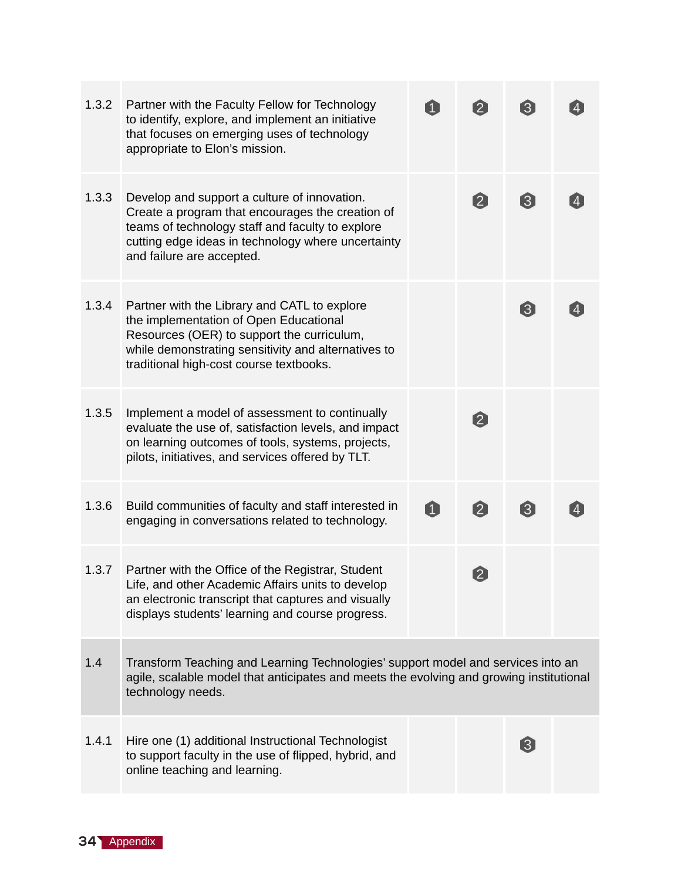| | | | | | |
|---|---|---|---|---|---|
| 1.3.2 | Partner with the Faculty Fellow for Technology to identify, explore, and implement an initiative that focuses on emerging uses of technology appropriate to Elon's mission. | 1 | 2 | 3 | 4 |
| 1.3.3 | Develop and support a culture of innovation. Create a program that encourages the creation of teams of technology staff and faculty to explore cutting edge ideas in technology where uncertainty and failure are accepted. | | 2 | 3 | 4 |
| 1.3.4 | Partner with the Library and CATL to explore the implementation of Open Educational Resources (OER) to support the curriculum, while demonstrating sensitivity and alternatives to traditional high-cost course textbooks. | | | 3 | 4 |
| 1.3.5 | Implement a model of assessment to continually evaluate the use of, satisfaction levels, and impact on learning outcomes of tools, systems, projects, pilots, initiatives, and services offered by TLT. | | 2 | | |
| 1.3.6 | Build communities of faculty and staff interested in engaging in conversations related to technology. | 1 | 2 | 3 | 4 |
| 1.3.7 | Partner with the Office of the Registrar, Student Life, and other Academic Affairs units to develop an electronic transcript that captures and visually displays students' learning and course progress. | | 2 | | |
| 1.4 | Transform Teaching and Learning Technologies' support model and services into an agile, scalable model that anticipates and meets the evolving and growing institutional technology needs. | | | | |
| 1.4.1 | Hire one (1) additional Instructional Technologist to support faculty in the use of flipped, hybrid, and online teaching and learning. | | | 3 | |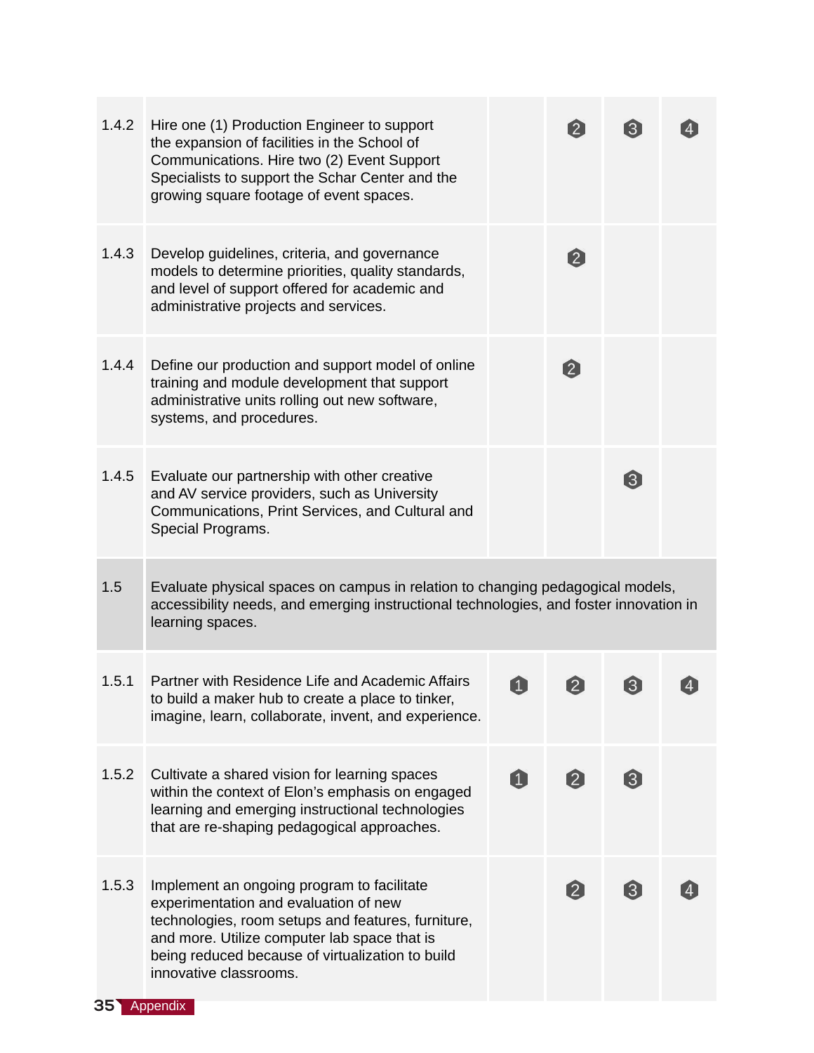| | | | | | |
|---|---|---|---|---|---|
| 1.4.2 | Hire one (1) Production Engineer to support the expansion of facilities in the School of Communications. Hire two (2) Event Support Specialists to support the Schar Center and the growing square footage of event spaces. | | 2 | 3 | 4 |
| 1.4.3 | Develop guidelines, criteria, and governance models to determine priorities, quality standards, and level of support offered for academic and administrative projects and services. | | 2 | | |
| 1.4.4 | Define our production and support model of online training and module development that support administrative units rolling out new software, systems, and procedures. | | 2 | | |
| 1.4.5 | Evaluate our partnership with other creative and AV service providers, such as University Communications, Print Services, and Cultural and Special Programs. | | | 3 | |
| 1.5 | Evaluate physical spaces on campus in relation to changing pedagogical models, accessibility needs, and emerging instructional technologies, and foster innovation in learning spaces. | | | | |
| 1.5.1 | Partner with Residence Life and Academic Affairs to build a maker hub to create a place to tinker, imagine, learn, collaborate, invent, and experience. | 1 | 2 | 3 | 4 |
| 1.5.2 | Cultivate a shared vision for learning spaces within the context of Elon's emphasis on engaged learning and emerging instructional technologies that are re-shaping pedagogical approaches. | 1 | 2 | 3 | |
| 1.5.3 | Implement an ongoing program to facilitate experimentation and evaluation of new technologies, room setups and features, furniture, and more. Utilize computer lab space that is being reduced because of virtualization to build innovative classrooms. | | 2 | 3 | 4 |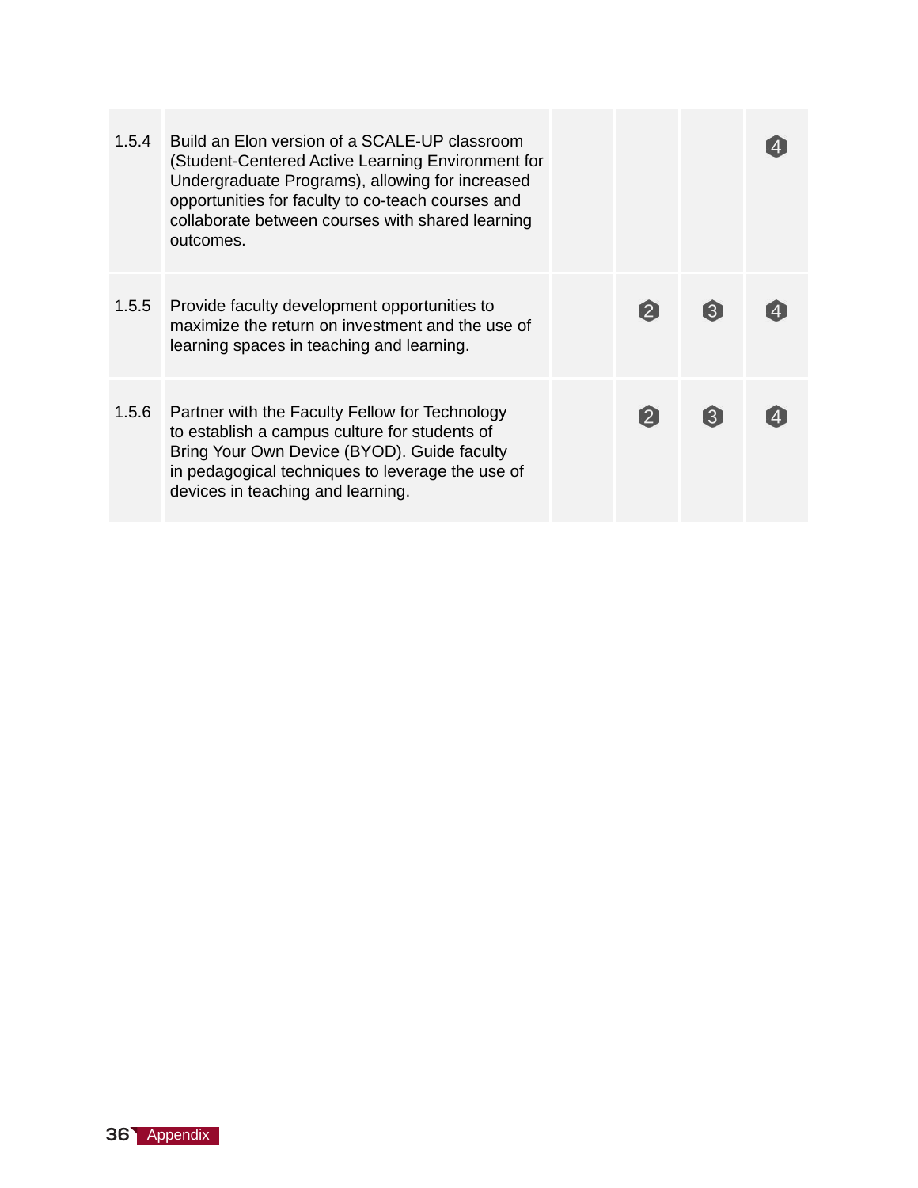| | | | | | |
|---|---|---|---|---|---|
| 1.5.4 | Build an Elon version of a SCALE-UP classroom (Student-Centered Active Learning Environment for Undergraduate Programs), allowing for increased opportunities for faculty to co-teach courses and collaborate between courses with shared learning outcomes. | | | | 4 |
| 1.5.5 | Provide faculty development opportunities to maximize the return on investment and the use of learning spaces in teaching and learning. | | 2 | 3 | 4 |
| 1.5.6 | Partner with the Faculty Fellow for Technology to establish a campus culture for students of Bring Your Own Device (BYOD). Guide faculty in pedagogical techniques to leverage the use of devices in teaching and learning. | | 2 | 3 | 4 |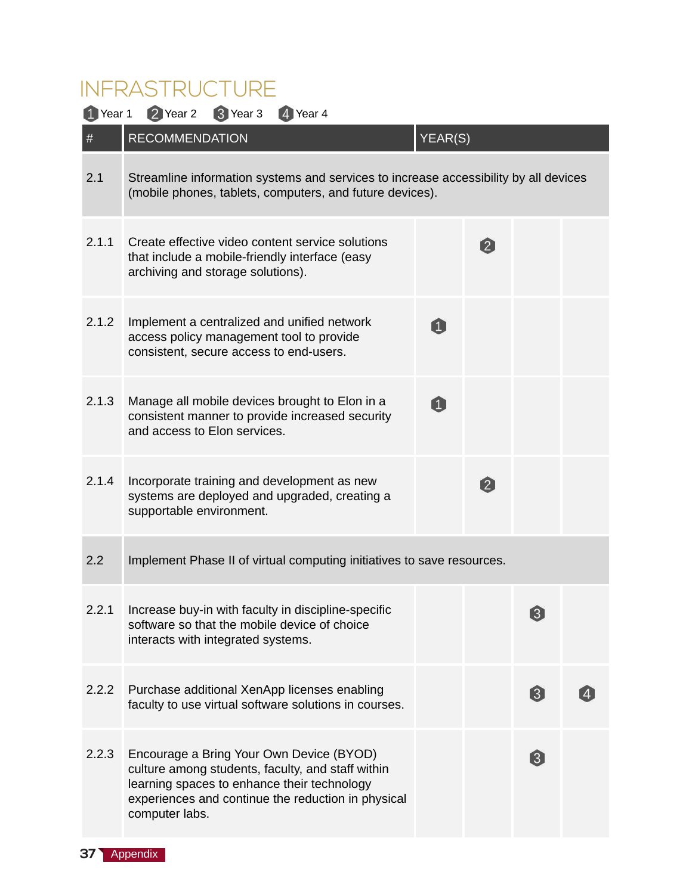# INFRASTRUCTURE

1 Year 1 2 Year 2 3 Year 3 4 Year 4

| # | RECOMMENDATION | YEAR(S) | | | |
|---|---|---|---|---|---|
| 2.1 | Streamline information systems and services to increase accessibility by all devices (mobile phones, tablets, computers, and future devices). | | | | |
| 2.1.1 | Create effective video content service solutions that include a mobile-friendly interface (easy archiving and storage solutions). | | 2 | | |
| 2.1.2 | Implement a centralized and unified network access policy management tool to provide consistent, secure access to end-users. | 1 | | | |
| 2.1.3 | Manage all mobile devices brought to Elon in a consistent manner to provide increased security and access to Elon services. | 1 | | | |
| 2.1.4 | Incorporate training and development as new systems are deployed and upgraded, creating a supportable environment. | | 2 | | |
| 2.2 | Implement Phase II of virtual computing initiatives to save resources. | | | | |
| 2.2.1 | Increase buy-in with faculty in discipline-specific software so that the mobile device of choice interacts with integrated systems. | | | 3 | |
| 2.2.2 | Purchase additional XenApp licenses enabling faculty to use virtual software solutions in courses. | | | 3 | 4 |
| 2.2.3 | Encourage a Bring Your Own Device (BYOD) culture among students, faculty, and staff within learning spaces to enhance their technology experiences and continue the reduction in physical computer labs. | | | 3 | |

Appendix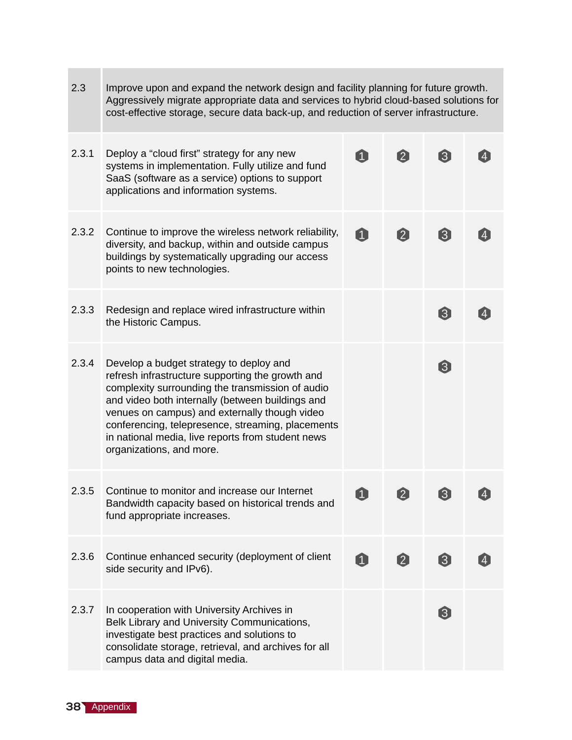| | | | | | |
|---|---|---|---|---|---|
| 2.3 | Improve upon and expand the network design and facility planning for future growth. Aggressively migrate appropriate data and services to hybrid cloud-based solutions for cost-effective storage, secure data back-up, and reduction of server infrastructure. | | | | |
| 2.3.1 | Deploy a "cloud first" strategy for any new systems in implementation. Fully utilize and fund SaaS (software as a service) options to support applications and information systems. | 1 | 2 | 3 | 4 |
| 2.3.2 | Continue to improve the wireless network reliability, diversity, and backup, within and outside campus buildings by systematically upgrading our access points to new technologies. | 1 | 2 | 3 | 4 |
| 2.3.3 | Redesign and replace wired infrastructure within the Historic Campus. | | | 3 | 4 |
| 2.3.4 | Develop a budget strategy to deploy and refresh infrastructure supporting the growth and complexity surrounding the transmission of audio and video both internally (between buildings and venues on campus) and externally though video conferencing, telepresence, streaming, placements in national media, live reports from student news organizations, and more. | | | 3 | |
| 2.3.5 | Continue to monitor and increase our Internet Bandwidth capacity based on historical trends and fund appropriate increases. | 1 | 2 | 3 | 4 |
| 2.3.6 | Continue enhanced security (deployment of client side security and IPv6). | 1 | 2 | 3 | 4 |
| 2.3.7 | In cooperation with University Archives in Belk Library and University Communications, investigate best practices and solutions to consolidate storage, retrieval, and archives for all campus data and digital media. | | | 3 | |

Appendix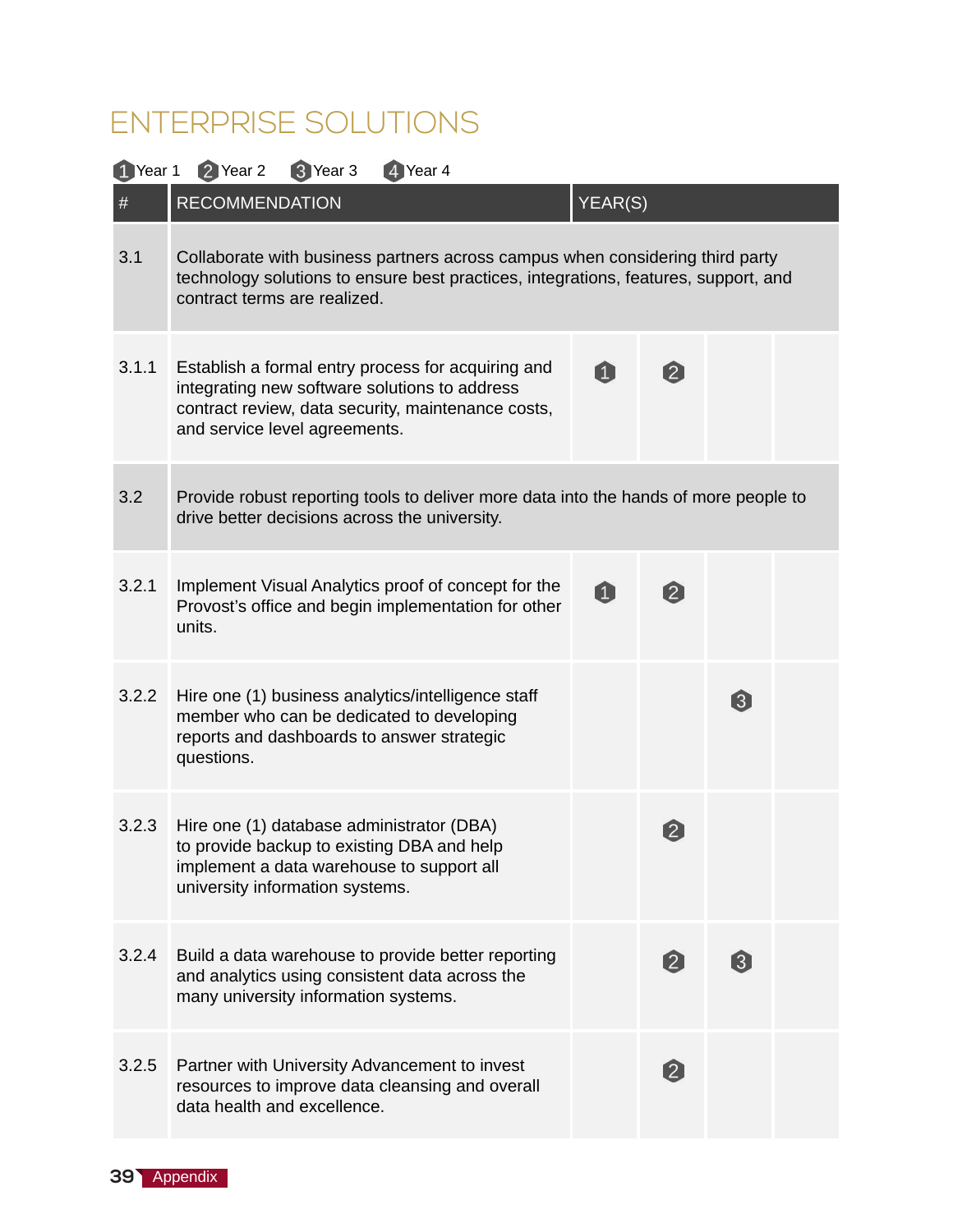# ENTERPRISE SOLUTIONS

1 Year 1 2 Year 2 3 Year 3 4 Year 4

| # | RECOMMENDATION | YEAR(S) | | | |
|---|---|---|---|---|---|
| 3.1 | Collaborate with business partners across campus when considering third party technology solutions to ensure best practices, integrations, features, support, and contract terms are realized. | | | | |
| 3.1.1 | Establish a formal entry process for acquiring and integrating new software solutions to address contract review, data security, maintenance costs, and service level agreements. | 1 | 2 | | |
| 3.2 | Provide robust reporting tools to deliver more data into the hands of more people to drive better decisions across the university. | | | | |
| 3.2.1 | Implement Visual Analytics proof of concept for the Provost's office and begin implementation for other units. | 1 | 2 | | |
| 3.2.2 | Hire one (1) business analytics/intelligence staff member who can be dedicated to developing reports and dashboards to answer strategic questions. | | | 3 | |
| 3.2.3 | Hire one (1) database administrator (DBA) to provide backup to existing DBA and help implement a data warehouse to support all university information systems. | | 2 | | |
| 3.2.4 | Build a data warehouse to provide better reporting and analytics using consistent data across the many university information systems. | | 2 | 3 | |
| 3.2.5 | Partner with University Advancement to invest resources to improve data cleansing and overall data health and excellence. | | 2 | | |

Appendix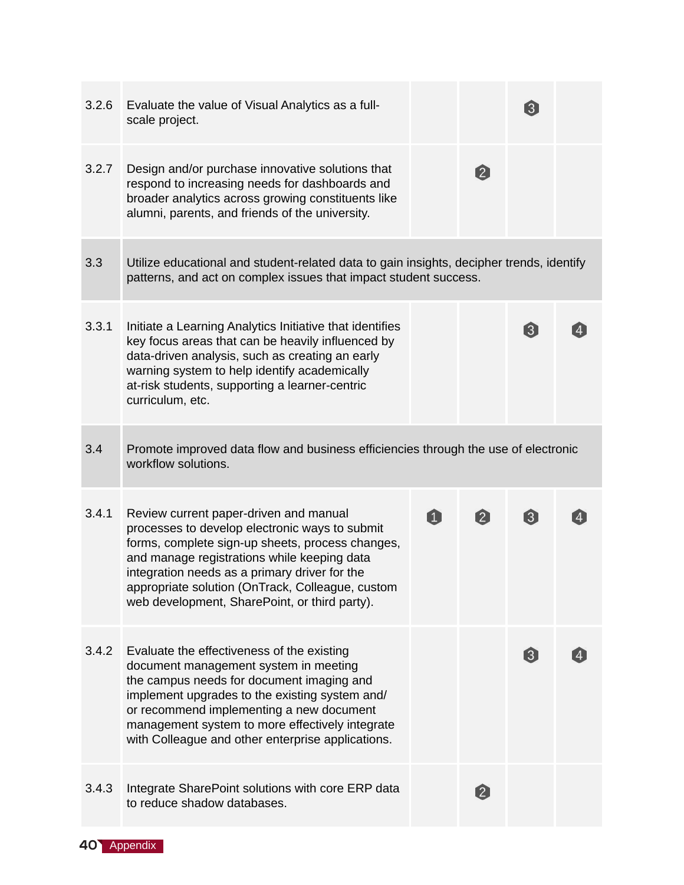| | | | | | |
|---|---|---|---|---|---|
| 3.2.6 | Evaluate the value of Visual Analytics as a full-scale project. | | | 3 | |
| 3.2.7 | Design and/or purchase innovative solutions that respond to increasing needs for dashboards and broader analytics across growing constituents like alumni, parents, and friends of the university. | | 2 | | |
| 3.3 | Utilize educational and student-related data to gain insights, decipher trends, identify patterns, and act on complex issues that impact student success. | | | | |
| 3.3.1 | Initiate a Learning Analytics Initiative that identifies key focus areas that can be heavily influenced by data-driven analysis, such as creating an early warning system to help identify academically at-risk students, supporting a learner-centric curriculum, etc. | | | 3 | 4 |
| 3.4 | Promote improved data flow and business efficiencies through the use of electronic workflow solutions. | | | | |
| 3.4.1 | Review current paper-driven and manual processes to develop electronic ways to submit forms, complete sign-up sheets, process changes, and manage registrations while keeping data integration needs as a primary driver for the appropriate solution (OnTrack, Colleague, custom web development, SharePoint, or third party). | 1 | 2 | 3 | 4 |
| 3.4.2 | Evaluate the effectiveness of the existing document management system in meeting the campus needs for document imaging and implement upgrades to the existing system and/or recommend implementing a new document management system to more effectively integrate with Colleague and other enterprise applications. | | | 3 | 4 |
| 3.4.3 | Integrate SharePoint solutions with core ERP data to reduce shadow databases. | | 2 | | |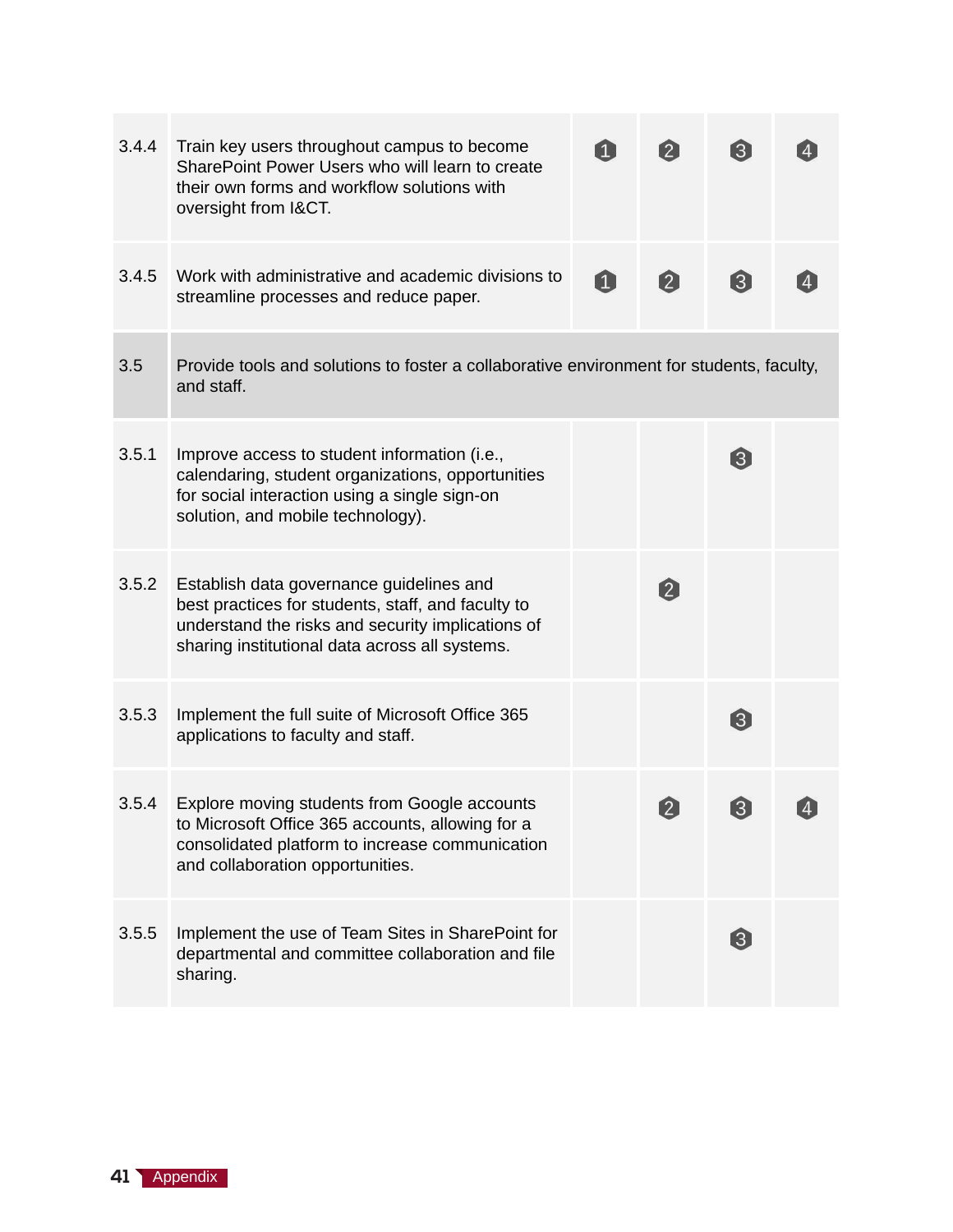| | | | | | |
|---|---|---|---|---|---|
| 3.4.4 | Train key users throughout campus to become SharePoint Power Users who will learn to create their own forms and workflow solutions with oversight from I&CT. | 1 | 2 | 3 | 4 |
| 3.4.5 | Work with administrative and academic divisions to streamline processes and reduce paper. | 1 | 2 | 3 | 4 |
| **3.5** | **Provide tools and solutions to foster a collaborative environment for students, faculty, and staff.** | | | | |
| 3.5.1 | Improve access to student information (i.e., calendaring, student organizations, opportunities for social interaction using a single sign-on solution, and mobile technology). | | | 3 | |
| 3.5.2 | Establish data governance guidelines and best practices for students, staff, and faculty to understand the risks and security implications of sharing institutional data across all systems. | | 2 | | |
| 3.5.3 | Implement the full suite of Microsoft Office 365 applications to faculty and staff. | | | 3 | |
| 3.5.4 | Explore moving students from Google accounts to Microsoft Office 365 accounts, allowing for a consolidated platform to increase communication and collaboration opportunities. | | 2 | 3 | 4 |
| 3.5.5 | Implement the use of Team Sites in SharePoint for departmental and committee collaboration and file sharing. | | | 3 | |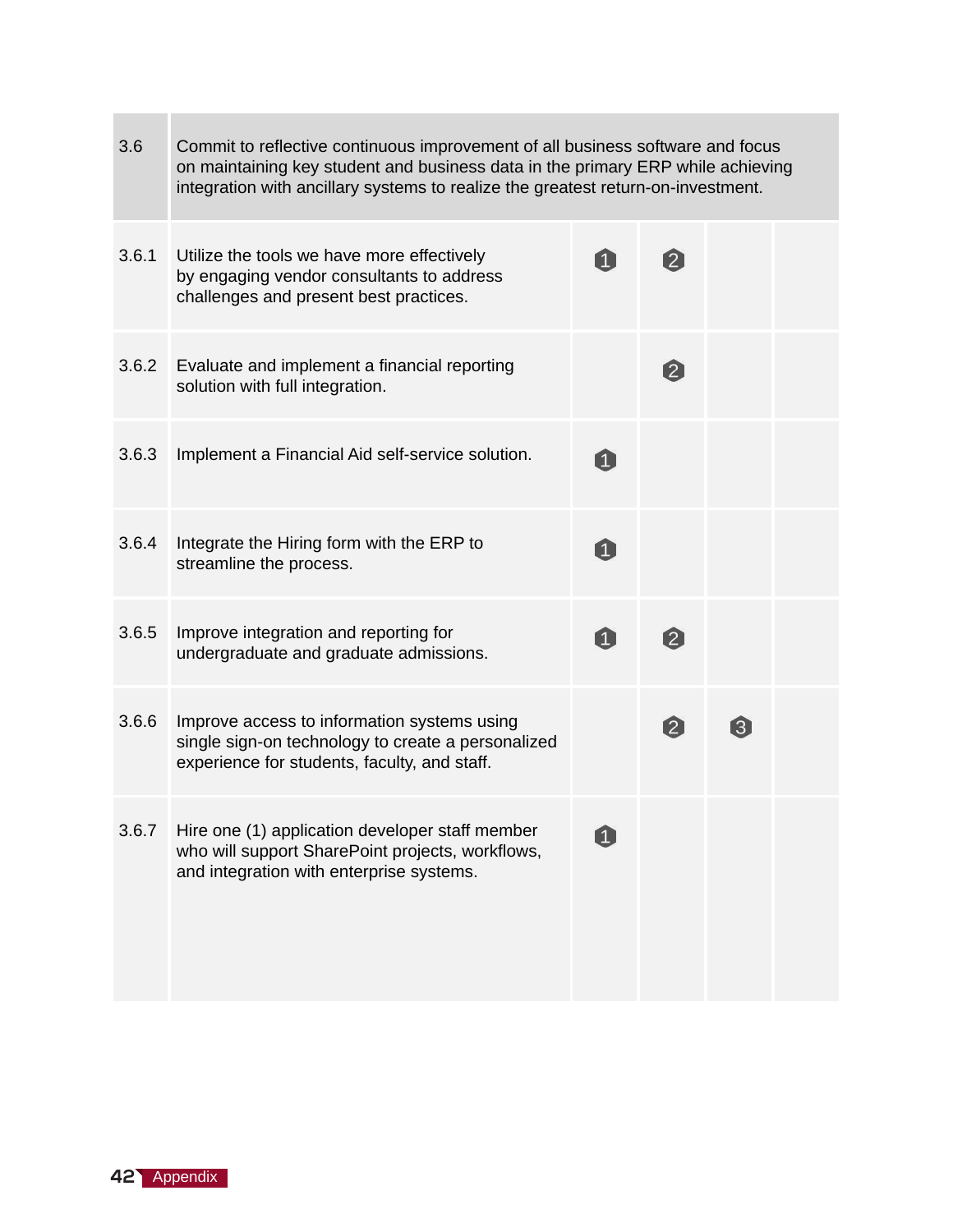| | | | | | |
|---|---|---|---|---|---|
| 3.6 | Commit to reflective continuous improvement of all business software and focus on maintaining key student and business data in the primary ERP while achieving integration with ancillary systems to realize the greatest return-on-investment. | | | | |
| 3.6.1 | Utilize the tools we have more effectively by engaging vendor consultants to address challenges and present best practices. | 1 | 2 | | |
| 3.6.2 | Evaluate and implement a financial reporting solution with full integration. | | 2 | | |
| 3.6.3 | Implement a Financial Aid self-service solution. | 1 | | | |
| 3.6.4 | Integrate the Hiring form with the ERP to streamline the process. | 1 | | | |
| 3.6.5 | Improve integration and reporting for undergraduate and graduate admissions. | 1 | 2 | | |
| 3.6.6 | Improve access to information systems using single sign-on technology to create a personalized experience for students, faculty, and staff. | | 2 | 3 | |
| 3.6.7 | Hire one (1) application developer staff member who will support SharePoint projects, workflows, and integration with enterprise systems. | 1 | | | |

Appendix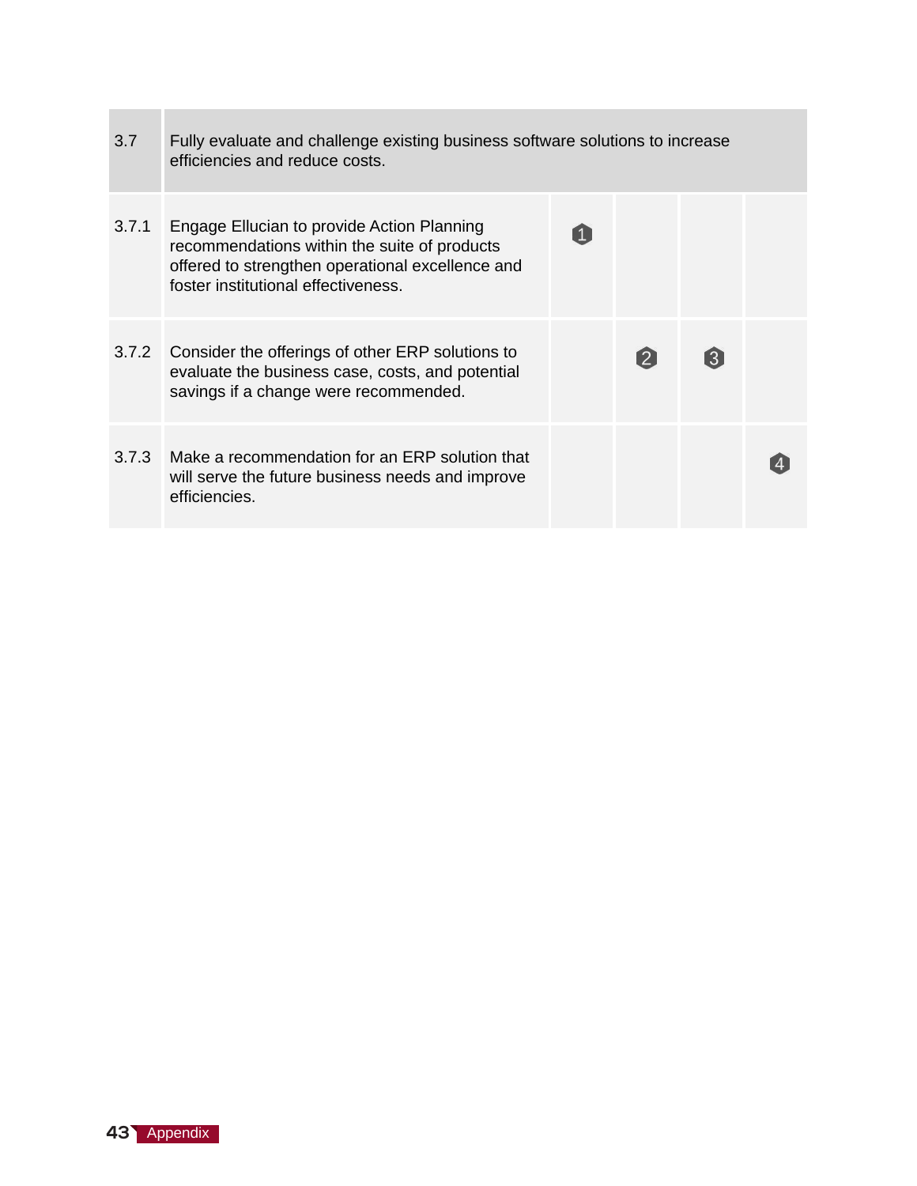| 3.7 | Fully evaluate and challenge existing business software solutions to increase efficiencies and reduce costs. | | | | |
|---|---|---|---|---|---|
| 3.7.1 | Engage Ellucian to provide Action Planning recommendations within the suite of products offered to strengthen operational excellence and foster institutional effectiveness. | 1 | | | |
| 3.7.2 | Consider the offerings of other ERP solutions to evaluate the business case, costs, and potential savings if a change were recommended. | | 2 | 3 | |
| 3.7.3 | Make a recommendation for an ERP solution that will serve the future business needs and improve efficiencies. | | | | 4 |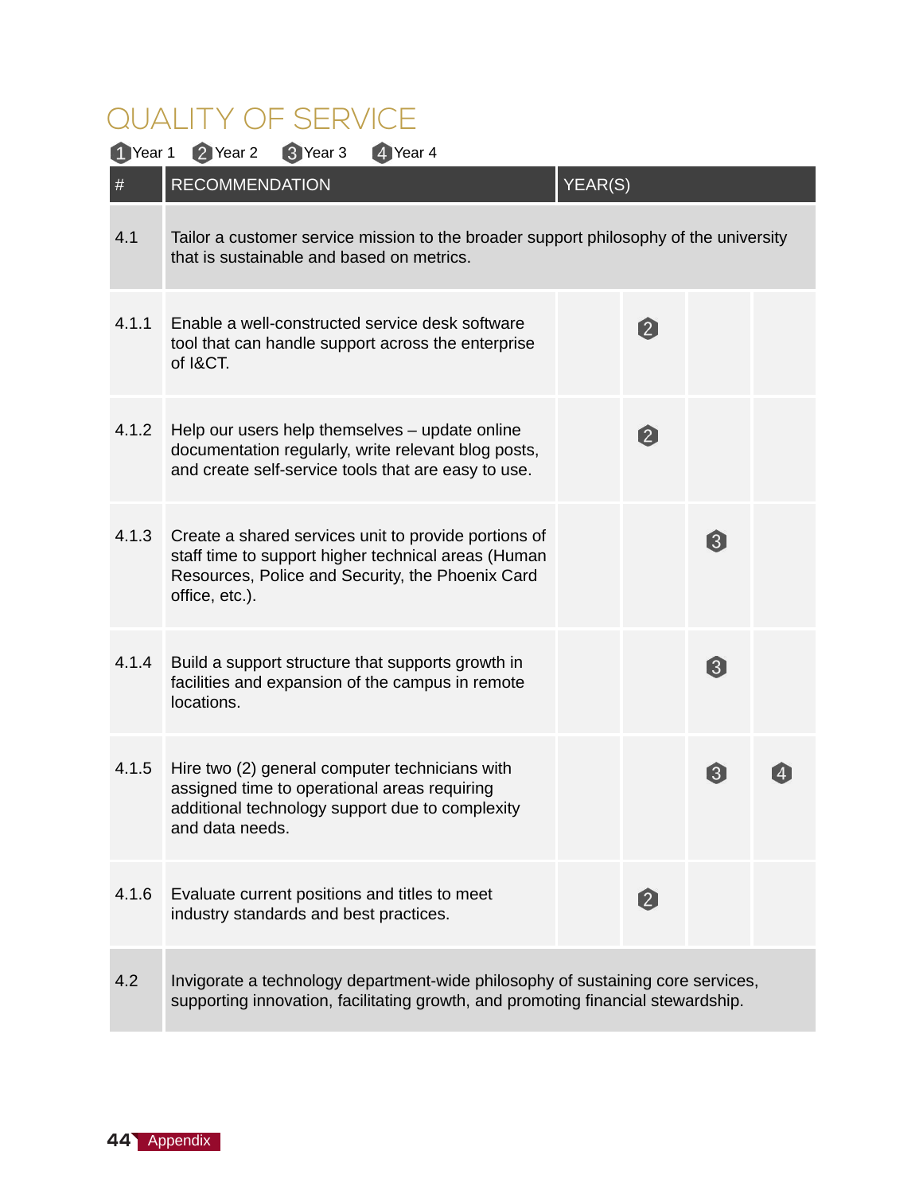## QUALITY OF SERVICE

1 Year 1 2 Year 2 3 Year 3 4 Year 4

| # | RECOMMENDATION | YEAR(S) | | | |
|---|---|---|---|---|---|
| 4.1 | Tailor a customer service mission to the broader support philosophy of the university that is sustainable and based on metrics. | | | | |
| 4.1.1 | Enable a well-constructed service desk software tool that can handle support across the enterprise of I&CT. | | 2 | | |
| 4.1.2 | Help our users help themselves – update online documentation regularly, write relevant blog posts, and create self-service tools that are easy to use. | | 2 | | |
| 4.1.3 | Create a shared services unit to provide portions of staff time to support higher technical areas (Human Resources, Police and Security, the Phoenix Card office, etc.). | | | 3 | |
| 4.1.4 | Build a support structure that supports growth in facilities and expansion of the campus in remote locations. | | | 3 | |
| 4.1.5 | Hire two (2) general computer technicians with assigned time to operational areas requiring additional technology support due to complexity and data needs. | | | 3 | 4 |
| 4.1.6 | Evaluate current positions and titles to meet industry standards and best practices. | | 2 | | |
| 4.2 | Invigorate a technology department-wide philosophy of sustaining core services, supporting innovation, facilitating growth, and promoting financial stewardship. | | | | |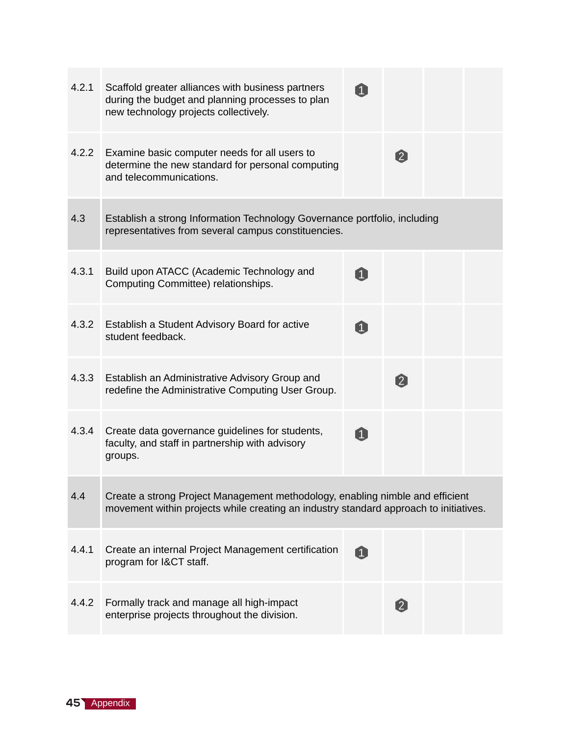| | | | | | |
|---|---|---|---|---|---|
| 4.2.1 | Scaffold greater alliances with business partners during the budget and planning processes to plan new technology projects collectively. | 1 | | | |
| 4.2.2 | Examine basic computer needs for all users to determine the new standard for personal computing and telecommunications. | | 2 | | |
| 4.3 | Establish a strong Information Technology Governance portfolio, including representatives from several campus constituencies. | | | | |
| 4.3.1 | Build upon ATACC (Academic Technology and Computing Committee) relationships. | 1 | | | |
| 4.3.2 | Establish a Student Advisory Board for active student feedback. | 1 | | | |
| 4.3.3 | Establish an Administrative Advisory Group and redefine the Administrative Computing User Group. | | 2 | | |
| 4.3.4 | Create data governance guidelines for students, faculty, and staff in partnership with advisory groups. | 1 | | | |
| 4.4 | Create a strong Project Management methodology, enabling nimble and efficient movement within projects while creating an industry standard approach to initiatives. | | | | |
| 4.4.1 | Create an internal Project Management certification program for I&CT staff. | 1 | | | |
| 4.4.2 | Formally track and manage all high-impact enterprise projects throughout the division. | | 2 | | |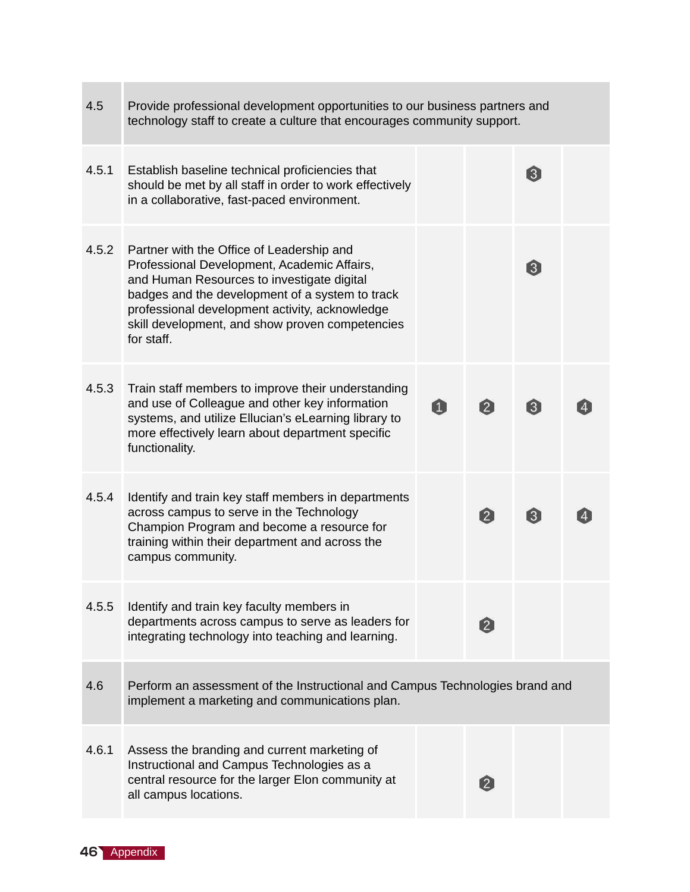| | | | | | |
|---|---|---|---|---|---|
| 4.5 | Provide professional development opportunities to our business partners and technology staff to create a culture that encourages community support. | | | | |
| 4.5.1 | Establish baseline technical proficiencies that should be met by all staff in order to work effectively in a collaborative, fast-paced environment. | | | 3 | |
| 4.5.2 | Partner with the Office of Leadership and Professional Development, Academic Affairs, and Human Resources to investigate digital badges and the development of a system to track professional development activity, acknowledge skill development, and show proven competencies for staff. | | | 3 | |
| 4.5.3 | Train staff members to improve their understanding and use of Colleague and other key information systems, and utilize Ellucian's eLearning library to more effectively learn about department specific functionality. | 1 | 2 | 3 | 4 |
| 4.5.4 | Identify and train key staff members in departments across campus to serve in the Technology Champion Program and become a resource for training within their department and across the campus community. | | 2 | 3 | 4 |
| 4.5.5 | Identify and train key faculty members in departments across campus to serve as leaders for integrating technology into teaching and learning. | | 2 | | |
| 4.6 | Perform an assessment of the Instructional and Campus Technologies brand and implement a marketing and communications plan. | | | | |
| 4.6.1 | Assess the branding and current marketing of Instructional and Campus Technologies as a central resource for the larger Elon community at all campus locations. | | 2 | | |

Appendix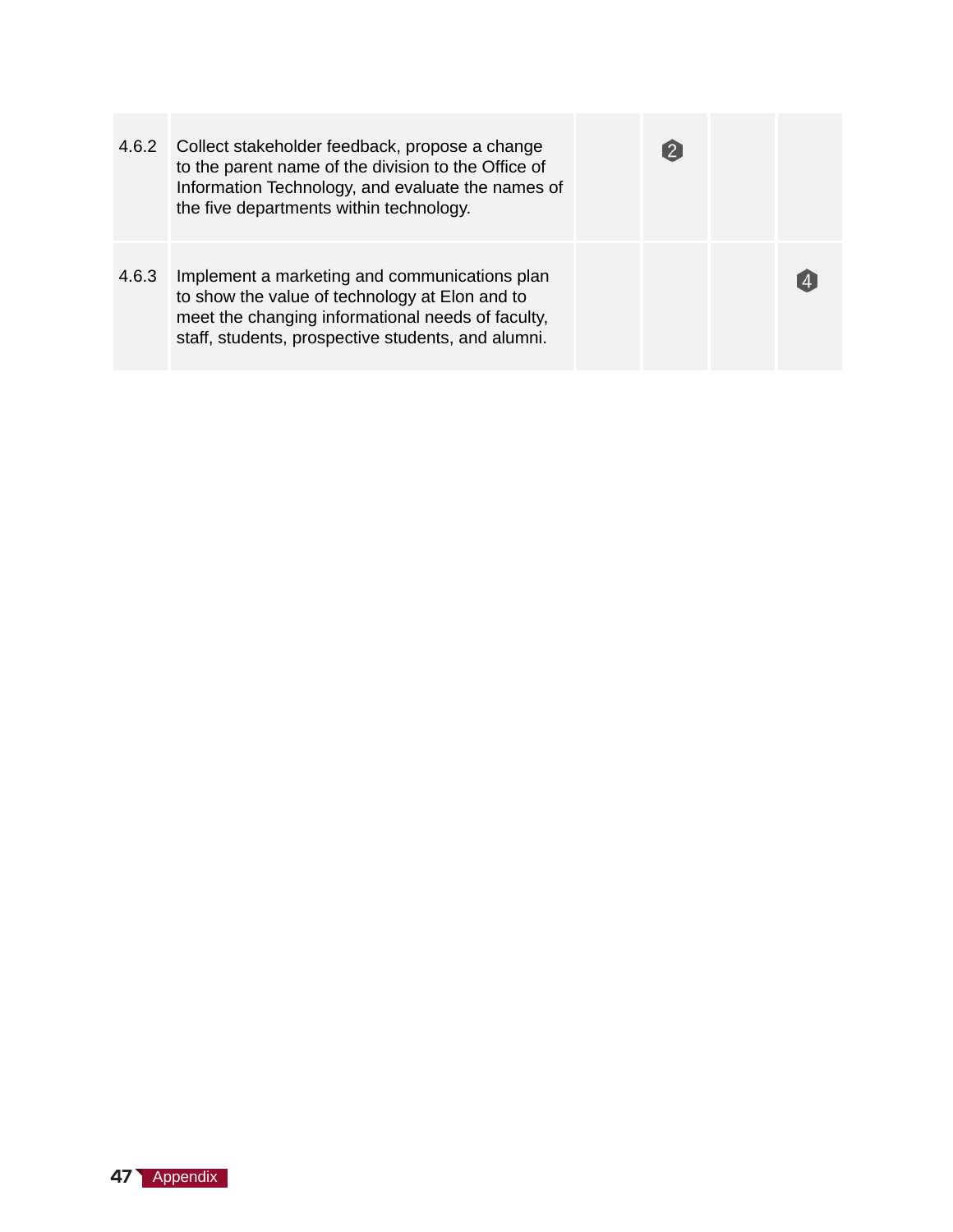| | | | | | |
|---|---|---|---|---|---|
| 4.6.2 | Collect stakeholder feedback, propose a change to the parent name of the division to the Office of Information Technology, and evaluate the names of the five departments within technology. | | 2 | | |
| 4.6.3 | Implement a marketing and communications plan to show the value of technology at Elon and to meet the changing informational needs of faculty, staff, students, prospective students, and alumni. | | | | 4 |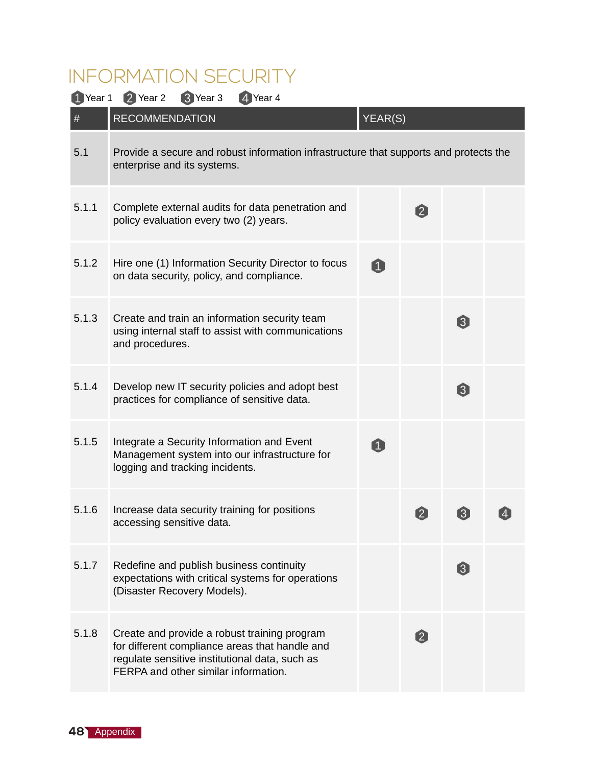# INFORMATION SECURITY

1 Year 1 2 Year 2 3 Year 3 4 Year 4

| # | RECOMMENDATION | YEAR(S) | | | |
|---|---|---|---|---|---|
| 5.1 | Provide a secure and robust information infrastructure that supports and protects the enterprise and its systems. | | | | |
| 5.1.1 | Complete external audits for data penetration and policy evaluation every two (2) years. | | 2 | | |
| 5.1.2 | Hire one (1) Information Security Director to focus on data security, policy, and compliance. | 1 | | | |
| 5.1.3 | Create and train an information security team using internal staff to assist with communications and procedures. | | | 3 | |
| 5.1.4 | Develop new IT security policies and adopt best practices for compliance of sensitive data. | | | 3 | |
| 5.1.5 | Integrate a Security Information and Event Management system into our infrastructure for logging and tracking incidents. | 1 | | | |
| 5.1.6 | Increase data security training for positions accessing sensitive data. | | 2 | 3 | 4 |
| 5.1.7 | Redefine and publish business continuity expectations with critical systems for operations (Disaster Recovery Models). | | | 3 | |
| 5.1.8 | Create and provide a robust training program for different compliance areas that handle and regulate sensitive institutional data, such as FERPA and other similar information. | | 2 | | |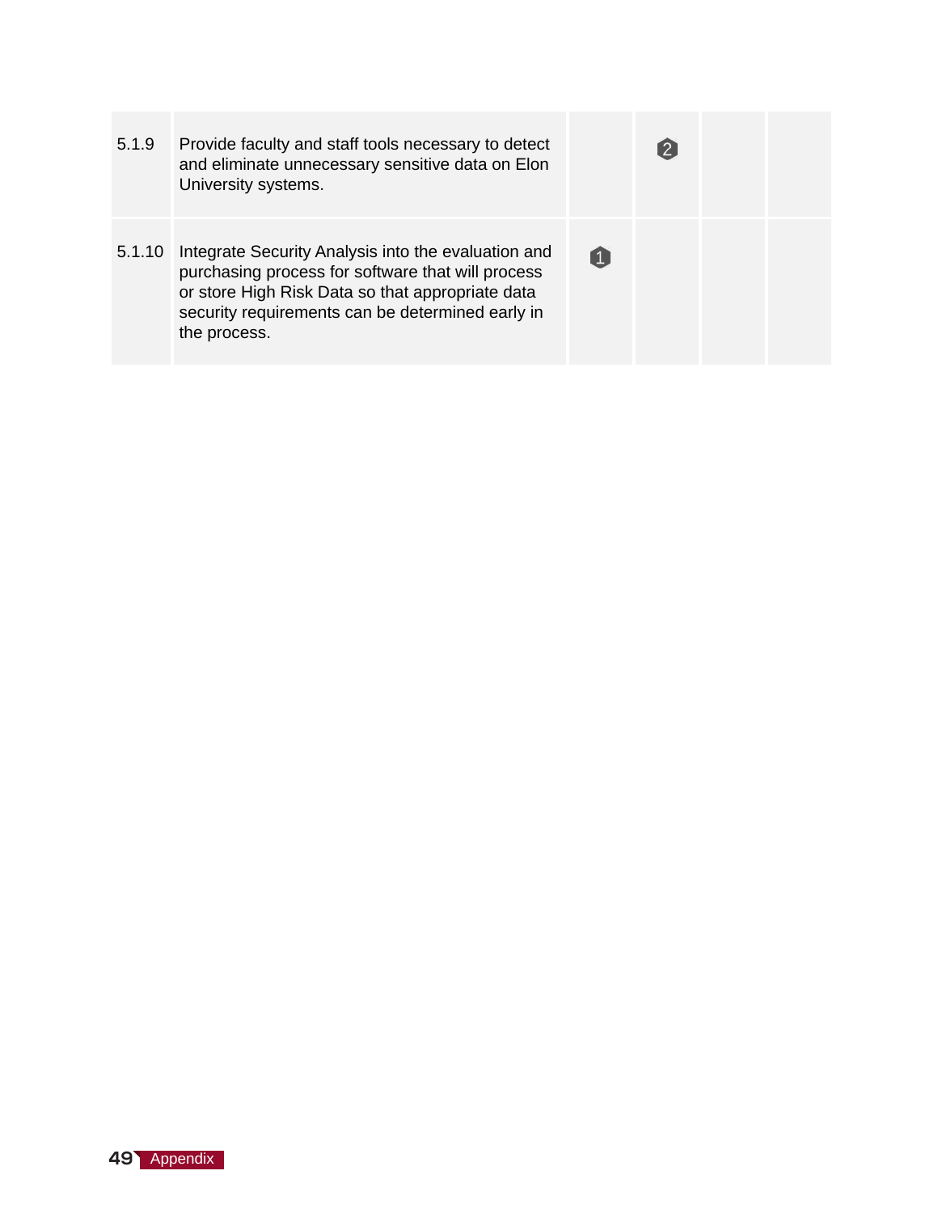| | | | | | |
|---|---|---|---|---|---|
| 5.1.9 | Provide faculty and staff tools necessary to detect and eliminate unnecessary sensitive data on Elon University systems. | | 2 | | |
| 5.1.10 | Integrate Security Analysis into the evaluation and purchasing process for software that will process or store High Risk Data so that appropriate data security requirements can be determined early in the process. | 1 | | | |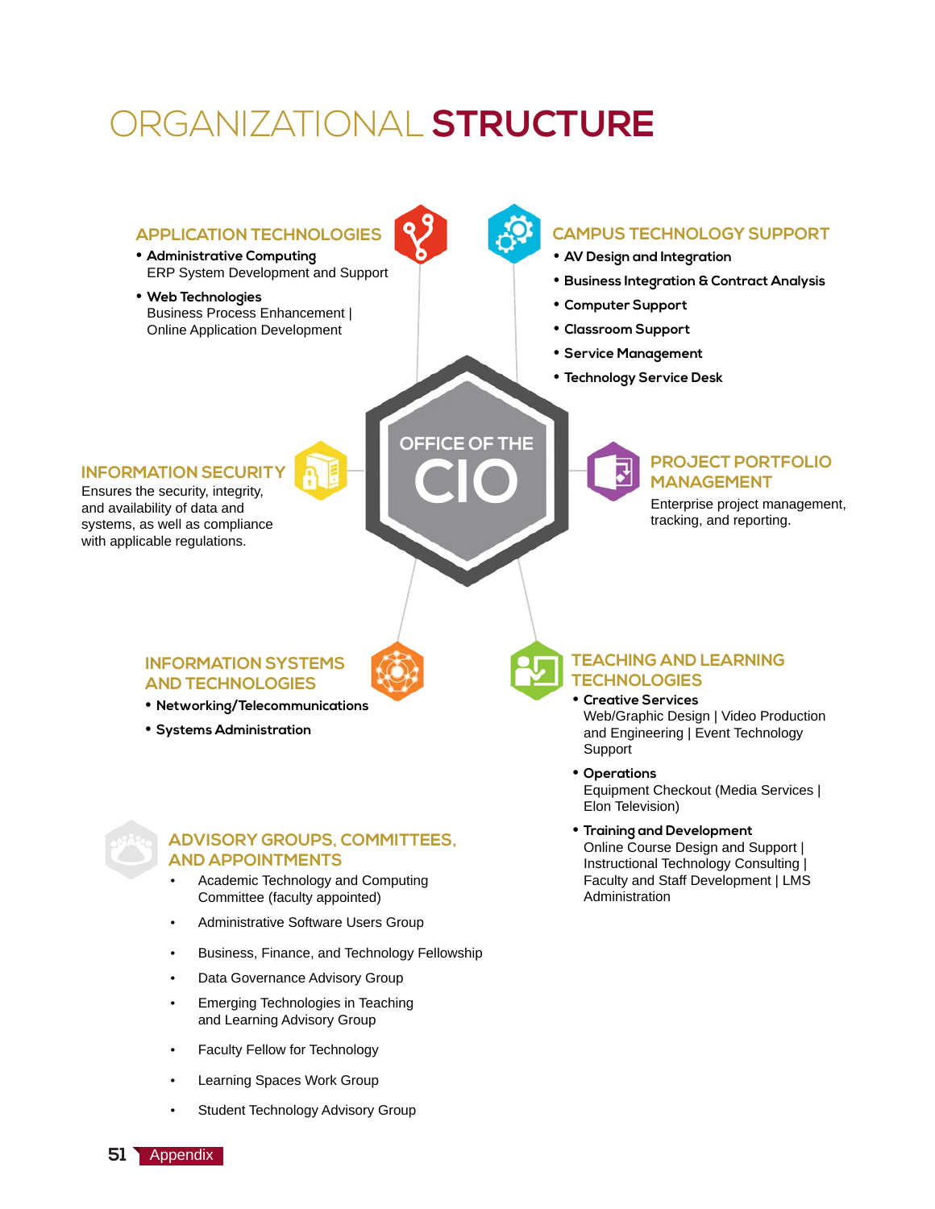# ORGANIZATIONAL **STRUCTURE**

## OFFICE OF THE CIO

## APPLICATION TECHNOLOGIES

- **Administrative Computing**
  ERP System Development and Support
- **Web Technologies**
  Business Process Enhancement | Online Application Development

## CAMPUS TECHNOLOGY SUPPORT

- **AV Design and Integration**
- **Business Integration & Contract Analysis**
- **Computer Support**
- **Classroom Support**
- **Service Management**
- **Technology Service Desk**

## INFORMATION SECURITY

Ensures the security, integrity, and availability of data and systems, as well as compliance with applicable regulations.

## PROJECT PORTFOLIO MANAGEMENT

Enterprise project management, tracking, and reporting.

## INFORMATION SYSTEMS AND TECHNOLOGIES

- **Networking/Telecommunications**
- **Systems Administration**

## TEACHING AND LEARNING TECHNOLOGIES

- **Creative Services**
  Web/Graphic Design | Video Production and Engineering | Event Technology Support
- **Operations**
  Equipment Checkout (Media Services | Elon Television)
- **Training and Development**
  Online Course Design and Support | Instructional Technology Consulting | Faculty and Staff Development | LMS Administration

## ADVISORY GROUPS, COMMITTEES, AND APPOINTMENTS

- Academic Technology and Computing Committee (faculty appointed)
- Administrative Software Users Group
- Business, Finance, and Technology Fellowship
- Data Governance Advisory Group
- Emerging Technologies in Teaching and Learning Advisory Group
- Faculty Fellow for Technology
- Learning Spaces Work Group
- Student Technology Advisory Group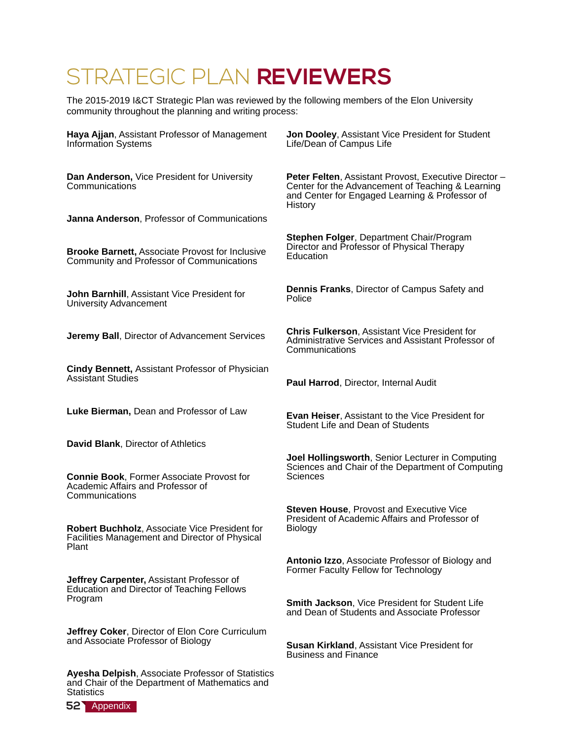# STRATEGIC PLAN **REVIEWERS**

The 2015-2019 I&CT Strategic Plan was reviewed by the following members of the Elon University community throughout the planning and writing process:

**Haya Ajjan**, Assistant Professor of Management Information Systems

**Dan Anderson,** Vice President for University Communications

**Janna Anderson**, Professor of Communications

**Brooke Barnett,** Associate Provost for Inclusive Community and Professor of Communications

**John Barnhill**, Assistant Vice President for University Advancement

**Jeremy Ball**, Director of Advancement Services

**Cindy Bennett,** Assistant Professor of Physician Assistant Studies

**Luke Bierman,** Dean and Professor of Law

**David Blank**, Director of Athletics

**Connie Book**, Former Associate Provost for Academic Affairs and Professor of Communications

**Robert Buchholz**, Associate Vice President for Facilities Management and Director of Physical Plant

**Jeffrey Carpenter,** Assistant Professor of Education and Director of Teaching Fellows Program

**Jeffrey Coker**, Director of Elon Core Curriculum and Associate Professor of Biology

**Ayesha Delpish**, Associate Professor of Statistics and Chair of the Department of Mathematics and Statistics

**Jon Dooley**, Assistant Vice President for Student Life/Dean of Campus Life

**Peter Felten**, Assistant Provost, Executive Director – Center for the Advancement of Teaching & Learning and Center for Engaged Learning & Professor of History

**Stephen Folger**, Department Chair/Program Director and Professor of Physical Therapy Education

**Dennis Franks**, Director of Campus Safety and Police

**Chris Fulkerson**, Assistant Vice President for Administrative Services and Assistant Professor of Communications

**Paul Harrod**, Director, Internal Audit

**Evan Heiser**, Assistant to the Vice President for Student Life and Dean of Students

**Joel Hollingsworth**, Senior Lecturer in Computing Sciences and Chair of the Department of Computing Sciences

**Steven House**, Provost and Executive Vice President of Academic Affairs and Professor of Biology

**Antonio Izzo**, Associate Professor of Biology and Former Faculty Fellow for Technology

**Smith Jackson**, Vice President for Student Life and Dean of Students and Associate Professor

**Susan Kirkland**, Assistant Vice President for Business and Finance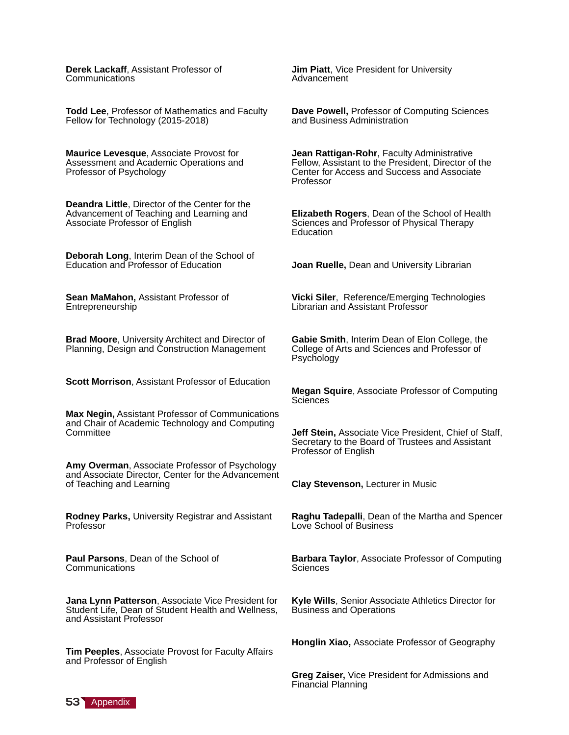**Derek Lackaff**, Assistant Professor of Communications

**Todd Lee**, Professor of Mathematics and Faculty Fellow for Technology (2015-2018)

**Maurice Levesque**, Associate Provost for Assessment and Academic Operations and Professor of Psychology

**Deandra Little**, Director of the Center for the Advancement of Teaching and Learning and Associate Professor of English

**Deborah Long**, Interim Dean of the School of Education and Professor of Education

**Sean MaMahon,** Assistant Professor of Entrepreneurship

**Brad Moore**, University Architect and Director of Planning, Design and Construction Management

**Scott Morrison**, Assistant Professor of Education

**Max Negin,** Assistant Professor of Communications and Chair of Academic Technology and Computing Committee

**Amy Overman**, Associate Professor of Psychology and Associate Director, Center for the Advancement of Teaching and Learning

**Rodney Parks,** University Registrar and Assistant Professor

**Paul Parsons**, Dean of the School of Communications

**Jana Lynn Patterson**, Associate Vice President for Student Life, Dean of Student Health and Wellness, and Assistant Professor

**Tim Peeples**, Associate Provost for Faculty Affairs and Professor of English

**Jim Piatt**, Vice President for University Advancement

**Dave Powell,** Professor of Computing Sciences and Business Administration

**Jean Rattigan-Rohr**, Faculty Administrative Fellow, Assistant to the President, Director of the Center for Access and Success and Associate Professor

**Elizabeth Rogers**, Dean of the School of Health Sciences and Professor of Physical Therapy Education

**Joan Ruelle,** Dean and University Librarian

**Vicki Siler**, Reference/Emerging Technologies Librarian and Assistant Professor

**Gabie Smith**, Interim Dean of Elon College, the College of Arts and Sciences and Professor of Psychology

**Megan Squire**, Associate Professor of Computing Sciences

**Jeff Stein,** Associate Vice President, Chief of Staff, Secretary to the Board of Trustees and Assistant Professor of English

**Clay Stevenson,** Lecturer in Music

**Raghu Tadepalli**, Dean of the Martha and Spencer Love School of Business

**Barbara Taylor**, Associate Professor of Computing Sciences

**Kyle Wills**, Senior Associate Athletics Director for Business and Operations

**Honglin Xiao,** Associate Professor of Geography

**Greg Zaiser,** Vice President for Admissions and Financial Planning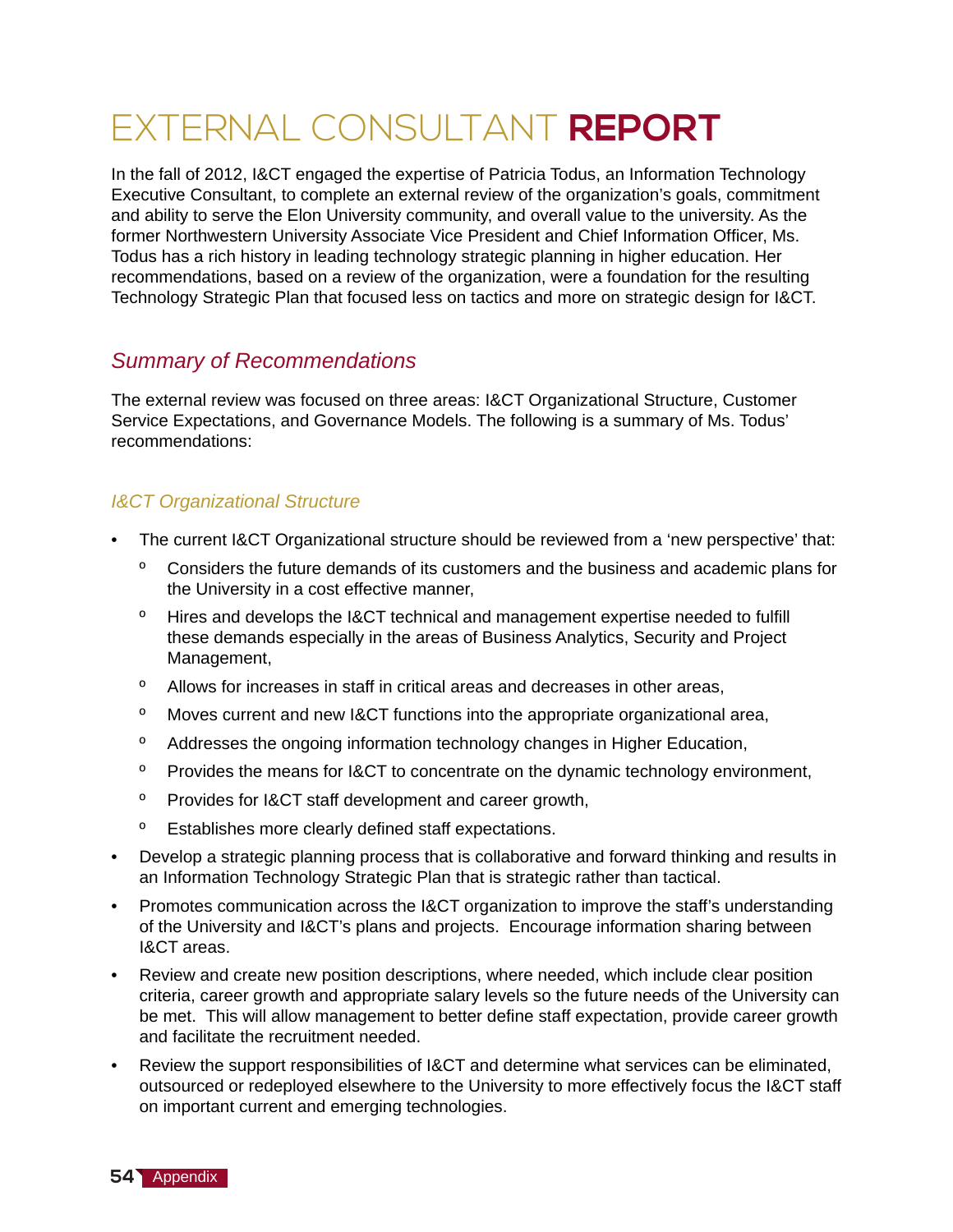# EXTERNAL CONSULTANT **REPORT**

In the fall of 2012, I&CT engaged the expertise of Patricia Todus, an Information Technology Executive Consultant, to complete an external review of the organization's goals, commitment and ability to serve the Elon University community, and overall value to the university. As the former Northwestern University Associate Vice President and Chief Information Officer, Ms. Todus has a rich history in leading technology strategic planning in higher education. Her recommendations, based on a review of the organization, were a foundation for the resulting Technology Strategic Plan that focused less on tactics and more on strategic design for I&CT.

## *Summary of Recommendations*

The external review was focused on three areas: I&CT Organizational Structure, Customer Service Expectations, and Governance Models. The following is a summary of Ms. Todus' recommendations:

### *I&CT Organizational Structure*

- The current I&CT Organizational structure should be reviewed from a 'new perspective' that:
  - Considers the future demands of its customers and the business and academic plans for the University in a cost effective manner,
  - Hires and develops the I&CT technical and management expertise needed to fulfill these demands especially in the areas of Business Analytics, Security and Project Management,
  - Allows for increases in staff in critical areas and decreases in other areas,
  - Moves current and new I&CT functions into the appropriate organizational area,
  - Addresses the ongoing information technology changes in Higher Education,
  - Provides the means for I&CT to concentrate on the dynamic technology environment,
  - Provides for I&CT staff development and career growth,
  - Establishes more clearly defined staff expectations.
- Develop a strategic planning process that is collaborative and forward thinking and results in an Information Technology Strategic Plan that is strategic rather than tactical.
- Promotes communication across the I&CT organization to improve the staff's understanding of the University and I&CT's plans and projects. Encourage information sharing between I&CT areas.
- Review and create new position descriptions, where needed, which include clear position criteria, career growth and appropriate salary levels so the future needs of the University can be met. This will allow management to better define staff expectation, provide career growth and facilitate the recruitment needed.
- Review the support responsibilities of I&CT and determine what services can be eliminated, outsourced or redeployed elsewhere to the University to more effectively focus the I&CT staff on important current and emerging technologies.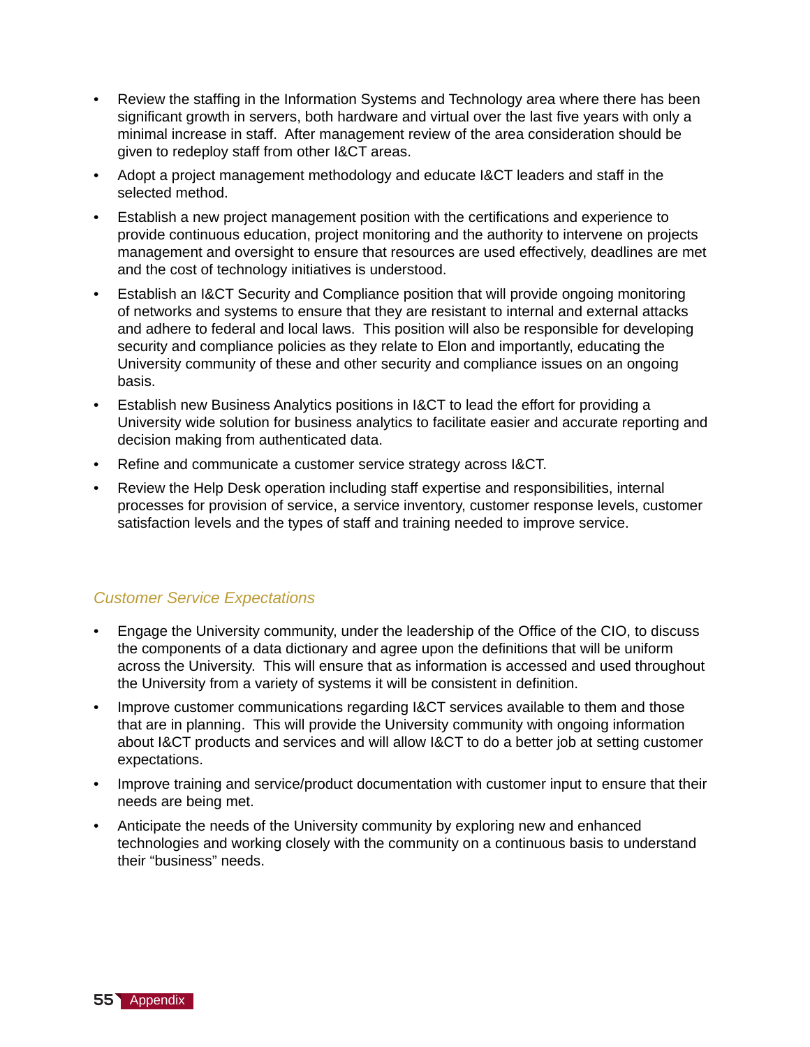- Review the staffing in the Information Systems and Technology area where there has been significant growth in servers, both hardware and virtual over the last five years with only a minimal increase in staff. After management review of the area consideration should be given to redeploy staff from other I&CT areas.
- Adopt a project management methodology and educate I&CT leaders and staff in the selected method.
- Establish a new project management position with the certifications and experience to provide continuous education, project monitoring and the authority to intervene on projects management and oversight to ensure that resources are used effectively, deadlines are met and the cost of technology initiatives is understood.
- Establish an I&CT Security and Compliance position that will provide ongoing monitoring of networks and systems to ensure that they are resistant to internal and external attacks and adhere to federal and local laws. This position will also be responsible for developing security and compliance policies as they relate to Elon and importantly, educating the University community of these and other security and compliance issues on an ongoing basis.
- Establish new Business Analytics positions in I&CT to lead the effort for providing a University wide solution for business analytics to facilitate easier and accurate reporting and decision making from authenticated data.
- Refine and communicate a customer service strategy across I&CT.
- Review the Help Desk operation including staff expertise and responsibilities, internal processes for provision of service, a service inventory, customer response levels, customer satisfaction levels and the types of staff and training needed to improve service.

### *Customer Service Expectations*

- Engage the University community, under the leadership of the Office of the CIO, to discuss the components of a data dictionary and agree upon the definitions that will be uniform across the University. This will ensure that as information is accessed and used throughout the University from a variety of systems it will be consistent in definition.
- Improve customer communications regarding I&CT services available to them and those that are in planning. This will provide the University community with ongoing information about I&CT products and services and will allow I&CT to do a better job at setting customer expectations.
- Improve training and service/product documentation with customer input to ensure that their needs are being met.
- Anticipate the needs of the University community by exploring new and enhanced technologies and working closely with the community on a continuous basis to understand their "business" needs.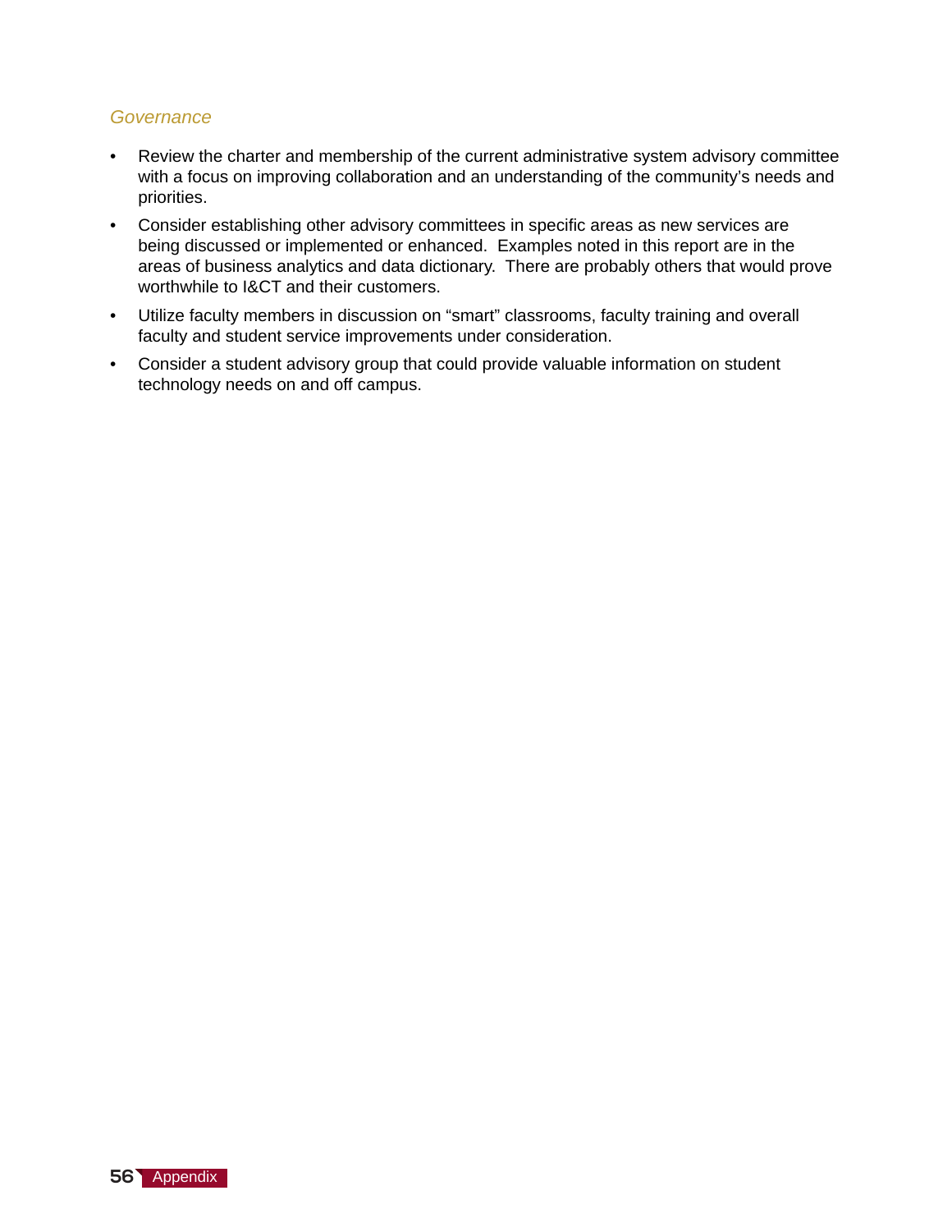### *Governance*

- Review the charter and membership of the current administrative system advisory committee with a focus on improving collaboration and an understanding of the community's needs and priorities.
- Consider establishing other advisory committees in specific areas as new services are being discussed or implemented or enhanced. Examples noted in this report are in the areas of business analytics and data dictionary. There are probably others that would prove worthwhile to I&CT and their customers.
- Utilize faculty members in discussion on "smart" classrooms, faculty training and overall faculty and student service improvements under consideration.
- Consider a student advisory group that could provide valuable information on student technology needs on and off campus.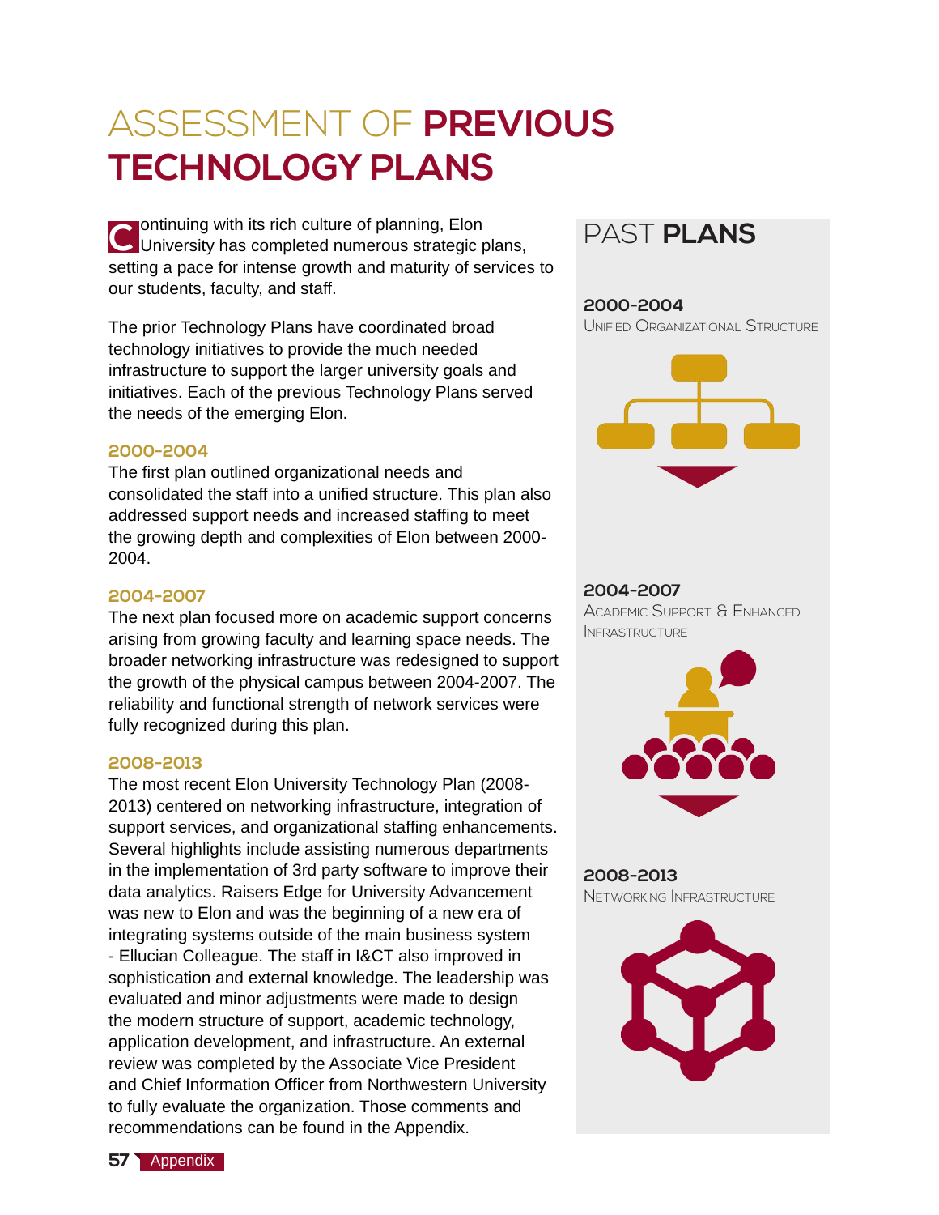# ASSESSMENT OF **PREVIOUS TECHNOLOGY PLANS**

Continuing with its rich culture of planning, Elon University has completed numerous strategic plans, setting a pace for intense growth and maturity of services to our students, faculty, and staff.

The prior Technology Plans have coordinated broad technology initiatives to provide the much needed infrastructure to support the larger university goals and initiatives. Each of the previous Technology Plans served the needs of the emerging Elon.

### 2000-2004

The first plan outlined organizational needs and consolidated the staff into a unified structure. This plan also addressed support needs and increased staffing to meet the growing depth and complexities of Elon between 2000-2004.

### 2004-2007

The next plan focused more on academic support concerns arising from growing faculty and learning space needs. The broader networking infrastructure was redesigned to support the growth of the physical campus between 2004-2007. The reliability and functional strength of network services were fully recognized during this plan.

### 2008-2013

The most recent Elon University Technology Plan (2008-2013) centered on networking infrastructure, integration of support services, and organizational staffing enhancements. Several highlights include assisting numerous departments in the implementation of 3rd party software to improve their data analytics. Raisers Edge for University Advancement was new to Elon and was the beginning of a new era of integrating systems outside of the main business system - Ellucian Colleague. The staff in I&CT also improved in sophistication and external knowledge. The leadership was evaluated and minor adjustments were made to design the modern structure of support, academic technology, application development, and infrastructure. An external review was completed by the Associate Vice President and Chief Information Officer from Northwestern University to fully evaluate the organization. Those comments and recommendations can be found in the Appendix.

## PAST **PLANS**

**2000-2004**
Unified Organizational Structure

**2004-2007**
Academic Support & Enhanced Infrastructure

**2008-2013**
Networking Infrastructure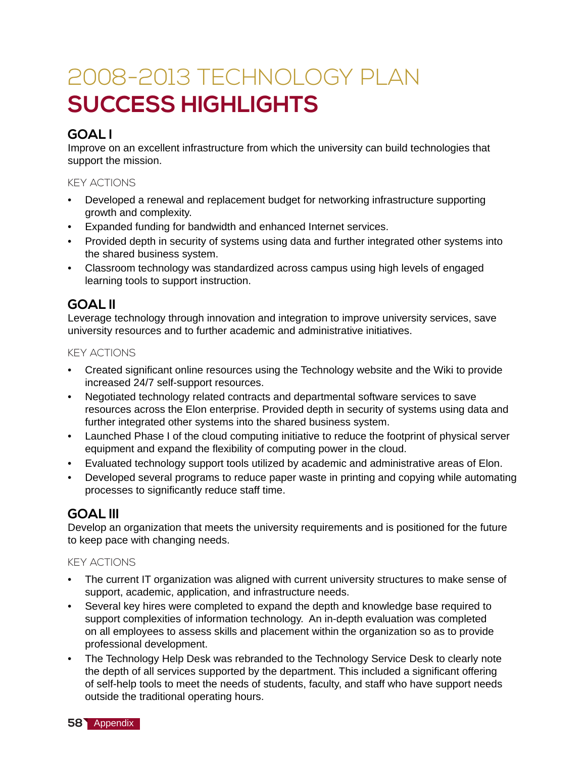# 2008-2013 TECHNOLOGY PLAN
# SUCCESS HIGHLIGHTS

## GOAL I

Improve on an excellent infrastructure from which the university can build technologies that support the mission.

### KEY ACTIONS

- Developed a renewal and replacement budget for networking infrastructure supporting growth and complexity.
- Expanded funding for bandwidth and enhanced Internet services.
- Provided depth in security of systems using data and further integrated other systems into the shared business system.
- Classroom technology was standardized across campus using high levels of engaged learning tools to support instruction.

## GOAL II

Leverage technology through innovation and integration to improve university services, save university resources and to further academic and administrative initiatives.

### KEY ACTIONS

- Created significant online resources using the Technology website and the Wiki to provide increased 24/7 self-support resources.
- Negotiated technology related contracts and departmental software services to save resources across the Elon enterprise. Provided depth in security of systems using data and further integrated other systems into the shared business system.
- Launched Phase I of the cloud computing initiative to reduce the footprint of physical server equipment and expand the flexibility of computing power in the cloud.
- Evaluated technology support tools utilized by academic and administrative areas of Elon.
- Developed several programs to reduce paper waste in printing and copying while automating processes to significantly reduce staff time.

## GOAL III

Develop an organization that meets the university requirements and is positioned for the future to keep pace with changing needs.

### KEY ACTIONS

- The current IT organization was aligned with current university structures to make sense of support, academic, application, and infrastructure needs.
- Several key hires were completed to expand the depth and knowledge base required to support complexities of information technology. An in-depth evaluation was completed on all employees to assess skills and placement within the organization so as to provide professional development.
- The Technology Help Desk was rebranded to the Technology Service Desk to clearly note the depth of all services supported by the department. This included a significant offering of self-help tools to meet the needs of students, faculty, and staff who have support needs outside the traditional operating hours.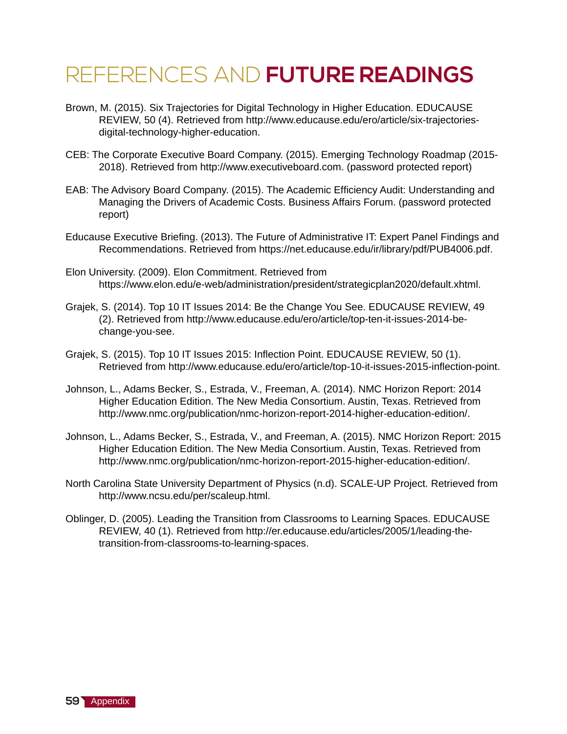# REFERENCES AND FUTURE READINGS

Brown, M. (2015). Six Trajectories for Digital Technology in Higher Education. EDUCAUSE REVIEW, 50 (4). Retrieved from http://www.educause.edu/ero/article/six-trajectories-digital-technology-higher-education.

CEB: The Corporate Executive Board Company. (2015). Emerging Technology Roadmap (2015-2018). Retrieved from http://www.executiveboard.com. (password protected report)

EAB: The Advisory Board Company. (2015). The Academic Efficiency Audit: Understanding and Managing the Drivers of Academic Costs. Business Affairs Forum. (password protected report)

Educause Executive Briefing. (2013). The Future of Administrative IT: Expert Panel Findings and Recommendations. Retrieved from https://net.educause.edu/ir/library/pdf/PUB4006.pdf.

Elon University. (2009). Elon Commitment. Retrieved from https://www.elon.edu/e-web/administration/president/strategicplan2020/default.xhtml.

Grajek, S. (2014). Top 10 IT Issues 2014: Be the Change You See. EDUCAUSE REVIEW, 49 (2). Retrieved from http://www.educause.edu/ero/article/top-ten-it-issues-2014-be-change-you-see.

Grajek, S. (2015). Top 10 IT Issues 2015: Inflection Point. EDUCAUSE REVIEW, 50 (1). Retrieved from http://www.educause.edu/ero/article/top-10-it-issues-2015-inflection-point.

Johnson, L., Adams Becker, S., Estrada, V., Freeman, A. (2014). NMC Horizon Report: 2014 Higher Education Edition. The New Media Consortium. Austin, Texas. Retrieved from http://www.nmc.org/publication/nmc-horizon-report-2014-higher-education-edition/.

Johnson, L., Adams Becker, S., Estrada, V., and Freeman, A. (2015). NMC Horizon Report: 2015 Higher Education Edition. The New Media Consortium. Austin, Texas. Retrieved from http://www.nmc.org/publication/nmc-horizon-report-2015-higher-education-edition/.

North Carolina State University Department of Physics (n.d). SCALE-UP Project. Retrieved from http://www.ncsu.edu/per/scaleup.html.

Oblinger, D. (2005). Leading the Transition from Classrooms to Learning Spaces. EDUCAUSE REVIEW, 40 (1). Retrieved from http://er.educause.edu/articles/2005/1/leading-the-transition-from-classrooms-to-learning-spaces.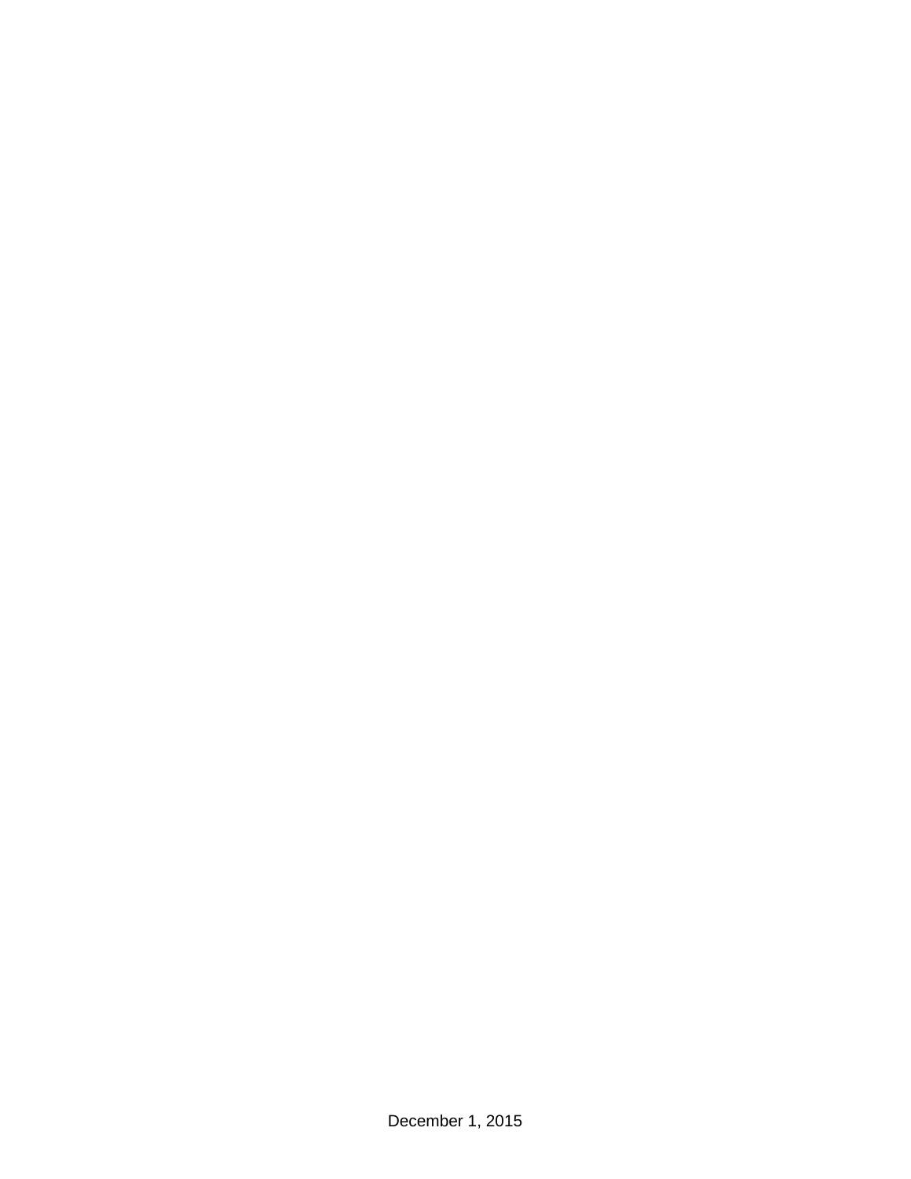December 1, 2015